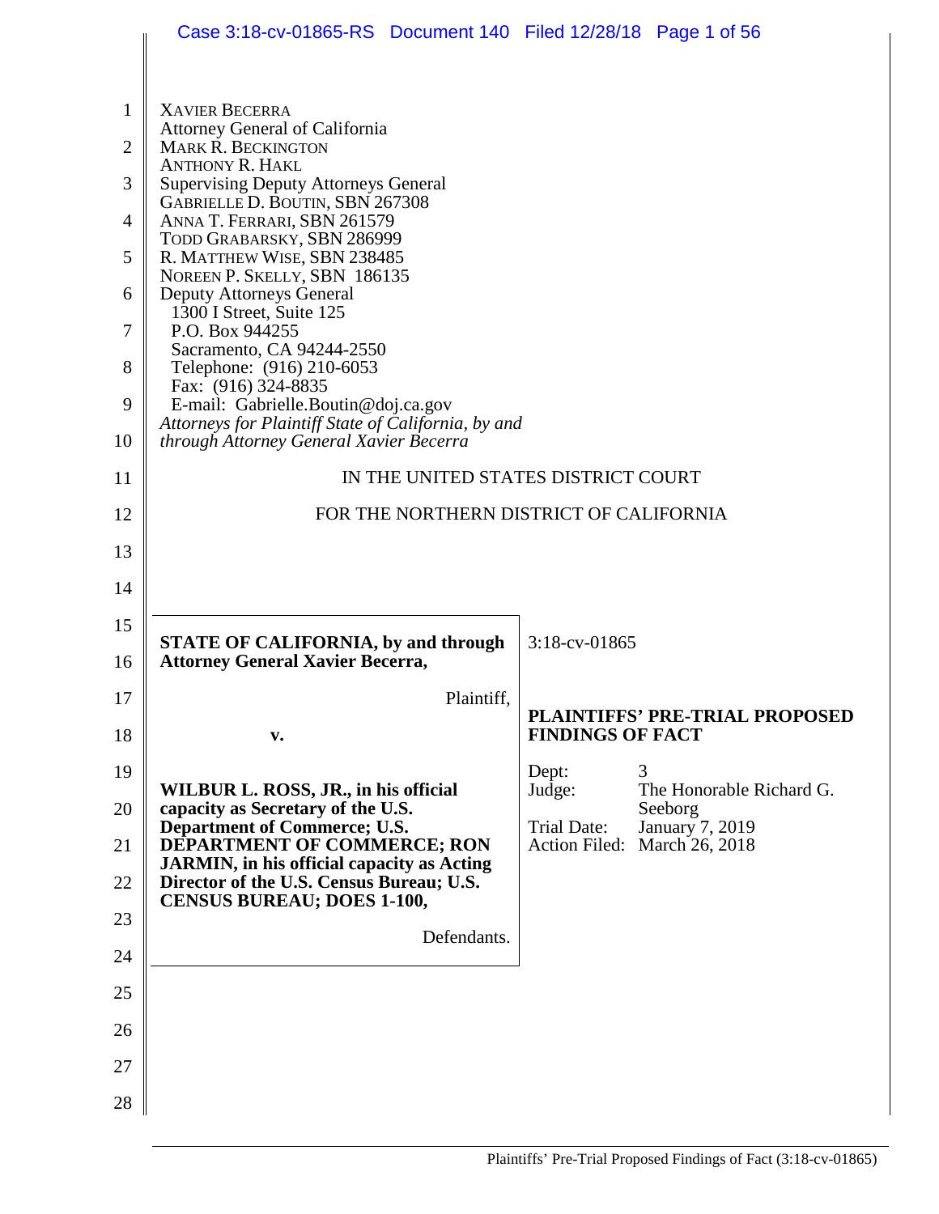XAVIER BECERRA
Attorney General of California
MARK R. BECKINGTON
ANTHONY R. HAKL
Supervising Deputy Attorneys General
GABRIELLE D. BOUTIN, SBN 267308
ANNA T. FERRARI, SBN 261579
TODD GRABARSKY, SBN 286999
R. MATTHEW WISE, SBN 238485
NOREEN P. SKELLY, SBN 186135
Deputy Attorneys General
1300 I Street, Suite 125
P.O. Box 944255
Sacramento, CA 94244-2550
Telephone: (916) 210-6053
Fax: (916) 324-8835
E-mail: Gabrielle.Boutin@doj.ca.gov
*Attorneys for Plaintiff State of California, by and through Attorney General Xavier Becerra*

IN THE UNITED STATES DISTRICT COURT

FOR THE NORTHERN DISTRICT OF CALIFORNIA

**STATE OF CALIFORNIA, by and through Attorney General Xavier Becerra,**

Plaintiff,

**v.**

**WILBUR L. ROSS, JR., in his official capacity as Secretary of the U.S. Department of Commerce; U.S. DEPARTMENT OF COMMERCE; RON JARMIN, in his official capacity as Acting Director of the U.S. Census Bureau; U.S. CENSUS BUREAU; DOES 1-100,**

Defendants.

3:18-cv-01865

**PLAINTIFFS' PRE-TRIAL PROPOSED FINDINGS OF FACT**

Dept: 3
Judge: The Honorable Richard G. Seeborg
Trial Date: January 7, 2019
Action Filed: March 26, 2018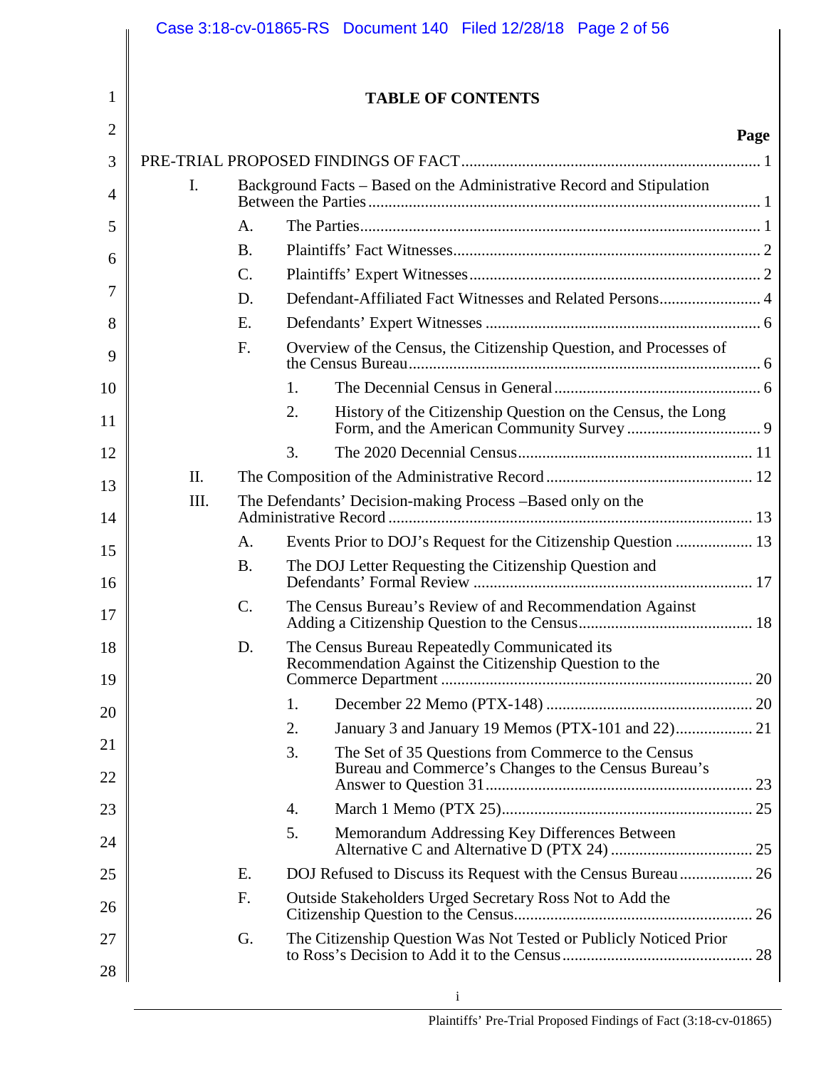# TABLE OF CONTENTS

**Page**

PRE-TRIAL PROPOSED FINDINGS OF FACT ........ 1

- I. Background Facts – Based on the Administrative Record and Stipulation Between the Parties ........ 1
  - A. The Parties ........ 1
  - B. Plaintiffs' Fact Witnesses ........ 2
  - C. Plaintiffs' Expert Witnesses ........ 2
  - D. Defendant-Affiliated Fact Witnesses and Related Persons ........ 4
  - E. Defendants' Expert Witnesses ........ 6
  - F. Overview of the Census, the Citizenship Question, and Processes of the Census Bureau ........ 6
    - 1. The Decennial Census in General ........ 6
    - 2. History of the Citizenship Question on the Census, the Long Form, and the American Community Survey ........ 9
    - 3. The 2020 Decennial Census ........ 11
- II. The Composition of the Administrative Record ........ 12
- III. The Defendants' Decision-making Process –Based only on the Administrative Record ........ 13
  - A. Events Prior to DOJ's Request for the Citizenship Question ........ 13
  - B. The DOJ Letter Requesting the Citizenship Question and Defendants' Formal Review ........ 17
  - C. The Census Bureau's Review of and Recommendation Against Adding a Citizenship Question to the Census ........ 18
  - D. The Census Bureau Repeatedly Communicated its Recommendation Against the Citizenship Question to the Commerce Department ........ 20
    - 1. December 22 Memo (PTX-148) ........ 20
    - 2. January 3 and January 19 Memos (PTX-101 and 22) ........ 21
    - 3. The Set of 35 Questions from Commerce to the Census Bureau and Commerce's Changes to the Census Bureau's Answer to Question 31 ........ 23
    - 4. March 1 Memo (PTX 25) ........ 25
    - 5. Memorandum Addressing Key Differences Between Alternative C and Alternative D (PTX 24) ........ 25
  - E. DOJ Refused to Discuss its Request with the Census Bureau ........ 26
  - F. Outside Stakeholders Urged Secretary Ross Not to Add the Citizenship Question to the Census ........ 26
  - G. The Citizenship Question Was Not Tested or Publicly Noticed Prior to Ross's Decision to Add it to the Census ........ 28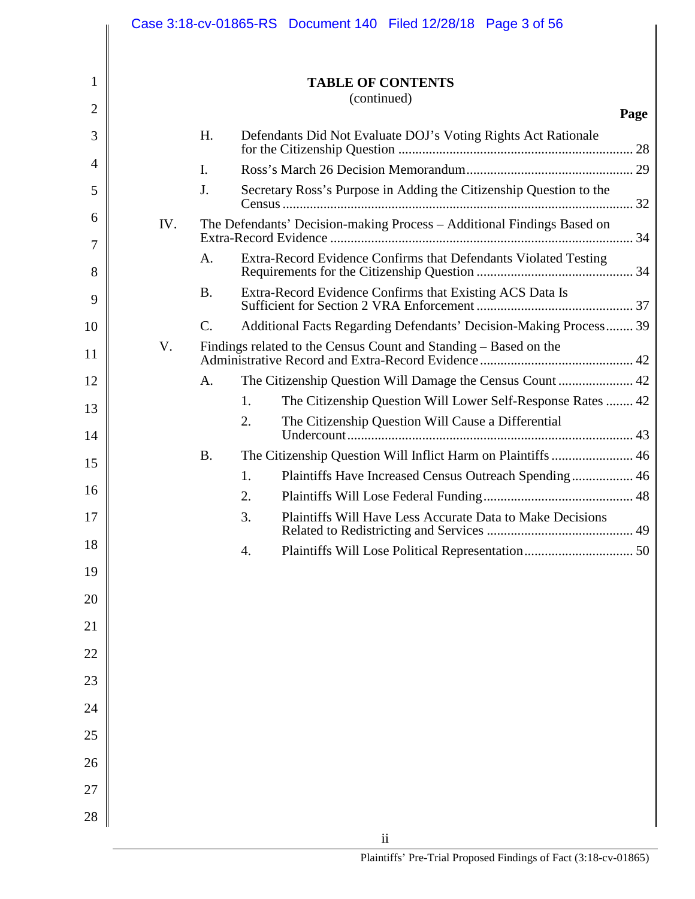**TABLE OF CONTENTS**
(continued)

| | | | Page |
|---|---|---|---|
| | H. | Defendants Did Not Evaluate DOJ's Voting Rights Act Rationale for the Citizenship Question | 28 |
| | I. | Ross's March 26 Decision Memorandum | 29 |
| | J. | Secretary Ross's Purpose in Adding the Citizenship Question to the Census | 32 |
| IV. | | The Defendants' Decision-making Process – Additional Findings Based on Extra-Record Evidence | 34 |
| | A. | Extra-Record Evidence Confirms that Defendants Violated Testing Requirements for the Citizenship Question | 34 |
| | B. | Extra-Record Evidence Confirms that Existing ACS Data Is Sufficient for Section 2 VRA Enforcement | 37 |
| | C. | Additional Facts Regarding Defendants' Decision-Making Process | 39 |
| V. | | Findings related to the Census Count and Standing – Based on the Administrative Record and Extra-Record Evidence | 42 |
| | A. | The Citizenship Question Will Damage the Census Count | 42 |
| | | 1. The Citizenship Question Will Lower Self-Response Rates | 42 |
| | | 2. The Citizenship Question Will Cause a Differential Undercount | 43 |
| | B. | The Citizenship Question Will Inflict Harm on Plaintiffs | 46 |
| | | 1. Plaintiffs Have Increased Census Outreach Spending | 46 |
| | | 2. Plaintiffs Will Lose Federal Funding | 48 |
| | | 3. Plaintiffs Will Have Less Accurate Data to Make Decisions Related to Redistricting and Services | 49 |
| | | 4. Plaintiffs Will Lose Political Representation | 50 |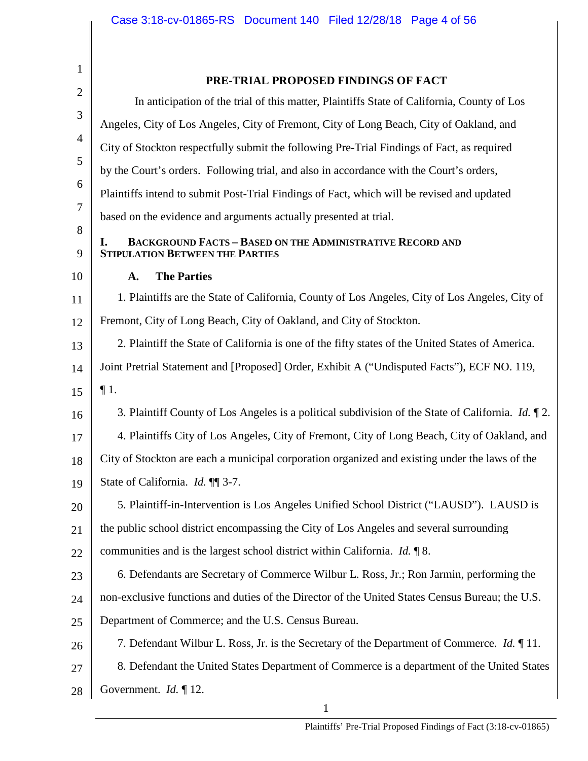# PRE-TRIAL PROPOSED FINDINGS OF FACT

In anticipation of the trial of this matter, Plaintiffs State of California, County of Los Angeles, City of Los Angeles, City of Fremont, City of Long Beach, City of Oakland, and City of Stockton respectfully submit the following Pre-Trial Findings of Fact, as required by the Court's orders. Following trial, and also in accordance with the Court's orders, Plaintiffs intend to submit Post-Trial Findings of Fact, which will be revised and updated based on the evidence and arguments actually presented at trial.

## I. BACKGROUND FACTS – BASED ON THE ADMINISTRATIVE RECORD AND STIPULATION BETWEEN THE PARTIES

### A. The Parties

1. Plaintiffs are the State of California, County of Los Angeles, City of Los Angeles, City of Fremont, City of Long Beach, City of Oakland, and City of Stockton.

2. Plaintiff the State of California is one of the fifty states of the United States of America. Joint Pretrial Statement and [Proposed] Order, Exhibit A ("Undisputed Facts"), ECF NO. 119, ¶ 1.

3. Plaintiff County of Los Angeles is a political subdivision of the State of California. *Id.* ¶ 2.

4. Plaintiffs City of Los Angeles, City of Fremont, City of Long Beach, City of Oakland, and City of Stockton are each a municipal corporation organized and existing under the laws of the State of California. *Id.* ¶¶ 3-7.

5. Plaintiff-in-Intervention is Los Angeles Unified School District ("LAUSD"). LAUSD is the public school district encompassing the City of Los Angeles and several surrounding communities and is the largest school district within California. *Id.* ¶ 8.

6. Defendants are Secretary of Commerce Wilbur L. Ross, Jr.; Ron Jarmin, performing the non-exclusive functions and duties of the Director of the United States Census Bureau; the U.S. Department of Commerce; and the U.S. Census Bureau.

7. Defendant Wilbur L. Ross, Jr. is the Secretary of the Department of Commerce. *Id.* ¶ 11.

8. Defendant the United States Department of Commerce is a department of the United States Government. *Id.* ¶ 12.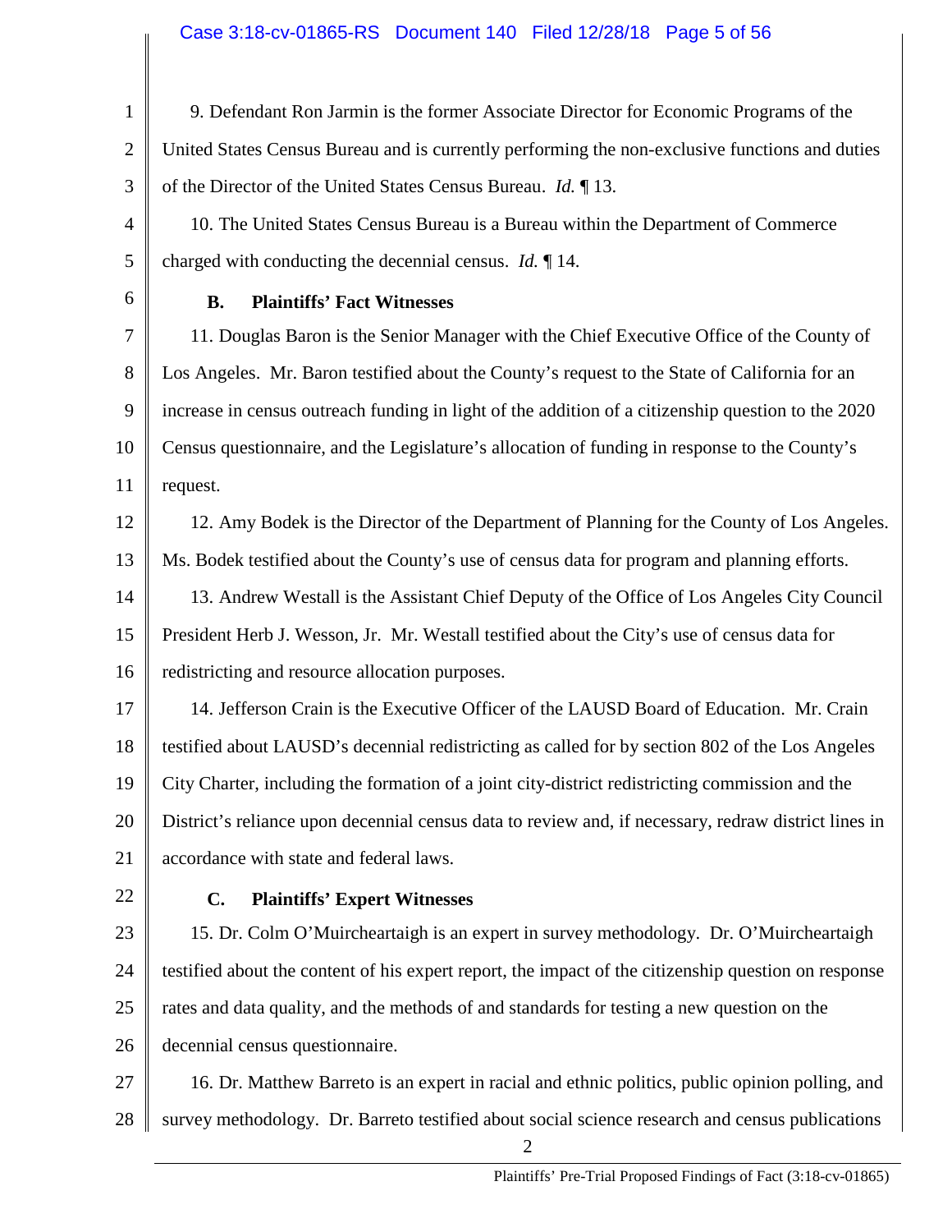9. Defendant Ron Jarmin is the former Associate Director for Economic Programs of the United States Census Bureau and is currently performing the non-exclusive functions and duties of the Director of the United States Census Bureau. *Id.* ¶ 13.

10. The United States Census Bureau is a Bureau within the Department of Commerce charged with conducting the decennial census. *Id.* ¶ 14.

### B. Plaintiffs' Fact Witnesses

11. Douglas Baron is the Senior Manager with the Chief Executive Office of the County of Los Angeles. Mr. Baron testified about the County's request to the State of California for an increase in census outreach funding in light of the addition of a citizenship question to the 2020 Census questionnaire, and the Legislature's allocation of funding in response to the County's request.

12. Amy Bodek is the Director of the Department of Planning for the County of Los Angeles. Ms. Bodek testified about the County's use of census data for program and planning efforts.

13. Andrew Westall is the Assistant Chief Deputy of the Office of Los Angeles City Council President Herb J. Wesson, Jr. Mr. Westall testified about the City's use of census data for redistricting and resource allocation purposes.

14. Jefferson Crain is the Executive Officer of the LAUSD Board of Education. Mr. Crain testified about LAUSD's decennial redistricting as called for by section 802 of the Los Angeles City Charter, including the formation of a joint city-district redistricting commission and the District's reliance upon decennial census data to review and, if necessary, redraw district lines in accordance with state and federal laws.

### C. Plaintiffs' Expert Witnesses

15. Dr. Colm O'Muircheartaigh is an expert in survey methodology. Dr. O'Muircheartaigh testified about the content of his expert report, the impact of the citizenship question on response rates and data quality, and the methods of and standards for testing a new question on the decennial census questionnaire.

16. Dr. Matthew Barreto is an expert in racial and ethnic politics, public opinion polling, and survey methodology. Dr. Barreto testified about social science research and census publications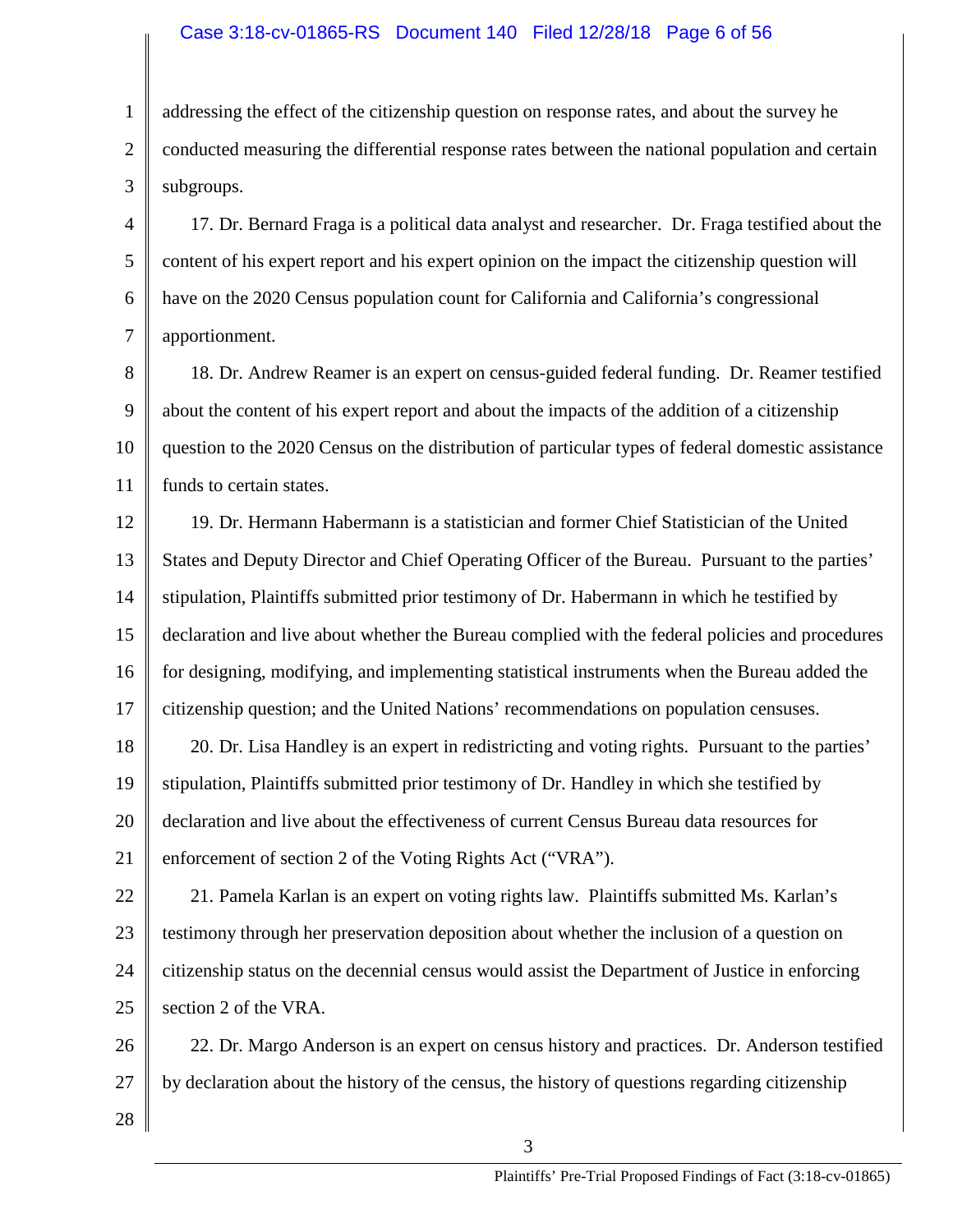addressing the effect of the citizenship question on response rates, and about the survey he conducted measuring the differential response rates between the national population and certain subgroups.

17. Dr. Bernard Fraga is a political data analyst and researcher. Dr. Fraga testified about the content of his expert report and his expert opinion on the impact the citizenship question will have on the 2020 Census population count for California and California's congressional apportionment.

18. Dr. Andrew Reamer is an expert on census-guided federal funding. Dr. Reamer testified about the content of his expert report and about the impacts of the addition of a citizenship question to the 2020 Census on the distribution of particular types of federal domestic assistance funds to certain states.

19. Dr. Hermann Habermann is a statistician and former Chief Statistician of the United States and Deputy Director and Chief Operating Officer of the Bureau. Pursuant to the parties' stipulation, Plaintiffs submitted prior testimony of Dr. Habermann in which he testified by declaration and live about whether the Bureau complied with the federal policies and procedures for designing, modifying, and implementing statistical instruments when the Bureau added the citizenship question; and the United Nations' recommendations on population censuses.

20. Dr. Lisa Handley is an expert in redistricting and voting rights. Pursuant to the parties' stipulation, Plaintiffs submitted prior testimony of Dr. Handley in which she testified by declaration and live about the effectiveness of current Census Bureau data resources for enforcement of section 2 of the Voting Rights Act ("VRA").

21. Pamela Karlan is an expert on voting rights law. Plaintiffs submitted Ms. Karlan's testimony through her preservation deposition about whether the inclusion of a question on citizenship status on the decennial census would assist the Department of Justice in enforcing section 2 of the VRA.

22. Dr. Margo Anderson is an expert on census history and practices. Dr. Anderson testified by declaration about the history of the census, the history of questions regarding citizenship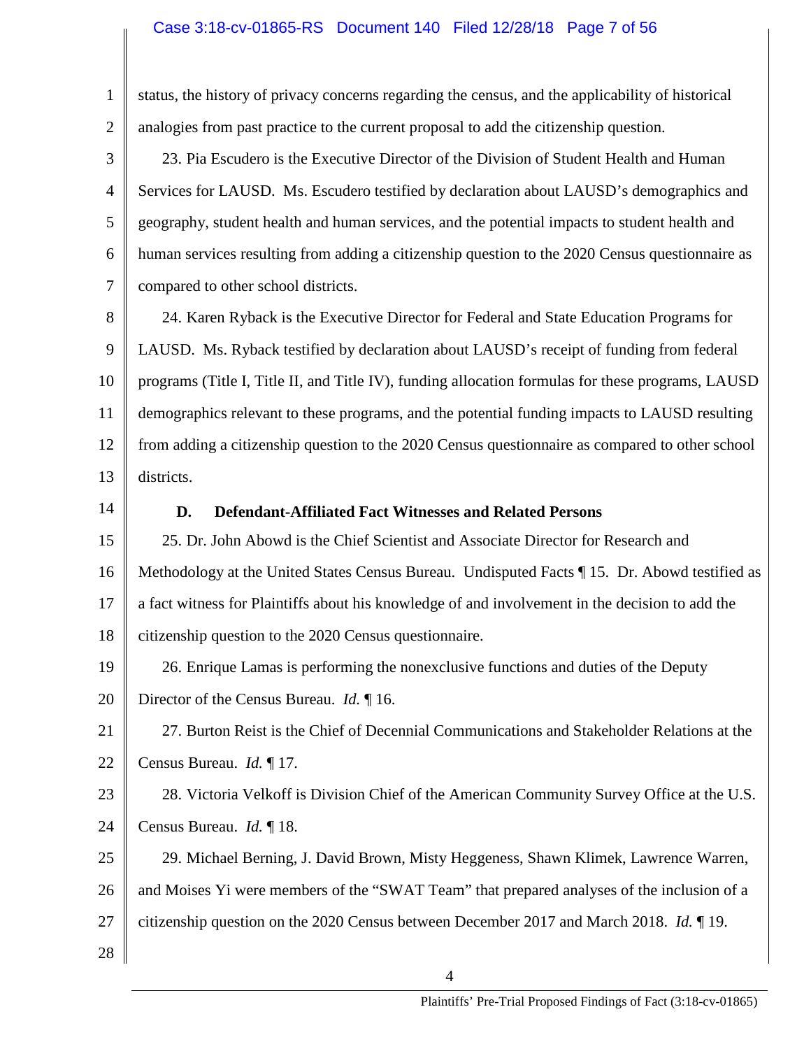status, the history of privacy concerns regarding the census, and the applicability of historical analogies from past practice to the current proposal to add the citizenship question.

23. Pia Escudero is the Executive Director of the Division of Student Health and Human Services for LAUSD. Ms. Escudero testified by declaration about LAUSD's demographics and geography, student health and human services, and the potential impacts to student health and human services resulting from adding a citizenship question to the 2020 Census questionnaire as compared to other school districts.

24. Karen Ryback is the Executive Director for Federal and State Education Programs for LAUSD. Ms. Ryback testified by declaration about LAUSD's receipt of funding from federal programs (Title I, Title II, and Title IV), funding allocation formulas for these programs, LAUSD demographics relevant to these programs, and the potential funding impacts to LAUSD resulting from adding a citizenship question to the 2020 Census questionnaire as compared to other school districts.

### D. Defendant-Affiliated Fact Witnesses and Related Persons

25. Dr. John Abowd is the Chief Scientist and Associate Director for Research and Methodology at the United States Census Bureau. Undisputed Facts ¶ 15. Dr. Abowd testified as a fact witness for Plaintiffs about his knowledge of and involvement in the decision to add the citizenship question to the 2020 Census questionnaire.

26. Enrique Lamas is performing the nonexclusive functions and duties of the Deputy Director of the Census Bureau. *Id.* ¶ 16.

27. Burton Reist is the Chief of Decennial Communications and Stakeholder Relations at the Census Bureau. *Id.* ¶ 17.

28. Victoria Velkoff is Division Chief of the American Community Survey Office at the U.S. Census Bureau. *Id.* ¶ 18.

29. Michael Berning, J. David Brown, Misty Heggeness, Shawn Klimek, Lawrence Warren, and Moises Yi were members of the "SWAT Team" that prepared analyses of the inclusion of a citizenship question on the 2020 Census between December 2017 and March 2018. *Id.* ¶ 19.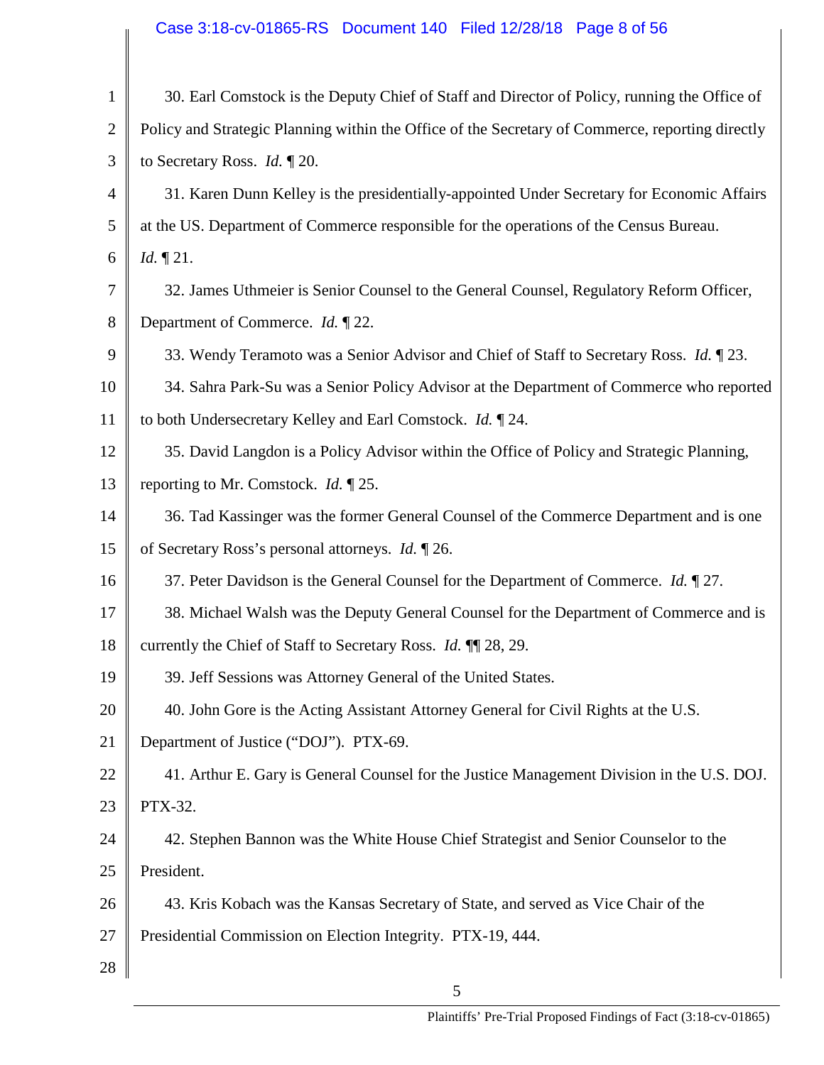30. Earl Comstock is the Deputy Chief of Staff and Director of Policy, running the Office of Policy and Strategic Planning within the Office of the Secretary of Commerce, reporting directly to Secretary Ross. *Id.* ¶ 20.

31. Karen Dunn Kelley is the presidentially-appointed Under Secretary for Economic Affairs at the US. Department of Commerce responsible for the operations of the Census Bureau. *Id.* ¶ 21.

32. James Uthmeier is Senior Counsel to the General Counsel, Regulatory Reform Officer, Department of Commerce. *Id.* ¶ 22.

33. Wendy Teramoto was a Senior Advisor and Chief of Staff to Secretary Ross. *Id.* ¶ 23.

34. Sahra Park-Su was a Senior Policy Advisor at the Department of Commerce who reported to both Undersecretary Kelley and Earl Comstock. *Id.* ¶ 24.

35. David Langdon is a Policy Advisor within the Office of Policy and Strategic Planning, reporting to Mr. Comstock. *Id.* ¶ 25.

36. Tad Kassinger was the former General Counsel of the Commerce Department and is one of Secretary Ross's personal attorneys. *Id.* ¶ 26.

37. Peter Davidson is the General Counsel for the Department of Commerce. *Id.* ¶ 27.

38. Michael Walsh was the Deputy General Counsel for the Department of Commerce and is currently the Chief of Staff to Secretary Ross. *Id.* ¶¶ 28, 29.

39. Jeff Sessions was Attorney General of the United States.

40. John Gore is the Acting Assistant Attorney General for Civil Rights at the U.S. Department of Justice ("DOJ"). PTX-69.

41. Arthur E. Gary is General Counsel for the Justice Management Division in the U.S. DOJ. PTX-32.

42. Stephen Bannon was the White House Chief Strategist and Senior Counselor to the President.

43. Kris Kobach was the Kansas Secretary of State, and served as Vice Chair of the Presidential Commission on Election Integrity. PTX-19, 444.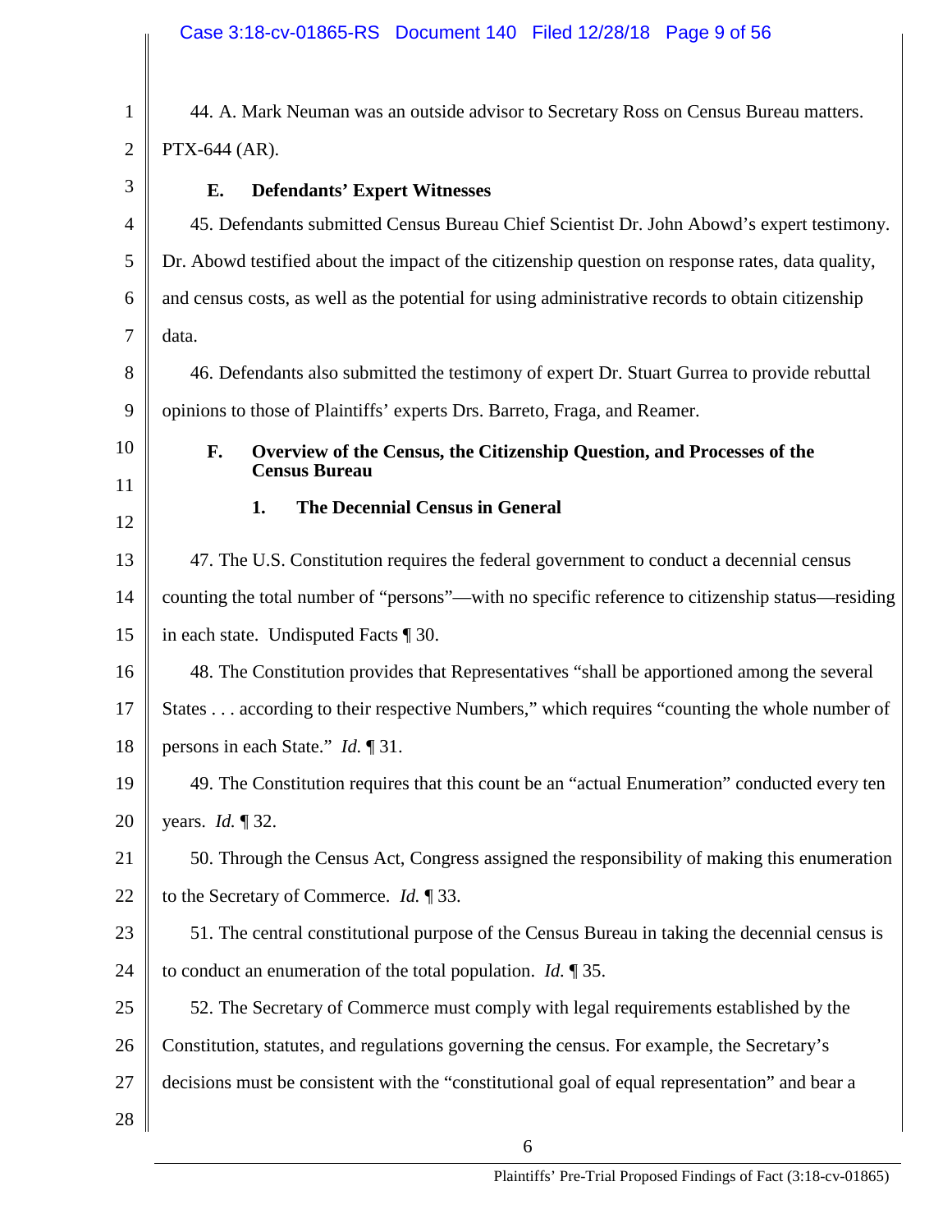44. A. Mark Neuman was an outside advisor to Secretary Ross on Census Bureau matters. PTX-644 (AR).

### E. Defendants' Expert Witnesses

45. Defendants submitted Census Bureau Chief Scientist Dr. John Abowd's expert testimony. Dr. Abowd testified about the impact of the citizenship question on response rates, data quality, and census costs, as well as the potential for using administrative records to obtain citizenship data.

46. Defendants also submitted the testimony of expert Dr. Stuart Gurrea to provide rebuttal opinions to those of Plaintiffs' experts Drs. Barreto, Fraga, and Reamer.

### F. Overview of the Census, the Citizenship Question, and Processes of the Census Bureau

#### 1. The Decennial Census in General

47. The U.S. Constitution requires the federal government to conduct a decennial census counting the total number of "persons"—with no specific reference to citizenship status—residing in each state. Undisputed Facts ¶ 30.

48. The Constitution provides that Representatives "shall be apportioned among the several States . . . according to their respective Numbers," which requires "counting the whole number of persons in each State." *Id.* ¶ 31.

49. The Constitution requires that this count be an "actual Enumeration" conducted every ten years. *Id.* ¶ 32.

50. Through the Census Act, Congress assigned the responsibility of making this enumeration to the Secretary of Commerce. *Id.* ¶ 33.

51. The central constitutional purpose of the Census Bureau in taking the decennial census is to conduct an enumeration of the total population. *Id.* ¶ 35.

52. The Secretary of Commerce must comply with legal requirements established by the Constitution, statutes, and regulations governing the census. For example, the Secretary's decisions must be consistent with the "constitutional goal of equal representation" and bear a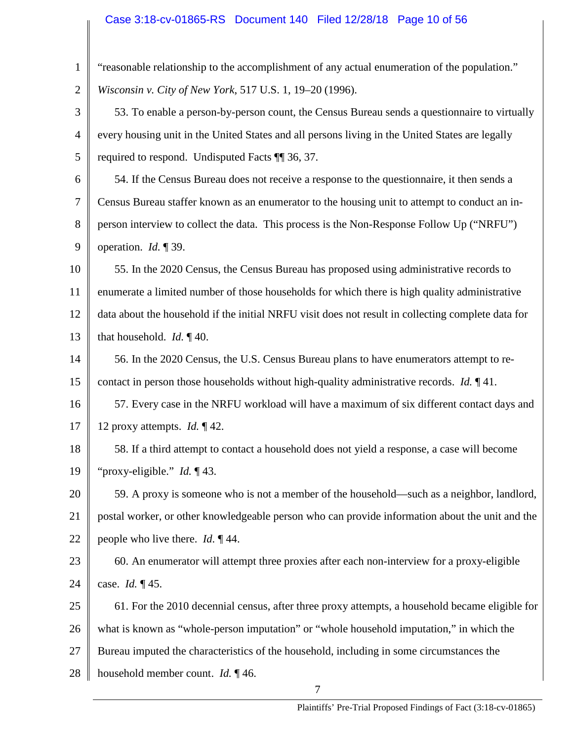"reasonable relationship to the accomplishment of any actual enumeration of the population." *Wisconsin v. City of New York*, 517 U.S. 1, 19–20 (1996).

53. To enable a person-by-person count, the Census Bureau sends a questionnaire to virtually every housing unit in the United States and all persons living in the United States are legally required to respond. Undisputed Facts ¶¶ 36, 37.

54. If the Census Bureau does not receive a response to the questionnaire, it then sends a Census Bureau staffer known as an enumerator to the housing unit to attempt to conduct an in-person interview to collect the data. This process is the Non-Response Follow Up ("NRFU") operation. *Id.* ¶ 39.

55. In the 2020 Census, the Census Bureau has proposed using administrative records to enumerate a limited number of those households for which there is high quality administrative data about the household if the initial NRFU visit does not result in collecting complete data for that household. *Id.* ¶ 40.

56. In the 2020 Census, the U.S. Census Bureau plans to have enumerators attempt to re-contact in person those households without high-quality administrative records. *Id.* ¶ 41.

57. Every case in the NRFU workload will have a maximum of six different contact days and 12 proxy attempts. *Id.* ¶ 42.

58. If a third attempt to contact a household does not yield a response, a case will become "proxy-eligible." *Id.* ¶ 43.

59. A proxy is someone who is not a member of the household—such as a neighbor, landlord, postal worker, or other knowledgeable person who can provide information about the unit and the people who live there. *Id.* ¶ 44.

60. An enumerator will attempt three proxies after each non-interview for a proxy-eligible case. *Id.* ¶ 45.

61. For the 2010 decennial census, after three proxy attempts, a household became eligible for what is known as "whole-person imputation" or "whole household imputation," in which the Bureau imputed the characteristics of the household, including in some circumstances the household member count. *Id.* ¶ 46.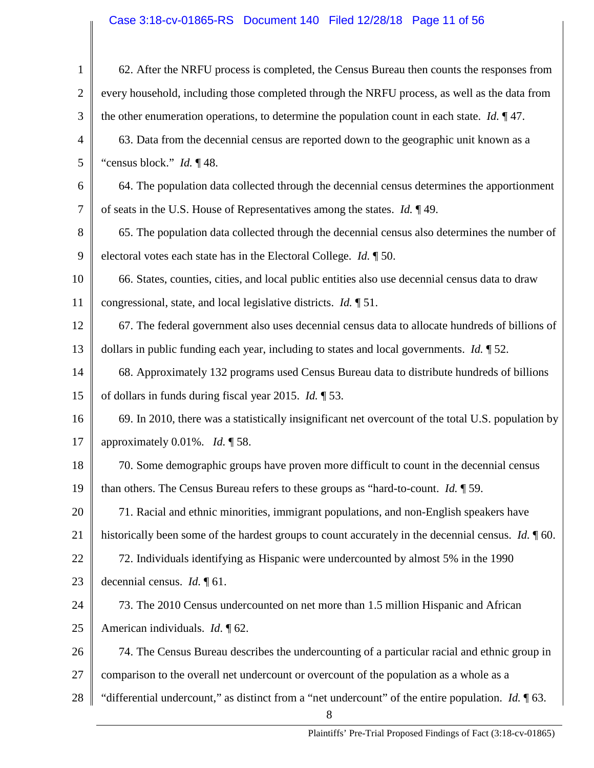62. After the NRFU process is completed, the Census Bureau then counts the responses from every household, including those completed through the NRFU process, as well as the data from the other enumeration operations, to determine the population count in each state. *Id.* ¶ 47.

63. Data from the decennial census are reported down to the geographic unit known as a "census block." *Id.* ¶ 48.

64. The population data collected through the decennial census determines the apportionment of seats in the U.S. House of Representatives among the states. *Id.* ¶ 49.

65. The population data collected through the decennial census also determines the number of electoral votes each state has in the Electoral College. *Id.* ¶ 50.

66. States, counties, cities, and local public entities also use decennial census data to draw congressional, state, and local legislative districts. *Id.* ¶ 51.

67. The federal government also uses decennial census data to allocate hundreds of billions of dollars in public funding each year, including to states and local governments. *Id.* ¶ 52.

68. Approximately 132 programs used Census Bureau data to distribute hundreds of billions of dollars in funds during fiscal year 2015. *Id.* ¶ 53.

69. In 2010, there was a statistically insignificant net overcount of the total U.S. population by approximately 0.01%. *Id.* ¶ 58.

70. Some demographic groups have proven more difficult to count in the decennial census than others. The Census Bureau refers to these groups as "hard-to-count. *Id.* ¶ 59.

71. Racial and ethnic minorities, immigrant populations, and non-English speakers have historically been some of the hardest groups to count accurately in the decennial census. *Id.* ¶ 60.

72. Individuals identifying as Hispanic were undercounted by almost 5% in the 1990 decennial census. *Id.* ¶ 61.

73. The 2010 Census undercounted on net more than 1.5 million Hispanic and African American individuals. *Id.* ¶ 62.

74. The Census Bureau describes the undercounting of a particular racial and ethnic group in comparison to the overall net undercount or overcount of the population as a whole as a "differential undercount," as distinct from a "net undercount" of the entire population. *Id.* ¶ 63.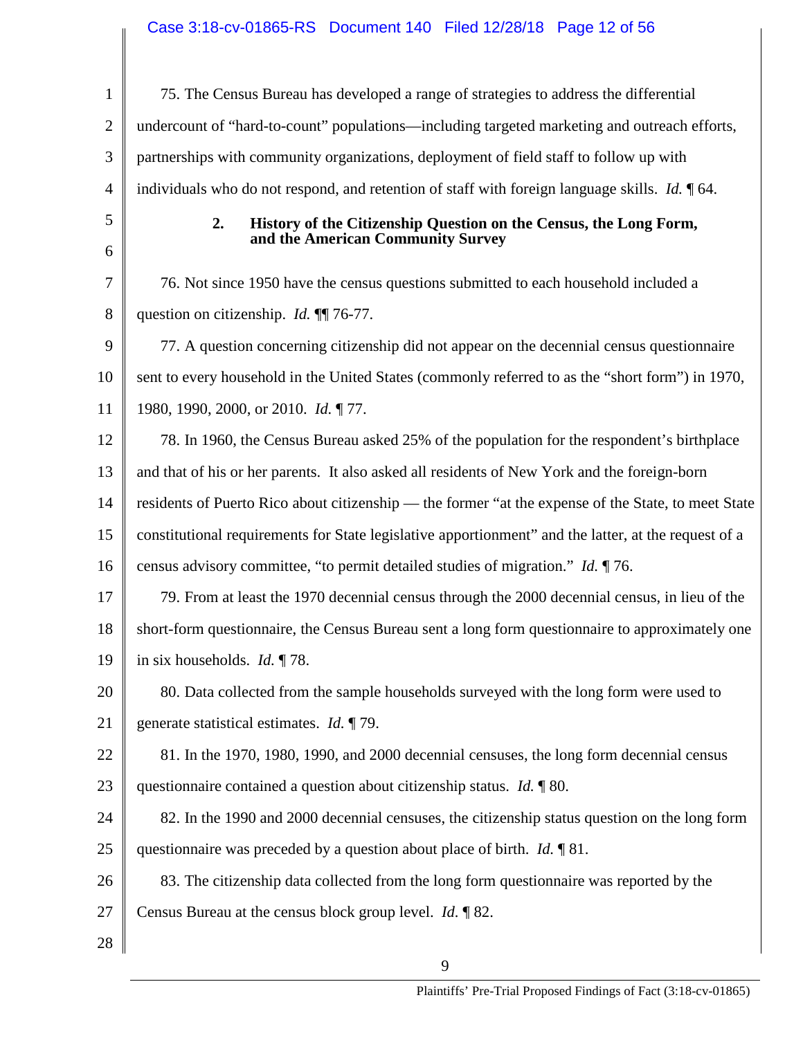75. The Census Bureau has developed a range of strategies to address the differential undercount of "hard-to-count" populations—including targeted marketing and outreach efforts, partnerships with community organizations, deployment of field staff to follow up with individuals who do not respond, and retention of staff with foreign language skills. *Id.* ¶ 64.

### 2. History of the Citizenship Question on the Census, the Long Form, and the American Community Survey

76. Not since 1950 have the census questions submitted to each household included a question on citizenship. *Id.* ¶¶ 76-77.

77. A question concerning citizenship did not appear on the decennial census questionnaire sent to every household in the United States (commonly referred to as the "short form") in 1970, 1980, 1990, 2000, or 2010. *Id.* ¶ 77.

78. In 1960, the Census Bureau asked 25% of the population for the respondent's birthplace and that of his or her parents. It also asked all residents of New York and the foreign-born residents of Puerto Rico about citizenship — the former "at the expense of the State, to meet State constitutional requirements for State legislative apportionment" and the latter, at the request of a census advisory committee, "to permit detailed studies of migration." *Id.* ¶ 76.

79. From at least the 1970 decennial census through the 2000 decennial census, in lieu of the short-form questionnaire, the Census Bureau sent a long form questionnaire to approximately one in six households. *Id.* ¶ 78.

80. Data collected from the sample households surveyed with the long form were used to generate statistical estimates. *Id.* ¶ 79.

81. In the 1970, 1980, 1990, and 2000 decennial censuses, the long form decennial census questionnaire contained a question about citizenship status. *Id.* ¶ 80.

82. In the 1990 and 2000 decennial censuses, the citizenship status question on the long form questionnaire was preceded by a question about place of birth. *Id.* ¶ 81.

83. The citizenship data collected from the long form questionnaire was reported by the Census Bureau at the census block group level. *Id.* ¶ 82.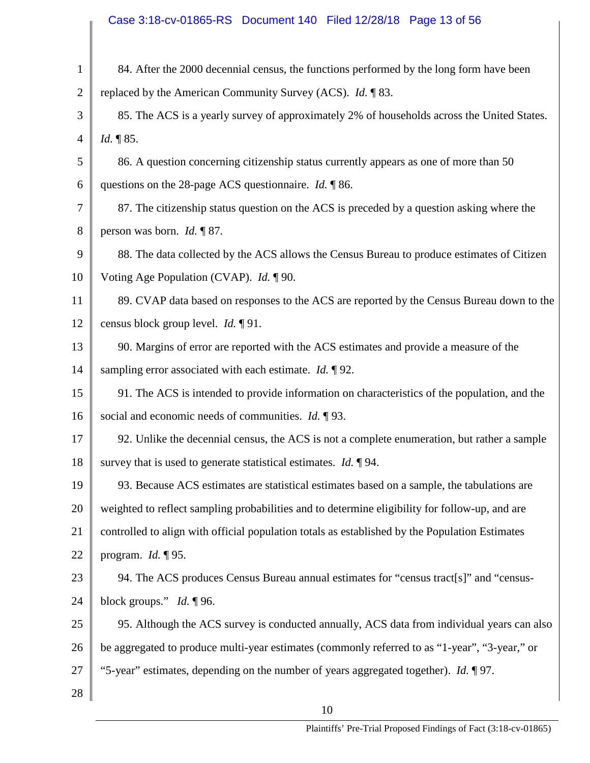84. After the 2000 decennial census, the functions performed by the long form have been replaced by the American Community Survey (ACS). *Id.* ¶ 83.

85. The ACS is a yearly survey of approximately 2% of households across the United States. *Id.* ¶ 85.

86. A question concerning citizenship status currently appears as one of more than 50 questions on the 28-page ACS questionnaire. *Id.* ¶ 86.

87. The citizenship status question on the ACS is preceded by a question asking where the person was born. *Id.* ¶ 87.

88. The data collected by the ACS allows the Census Bureau to produce estimates of Citizen Voting Age Population (CVAP). *Id.* ¶ 90.

89. CVAP data based on responses to the ACS are reported by the Census Bureau down to the census block group level. *Id.* ¶ 91.

90. Margins of error are reported with the ACS estimates and provide a measure of the sampling error associated with each estimate. *Id.* ¶ 92.

91. The ACS is intended to provide information on characteristics of the population, and the social and economic needs of communities. *Id.* ¶ 93.

92. Unlike the decennial census, the ACS is not a complete enumeration, but rather a sample survey that is used to generate statistical estimates. *Id.* ¶ 94.

93. Because ACS estimates are statistical estimates based on a sample, the tabulations are weighted to reflect sampling probabilities and to determine eligibility for follow-up, and are controlled to align with official population totals as established by the Population Estimates program. *Id.* ¶ 95.

94. The ACS produces Census Bureau annual estimates for "census tract[s]" and "census-block groups." *Id.* ¶ 96.

95. Although the ACS survey is conducted annually, ACS data from individual years can also be aggregated to produce multi-year estimates (commonly referred to as "1-year", "3-year," or "5-year" estimates, depending on the number of years aggregated together). *Id.* ¶ 97.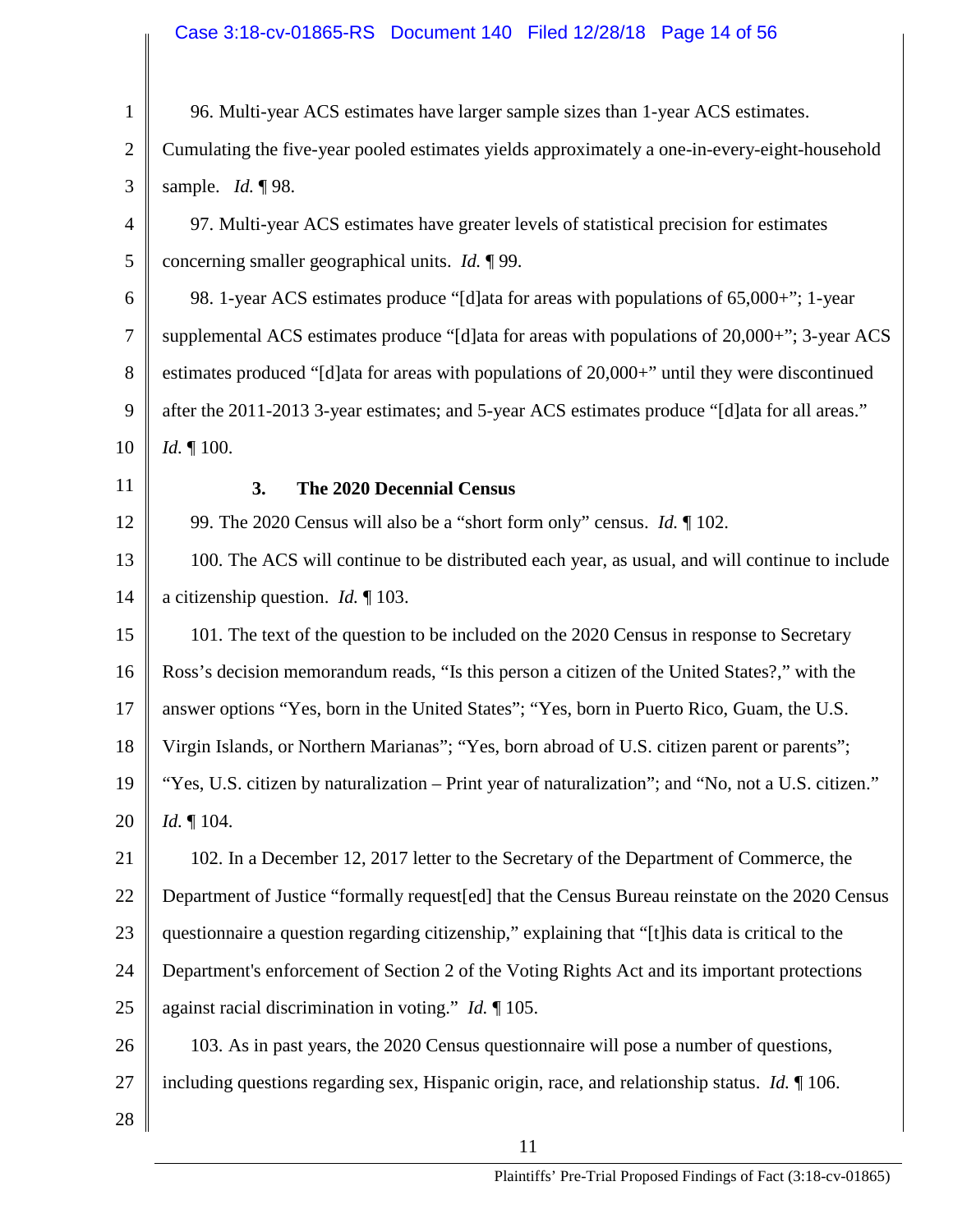96. Multi-year ACS estimates have larger sample sizes than 1-year ACS estimates. Cumulating the five-year pooled estimates yields approximately a one-in-every-eight-household sample. *Id.* ¶ 98.

97. Multi-year ACS estimates have greater levels of statistical precision for estimates concerning smaller geographical units. *Id.* ¶ 99.

98. 1-year ACS estimates produce "[d]ata for areas with populations of 65,000+"; 1-year supplemental ACS estimates produce "[d]ata for areas with populations of 20,000+"; 3-year ACS estimates produced "[d]ata for areas with populations of 20,000+" until they were discontinued after the 2011-2013 3-year estimates; and 5-year ACS estimates produce "[d]ata for all areas." *Id.* ¶ 100.

### 3. The 2020 Decennial Census

99. The 2020 Census will also be a "short form only" census. *Id.* ¶ 102.

100. The ACS will continue to be distributed each year, as usual, and will continue to include a citizenship question. *Id.* ¶ 103.

101. The text of the question to be included on the 2020 Census in response to Secretary Ross's decision memorandum reads, "Is this person a citizen of the United States?," with the answer options "Yes, born in the United States"; "Yes, born in Puerto Rico, Guam, the U.S. Virgin Islands, or Northern Marianas"; "Yes, born abroad of U.S. citizen parent or parents"; "Yes, U.S. citizen by naturalization – Print year of naturalization"; and "No, not a U.S. citizen." *Id.* ¶ 104.

102. In a December 12, 2017 letter to the Secretary of the Department of Commerce, the Department of Justice "formally request[ed] that the Census Bureau reinstate on the 2020 Census questionnaire a question regarding citizenship," explaining that "[t]his data is critical to the Department's enforcement of Section 2 of the Voting Rights Act and its important protections against racial discrimination in voting." *Id.* ¶ 105.

103. As in past years, the 2020 Census questionnaire will pose a number of questions, including questions regarding sex, Hispanic origin, race, and relationship status. *Id.* ¶ 106.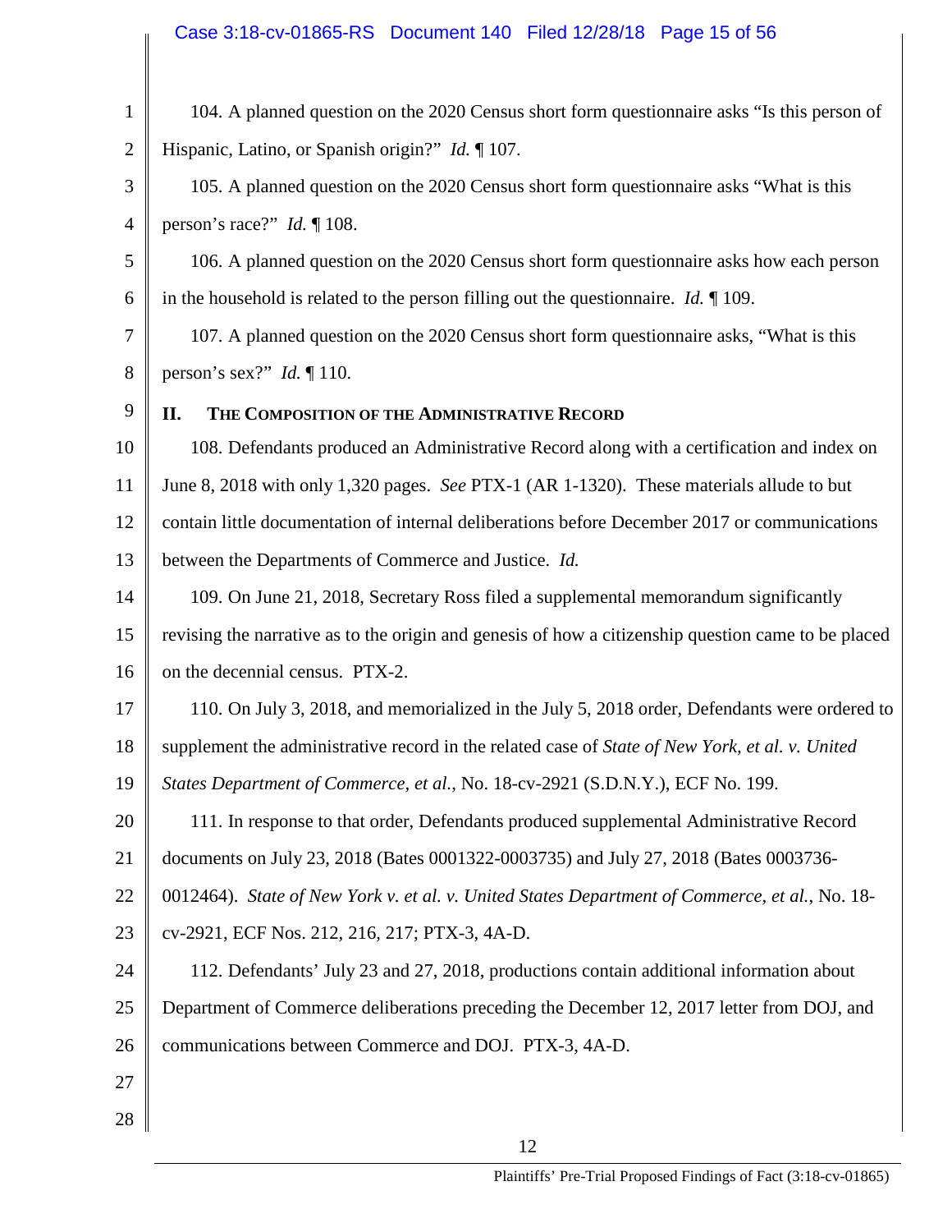104. A planned question on the 2020 Census short form questionnaire asks "Is this person of Hispanic, Latino, or Spanish origin?" *Id.* ¶ 107.

105. A planned question on the 2020 Census short form questionnaire asks "What is this person's race?" *Id.* ¶ 108.

106. A planned question on the 2020 Census short form questionnaire asks how each person in the household is related to the person filling out the questionnaire. *Id.* ¶ 109.

107. A planned question on the 2020 Census short form questionnaire asks, "What is this person's sex?" *Id.* ¶ 110.

## II. THE COMPOSITION OF THE ADMINISTRATIVE RECORD

108. Defendants produced an Administrative Record along with a certification and index on June 8, 2018 with only 1,320 pages. *See* PTX-1 (AR 1-1320). These materials allude to but contain little documentation of internal deliberations before December 2017 or communications between the Departments of Commerce and Justice. *Id.*

109. On June 21, 2018, Secretary Ross filed a supplemental memorandum significantly revising the narrative as to the origin and genesis of how a citizenship question came to be placed on the decennial census. PTX-2.

110. On July 3, 2018, and memorialized in the July 5, 2018 order, Defendants were ordered to supplement the administrative record in the related case of *State of New York, et al. v. United States Department of Commerce, et al.*, No. 18-cv-2921 (S.D.N.Y.), ECF No. 199.

111. In response to that order, Defendants produced supplemental Administrative Record documents on July 23, 2018 (Bates 0001322-0003735) and July 27, 2018 (Bates 0003736-0012464). *State of New York v. et al. v. United States Department of Commerce, et al.*, No. 18-cv-2921, ECF Nos. 212, 216, 217; PTX-3, 4A-D.

112. Defendants' July 23 and 27, 2018, productions contain additional information about Department of Commerce deliberations preceding the December 12, 2017 letter from DOJ, and communications between Commerce and DOJ. PTX-3, 4A-D.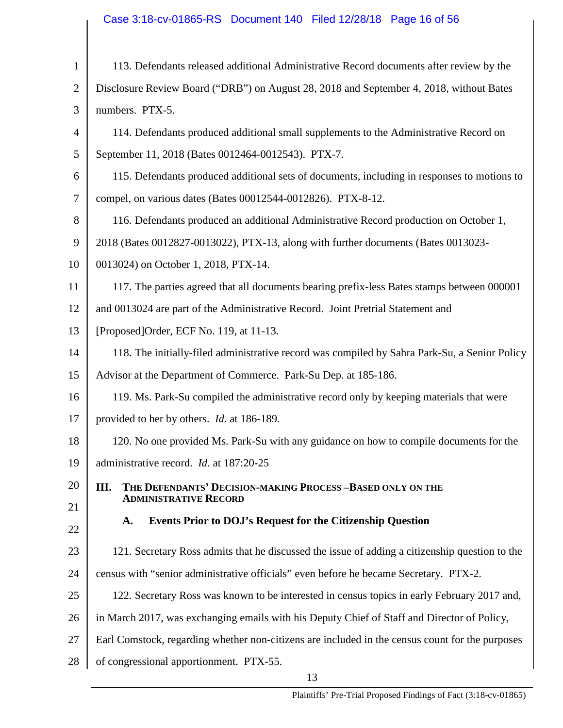113. Defendants released additional Administrative Record documents after review by the Disclosure Review Board ("DRB") on August 28, 2018 and September 4, 2018, without Bates numbers. PTX-5.

114. Defendants produced additional small supplements to the Administrative Record on September 11, 2018 (Bates 0012464-0012543). PTX-7.

115. Defendants produced additional sets of documents, including in responses to motions to compel, on various dates (Bates 00012544-0012826). PTX-8-12.

116. Defendants produced an additional Administrative Record production on October 1, 2018 (Bates 0012827-0013022), PTX-13, along with further documents (Bates 0013023-0013024) on October 1, 2018, PTX-14.

117. The parties agreed that all documents bearing prefix-less Bates stamps between 000001 and 0013024 are part of the Administrative Record. Joint Pretrial Statement and [Proposed]Order, ECF No. 119, at 11-13.

118. The initially-filed administrative record was compiled by Sahra Park-Su, a Senior Policy Advisor at the Department of Commerce. Park-Su Dep. at 185-186.

119. Ms. Park-Su compiled the administrative record only by keeping materials that were provided to her by others. *Id.* at 186-189.

120. No one provided Ms. Park-Su with any guidance on how to compile documents for the administrative record. *Id.* at 187:20-25

## III. THE DEFENDANTS' DECISION-MAKING PROCESS –BASED ONLY ON THE ADMINISTRATIVE RECORD

### A. Events Prior to DOJ's Request for the Citizenship Question

121. Secretary Ross admits that he discussed the issue of adding a citizenship question to the census with "senior administrative officials" even before he became Secretary. PTX-2.

122. Secretary Ross was known to be interested in census topics in early February 2017 and, in March 2017, was exchanging emails with his Deputy Chief of Staff and Director of Policy, Earl Comstock, regarding whether non-citizens are included in the census count for the purposes of congressional apportionment. PTX-55.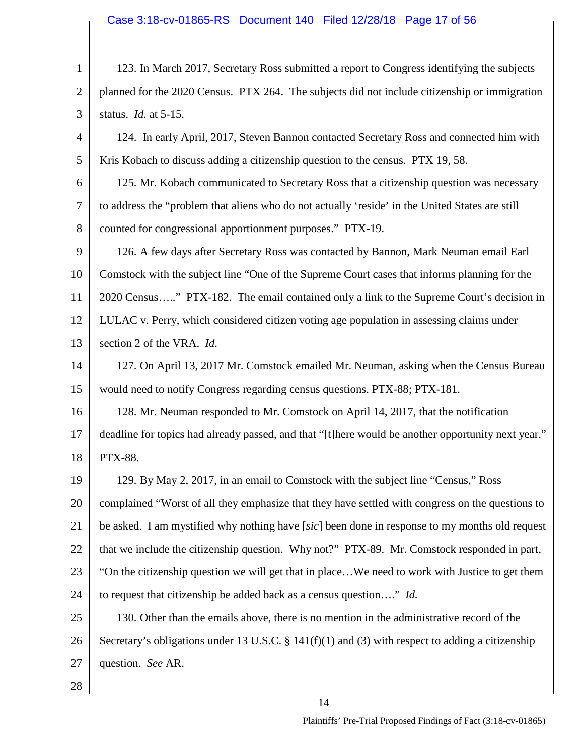123. In March 2017, Secretary Ross submitted a report to Congress identifying the subjects planned for the 2020 Census. PTX 264. The subjects did not include citizenship or immigration status. *Id.* at 5-15.

124. In early April, 2017, Steven Bannon contacted Secretary Ross and connected him with Kris Kobach to discuss adding a citizenship question to the census. PTX 19, 58.

125. Mr. Kobach communicated to Secretary Ross that a citizenship question was necessary to address the "problem that aliens who do not actually 'reside' in the United States are still counted for congressional apportionment purposes." PTX-19.

126. A few days after Secretary Ross was contacted by Bannon, Mark Neuman email Earl Comstock with the subject line "One of the Supreme Court cases that informs planning for the 2020 Census….." PTX-182. The email contained only a link to the Supreme Court's decision in LULAC v. Perry, which considered citizen voting age population in assessing claims under section 2 of the VRA. *Id.*

127. On April 13, 2017 Mr. Comstock emailed Mr. Neuman, asking when the Census Bureau would need to notify Congress regarding census questions. PTX-88; PTX-181.

128. Mr. Neuman responded to Mr. Comstock on April 14, 2017, that the notification deadline for topics had already passed, and that "[t]here would be another opportunity next year." PTX-88.

129. By May 2, 2017, in an email to Comstock with the subject line "Census," Ross complained "Worst of all they emphasize that they have settled with congress on the questions to be asked. I am mystified why nothing have [*sic*] been done in response to my months old request that we include the citizenship question. Why not?" PTX-89. Mr. Comstock responded in part, "On the citizenship question we will get that in place…We need to work with Justice to get them to request that citizenship be added back as a census question…." *Id.*

130. Other than the emails above, there is no mention in the administrative record of the Secretary's obligations under 13 U.S.C. § 141(f)(1) and (3) with respect to adding a citizenship question. *See* AR.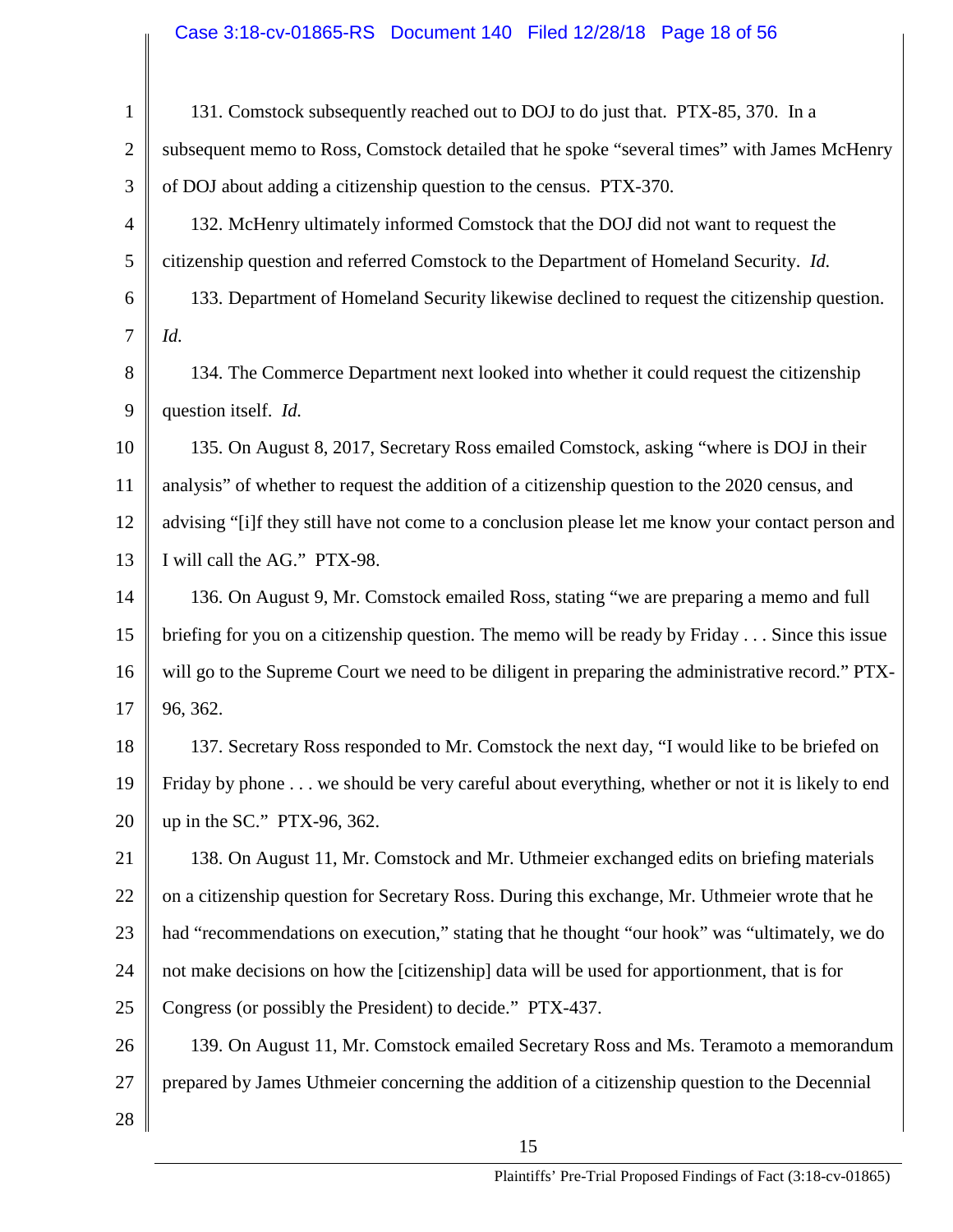131. Comstock subsequently reached out to DOJ to do just that. PTX-85, 370. In a subsequent memo to Ross, Comstock detailed that he spoke "several times" with James McHenry of DOJ about adding a citizenship question to the census. PTX-370.

132. McHenry ultimately informed Comstock that the DOJ did not want to request the citizenship question and referred Comstock to the Department of Homeland Security. *Id.*

133. Department of Homeland Security likewise declined to request the citizenship question. *Id.*

134. The Commerce Department next looked into whether it could request the citizenship question itself. *Id.*

135. On August 8, 2017, Secretary Ross emailed Comstock, asking "where is DOJ in their analysis" of whether to request the addition of a citizenship question to the 2020 census, and advising "[i]f they still have not come to a conclusion please let me know your contact person and I will call the AG." PTX-98.

136. On August 9, Mr. Comstock emailed Ross, stating "we are preparing a memo and full briefing for you on a citizenship question. The memo will be ready by Friday . . . Since this issue will go to the Supreme Court we need to be diligent in preparing the administrative record." PTX-96, 362.

137. Secretary Ross responded to Mr. Comstock the next day, "I would like to be briefed on Friday by phone . . . we should be very careful about everything, whether or not it is likely to end up in the SC." PTX-96, 362.

138. On August 11, Mr. Comstock and Mr. Uthmeier exchanged edits on briefing materials on a citizenship question for Secretary Ross. During this exchange, Mr. Uthmeier wrote that he had "recommendations on execution," stating that he thought "our hook" was "ultimately, we do not make decisions on how the [citizenship] data will be used for apportionment, that is for Congress (or possibly the President) to decide." PTX-437.

139. On August 11, Mr. Comstock emailed Secretary Ross and Ms. Teramoto a memorandum prepared by James Uthmeier concerning the addition of a citizenship question to the Decennial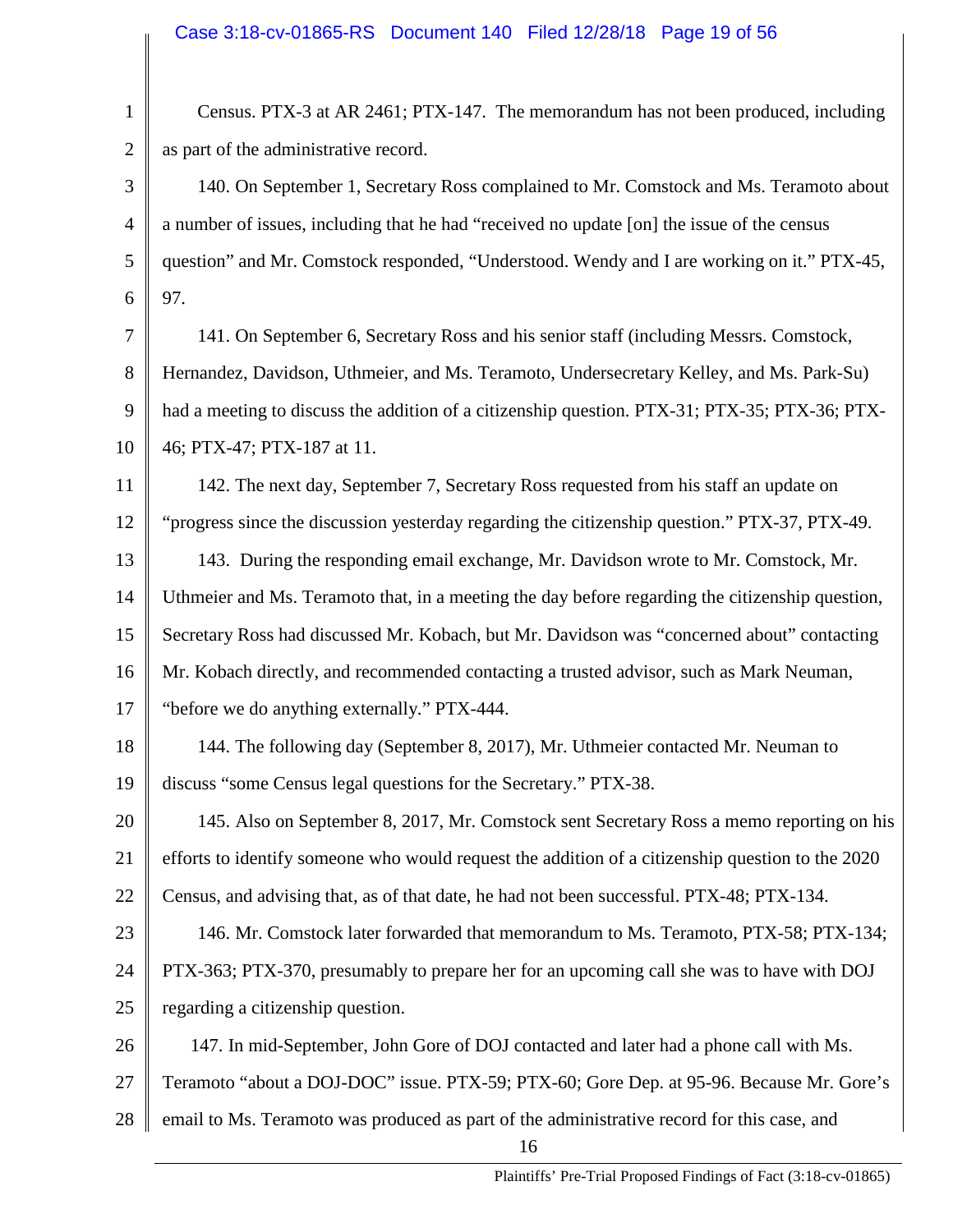Census. PTX-3 at AR 2461; PTX-147. The memorandum has not been produced, including as part of the administrative record.

140. On September 1, Secretary Ross complained to Mr. Comstock and Ms. Teramoto about a number of issues, including that he had "received no update [on] the issue of the census question" and Mr. Comstock responded, "Understood. Wendy and I are working on it." PTX-45, 97.

141. On September 6, Secretary Ross and his senior staff (including Messrs. Comstock, Hernandez, Davidson, Uthmeier, and Ms. Teramoto, Undersecretary Kelley, and Ms. Park-Su) had a meeting to discuss the addition of a citizenship question. PTX-31; PTX-35; PTX-36; PTX-46; PTX-47; PTX-187 at 11.

142. The next day, September 7, Secretary Ross requested from his staff an update on "progress since the discussion yesterday regarding the citizenship question." PTX-37, PTX-49.

143. During the responding email exchange, Mr. Davidson wrote to Mr. Comstock, Mr. Uthmeier and Ms. Teramoto that, in a meeting the day before regarding the citizenship question, Secretary Ross had discussed Mr. Kobach, but Mr. Davidson was "concerned about" contacting Mr. Kobach directly, and recommended contacting a trusted advisor, such as Mark Neuman, "before we do anything externally." PTX-444.

144. The following day (September 8, 2017), Mr. Uthmeier contacted Mr. Neuman to discuss "some Census legal questions for the Secretary." PTX-38.

145. Also on September 8, 2017, Mr. Comstock sent Secretary Ross a memo reporting on his efforts to identify someone who would request the addition of a citizenship question to the 2020 Census, and advising that, as of that date, he had not been successful. PTX-48; PTX-134.

146. Mr. Comstock later forwarded that memorandum to Ms. Teramoto, PTX-58; PTX-134; PTX-363; PTX-370, presumably to prepare her for an upcoming call she was to have with DOJ regarding a citizenship question.

147. In mid-September, John Gore of DOJ contacted and later had a phone call with Ms. Teramoto "about a DOJ-DOC" issue. PTX-59; PTX-60; Gore Dep. at 95-96. Because Mr. Gore's email to Ms. Teramoto was produced as part of the administrative record for this case, and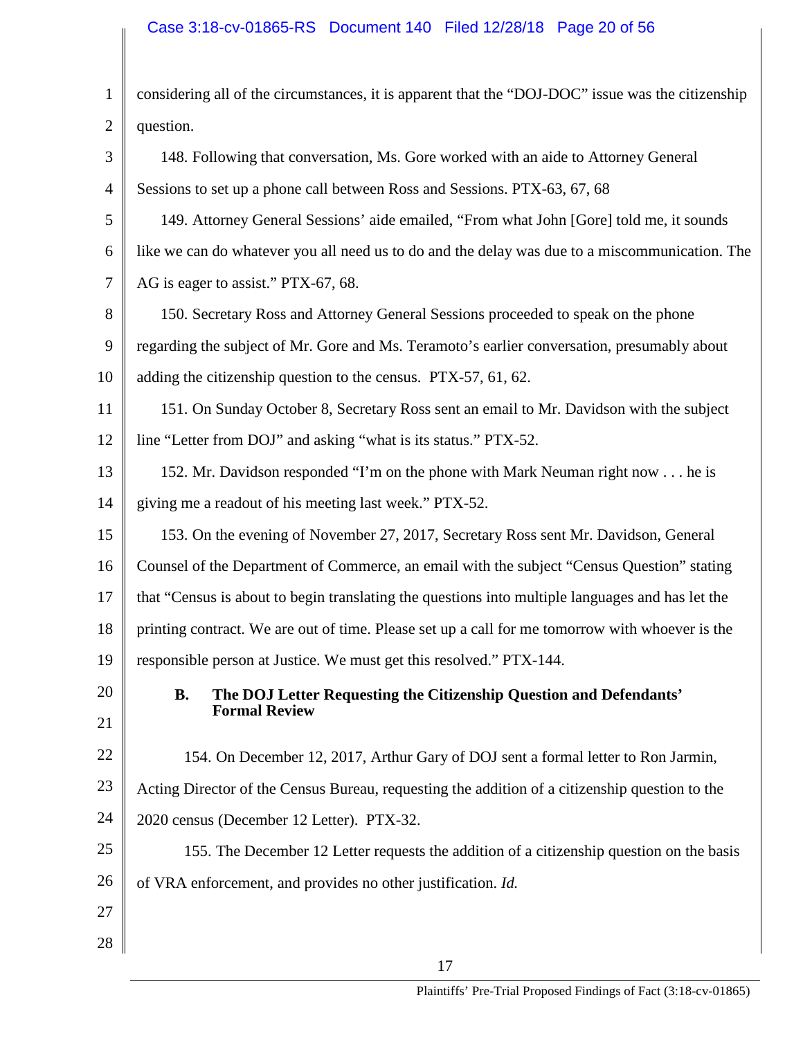considering all of the circumstances, it is apparent that the "DOJ-DOC" issue was the citizenship question.

148. Following that conversation, Ms. Gore worked with an aide to Attorney General Sessions to set up a phone call between Ross and Sessions. PTX-63, 67, 68

149. Attorney General Sessions' aide emailed, "From what John [Gore] told me, it sounds like we can do whatever you all need us to do and the delay was due to a miscommunication. The AG is eager to assist." PTX-67, 68.

150. Secretary Ross and Attorney General Sessions proceeded to speak on the phone regarding the subject of Mr. Gore and Ms. Teramoto's earlier conversation, presumably about adding the citizenship question to the census. PTX-57, 61, 62.

151. On Sunday October 8, Secretary Ross sent an email to Mr. Davidson with the subject line "Letter from DOJ" and asking "what is its status." PTX-52.

152. Mr. Davidson responded "I'm on the phone with Mark Neuman right now . . . he is giving me a readout of his meeting last week." PTX-52.

153. On the evening of November 27, 2017, Secretary Ross sent Mr. Davidson, General Counsel of the Department of Commerce, an email with the subject "Census Question" stating that "Census is about to begin translating the questions into multiple languages and has let the printing contract. We are out of time. Please set up a call for me tomorrow with whoever is the responsible person at Justice. We must get this resolved." PTX-144.

### B. The DOJ Letter Requesting the Citizenship Question and Defendants' Formal Review

154. On December 12, 2017, Arthur Gary of DOJ sent a formal letter to Ron Jarmin, Acting Director of the Census Bureau, requesting the addition of a citizenship question to the 2020 census (December 12 Letter). PTX-32.

155. The December 12 Letter requests the addition of a citizenship question on the basis of VRA enforcement, and provides no other justification. *Id.*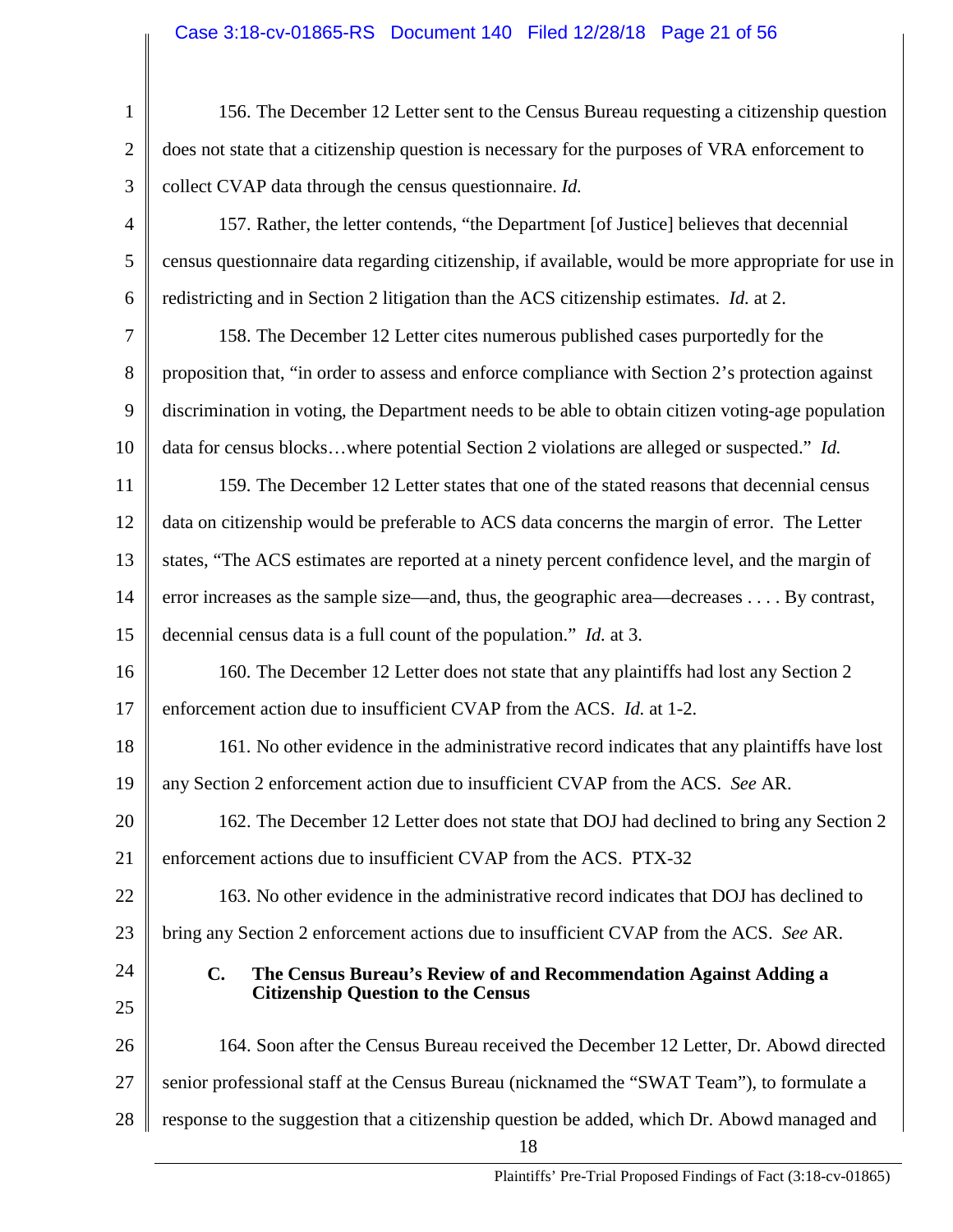156. The December 12 Letter sent to the Census Bureau requesting a citizenship question does not state that a citizenship question is necessary for the purposes of VRA enforcement to collect CVAP data through the census questionnaire. *Id.*

157. Rather, the letter contends, "the Department [of Justice] believes that decennial census questionnaire data regarding citizenship, if available, would be more appropriate for use in redistricting and in Section 2 litigation than the ACS citizenship estimates. *Id.* at 2.

158. The December 12 Letter cites numerous published cases purportedly for the proposition that, "in order to assess and enforce compliance with Section 2's protection against discrimination in voting, the Department needs to be able to obtain citizen voting-age population data for census blocks…where potential Section 2 violations are alleged or suspected." *Id.*

159. The December 12 Letter states that one of the stated reasons that decennial census data on citizenship would be preferable to ACS data concerns the margin of error. The Letter states, "The ACS estimates are reported at a ninety percent confidence level, and the margin of error increases as the sample size—and, thus, the geographic area—decreases . . . . By contrast, decennial census data is a full count of the population." *Id.* at 3.

160. The December 12 Letter does not state that any plaintiffs had lost any Section 2 enforcement action due to insufficient CVAP from the ACS. *Id.* at 1-2.

161. No other evidence in the administrative record indicates that any plaintiffs have lost any Section 2 enforcement action due to insufficient CVAP from the ACS. *See* AR.

162. The December 12 Letter does not state that DOJ had declined to bring any Section 2 enforcement actions due to insufficient CVAP from the ACS. PTX-32

163. No other evidence in the administrative record indicates that DOJ has declined to bring any Section 2 enforcement actions due to insufficient CVAP from the ACS. *See* AR.

### C. The Census Bureau's Review of and Recommendation Against Adding a Citizenship Question to the Census

164. Soon after the Census Bureau received the December 12 Letter, Dr. Abowd directed senior professional staff at the Census Bureau (nicknamed the "SWAT Team"), to formulate a response to the suggestion that a citizenship question be added, which Dr. Abowd managed and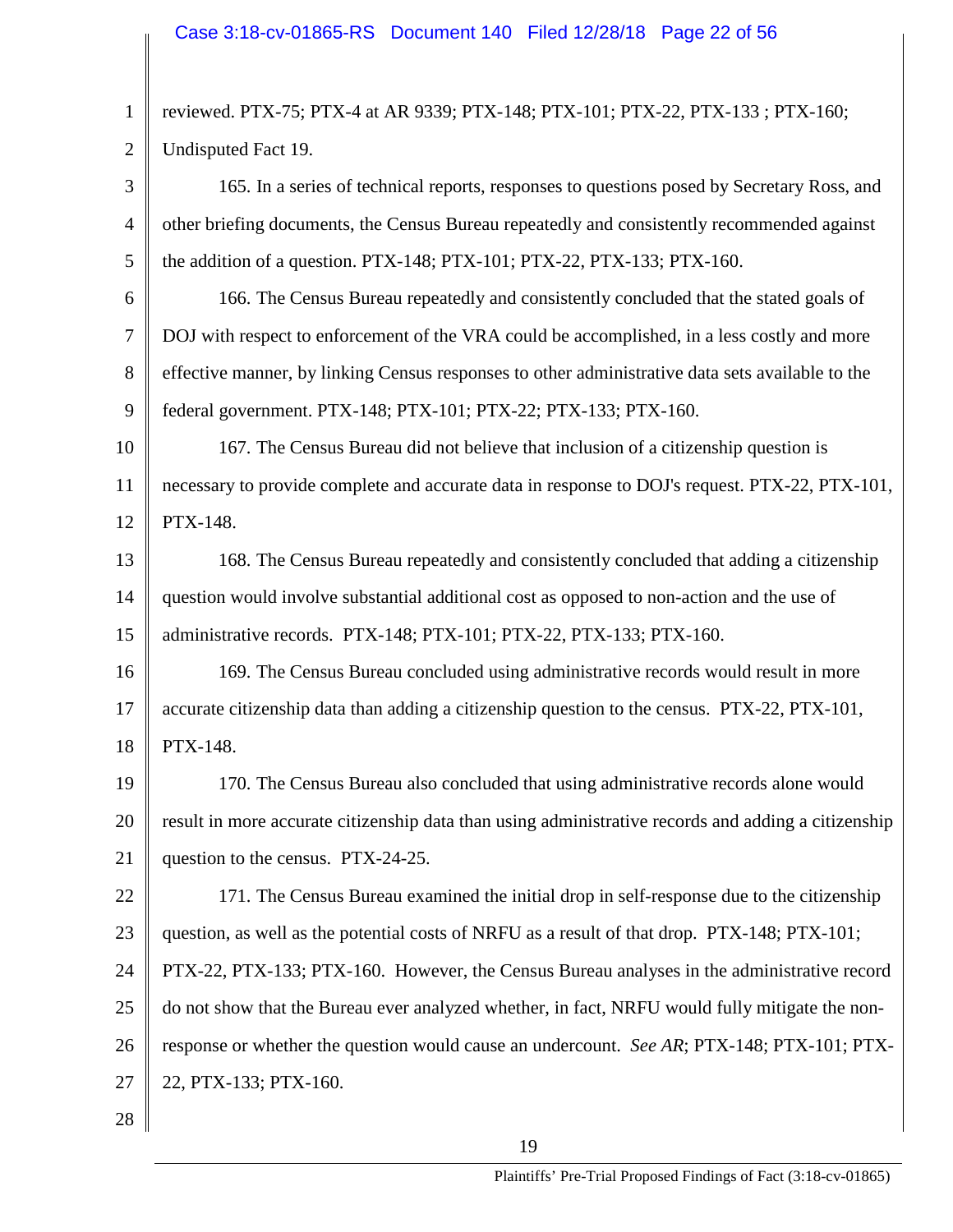reviewed. PTX-75; PTX-4 at AR 9339; PTX-148; PTX-101; PTX-22, PTX-133 ; PTX-160; Undisputed Fact 19.

165. In a series of technical reports, responses to questions posed by Secretary Ross, and other briefing documents, the Census Bureau repeatedly and consistently recommended against the addition of a question. PTX-148; PTX-101; PTX-22, PTX-133; PTX-160.

166. The Census Bureau repeatedly and consistently concluded that the stated goals of DOJ with respect to enforcement of the VRA could be accomplished, in a less costly and more effective manner, by linking Census responses to other administrative data sets available to the federal government. PTX-148; PTX-101; PTX-22; PTX-133; PTX-160.

167. The Census Bureau did not believe that inclusion of a citizenship question is necessary to provide complete and accurate data in response to DOJ's request. PTX-22, PTX-101, PTX-148.

168. The Census Bureau repeatedly and consistently concluded that adding a citizenship question would involve substantial additional cost as opposed to non-action and the use of administrative records. PTX-148; PTX-101; PTX-22, PTX-133; PTX-160.

169. The Census Bureau concluded using administrative records would result in more accurate citizenship data than adding a citizenship question to the census. PTX-22, PTX-101, PTX-148.

170. The Census Bureau also concluded that using administrative records alone would result in more accurate citizenship data than using administrative records and adding a citizenship question to the census. PTX-24-25.

171. The Census Bureau examined the initial drop in self-response due to the citizenship question, as well as the potential costs of NRFU as a result of that drop. PTX-148; PTX-101; PTX-22, PTX-133; PTX-160. However, the Census Bureau analyses in the administrative record do not show that the Bureau ever analyzed whether, in fact, NRFU would fully mitigate the non-response or whether the question would cause an undercount. *See AR*; PTX-148; PTX-101; PTX-22, PTX-133; PTX-160.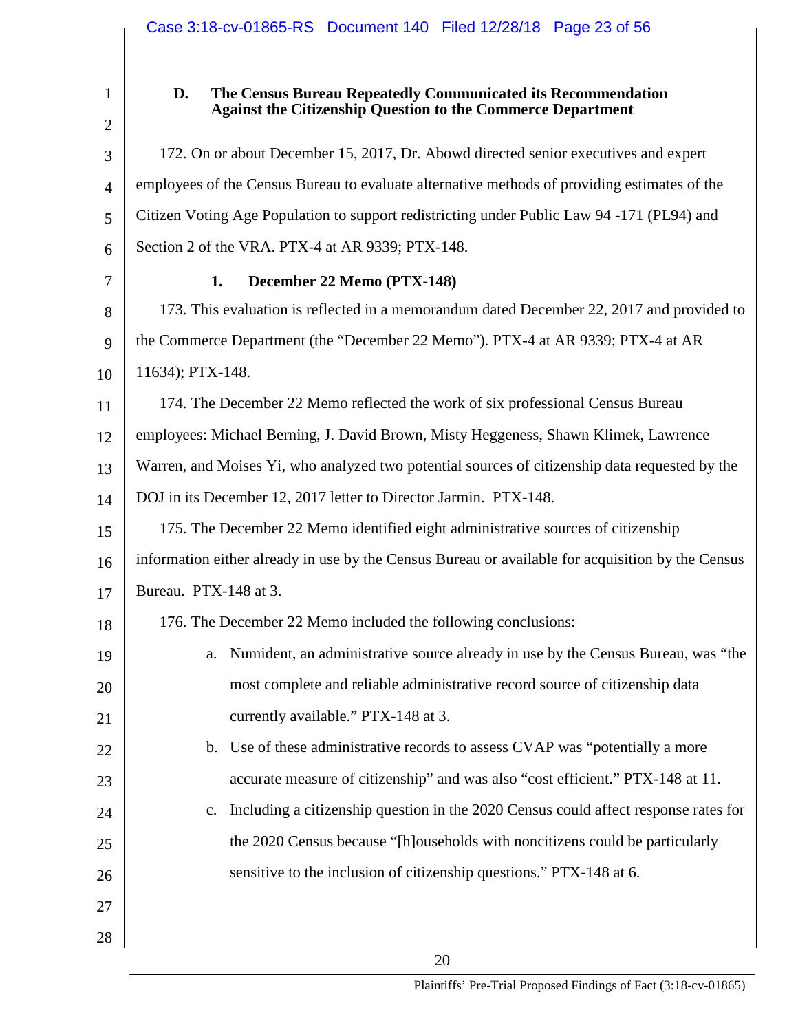### D. The Census Bureau Repeatedly Communicated its Recommendation Against the Citizenship Question to the Commerce Department

172. On or about December 15, 2017, Dr. Abowd directed senior executives and expert employees of the Census Bureau to evaluate alternative methods of providing estimates of the Citizen Voting Age Population to support redistricting under Public Law 94 -171 (PL94) and Section 2 of the VRA. PTX-4 at AR 9339; PTX-148.

#### 1. December 22 Memo (PTX-148)

173. This evaluation is reflected in a memorandum dated December 22, 2017 and provided to the Commerce Department (the "December 22 Memo"). PTX-4 at AR 9339; PTX-4 at AR 11634); PTX-148.

174. The December 22 Memo reflected the work of six professional Census Bureau employees: Michael Berning, J. David Brown, Misty Heggeness, Shawn Klimek, Lawrence Warren, and Moises Yi, who analyzed two potential sources of citizenship data requested by the DOJ in its December 12, 2017 letter to Director Jarmin. PTX-148.

175. The December 22 Memo identified eight administrative sources of citizenship information either already in use by the Census Bureau or available for acquisition by the Census Bureau. PTX-148 at 3.

176. The December 22 Memo included the following conclusions:

a. Numident, an administrative source already in use by the Census Bureau, was "the most complete and reliable administrative record source of citizenship data currently available." PTX-148 at 3.

b. Use of these administrative records to assess CVAP was "potentially a more accurate measure of citizenship" and was also "cost efficient." PTX-148 at 11.

c. Including a citizenship question in the 2020 Census could affect response rates for the 2020 Census because "[h]ouseholds with noncitizens could be particularly sensitive to the inclusion of citizenship questions." PTX-148 at 6.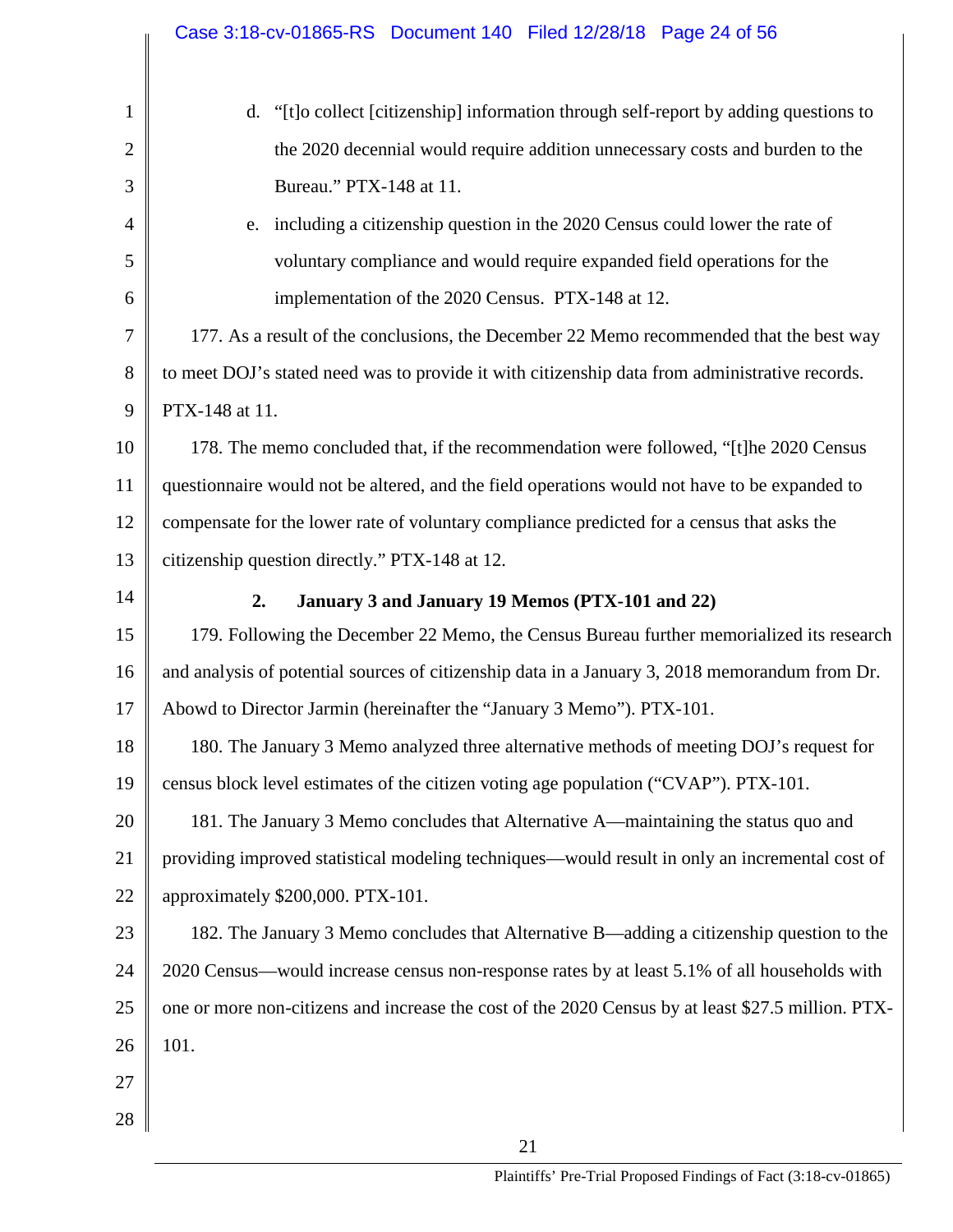d. "[t]o collect [citizenship] information through self-report by adding questions to the 2020 decennial would require addition unnecessary costs and burden to the Bureau." PTX-148 at 11.

e. including a citizenship question in the 2020 Census could lower the rate of voluntary compliance and would require expanded field operations for the implementation of the 2020 Census. PTX-148 at 12.

177. As a result of the conclusions, the December 22 Memo recommended that the best way to meet DOJ's stated need was to provide it with citizenship data from administrative records. PTX-148 at 11.

178. The memo concluded that, if the recommendation were followed, "[t]he 2020 Census questionnaire would not be altered, and the field operations would not have to be expanded to compensate for the lower rate of voluntary compliance predicted for a census that asks the citizenship question directly." PTX-148 at 12.

### 2. January 3 and January 19 Memos (PTX-101 and 22)

179. Following the December 22 Memo, the Census Bureau further memorialized its research and analysis of potential sources of citizenship data in a January 3, 2018 memorandum from Dr. Abowd to Director Jarmin (hereinafter the "January 3 Memo"). PTX-101.

180. The January 3 Memo analyzed three alternative methods of meeting DOJ's request for census block level estimates of the citizen voting age population ("CVAP"). PTX-101.

181. The January 3 Memo concludes that Alternative A—maintaining the status quo and providing improved statistical modeling techniques—would result in only an incremental cost of approximately $200,000. PTX-101.

182. The January 3 Memo concludes that Alternative B—adding a citizenship question to the 2020 Census—would increase census non-response rates by at least 5.1% of all households with one or more non-citizens and increase the cost of the 2020 Census by at least $27.5 million. PTX-101.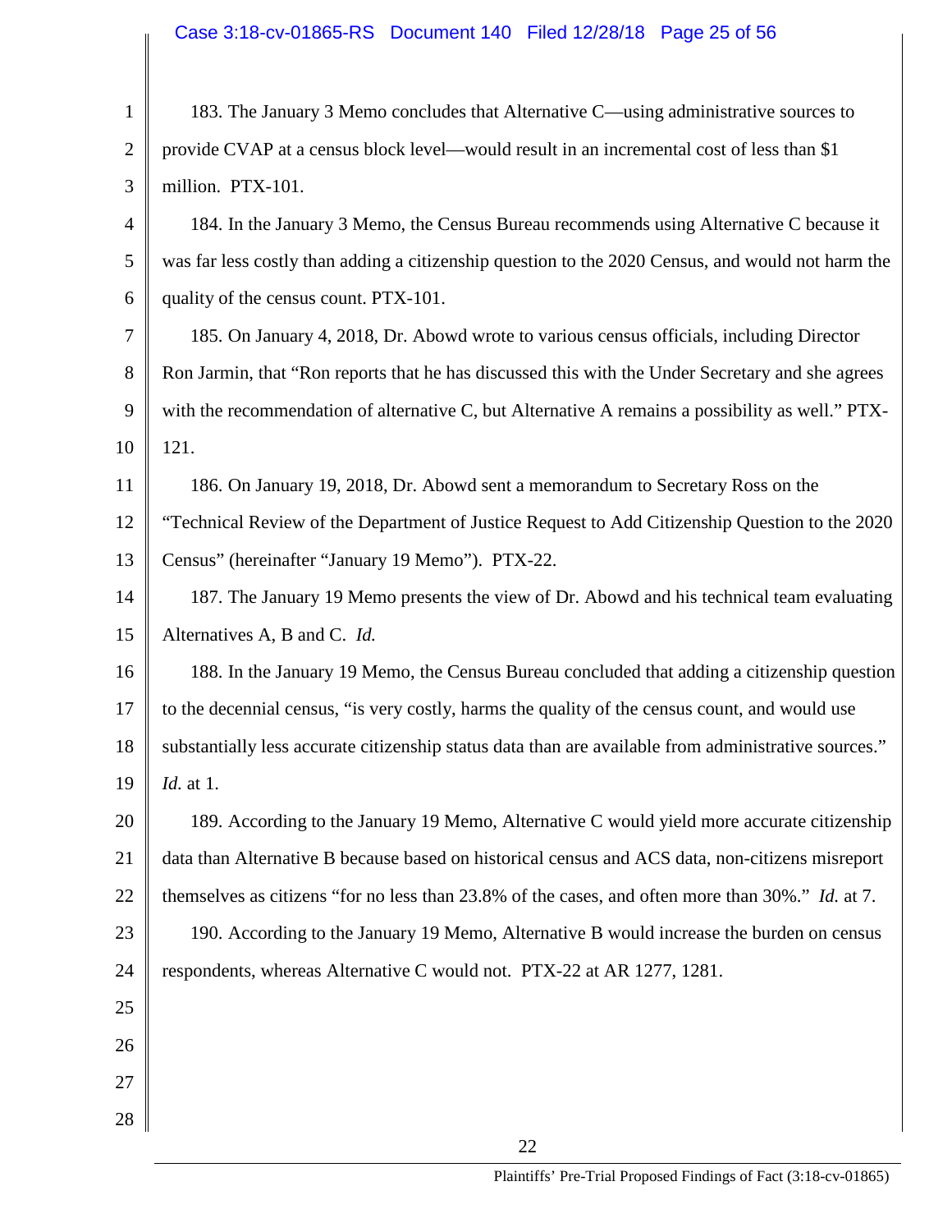183. The January 3 Memo concludes that Alternative C—using administrative sources to provide CVAP at a census block level—would result in an incremental cost of less than $1 million. PTX-101.

184. In the January 3 Memo, the Census Bureau recommends using Alternative C because it was far less costly than adding a citizenship question to the 2020 Census, and would not harm the quality of the census count. PTX-101.

185. On January 4, 2018, Dr. Abowd wrote to various census officials, including Director Ron Jarmin, that "Ron reports that he has discussed this with the Under Secretary and she agrees with the recommendation of alternative C, but Alternative A remains a possibility as well." PTX-121.

186. On January 19, 2018, Dr. Abowd sent a memorandum to Secretary Ross on the "Technical Review of the Department of Justice Request to Add Citizenship Question to the 2020 Census" (hereinafter "January 19 Memo"). PTX-22.

187. The January 19 Memo presents the view of Dr. Abowd and his technical team evaluating Alternatives A, B and C. *Id.*

188. In the January 19 Memo, the Census Bureau concluded that adding a citizenship question to the decennial census, "is very costly, harms the quality of the census count, and would use substantially less accurate citizenship status data than are available from administrative sources." *Id.* at 1.

189. According to the January 19 Memo, Alternative C would yield more accurate citizenship data than Alternative B because based on historical census and ACS data, non-citizens misreport themselves as citizens "for no less than 23.8% of the cases, and often more than 30%." *Id.* at 7.

190. According to the January 19 Memo, Alternative B would increase the burden on census respondents, whereas Alternative C would not. PTX-22 at AR 1277, 1281.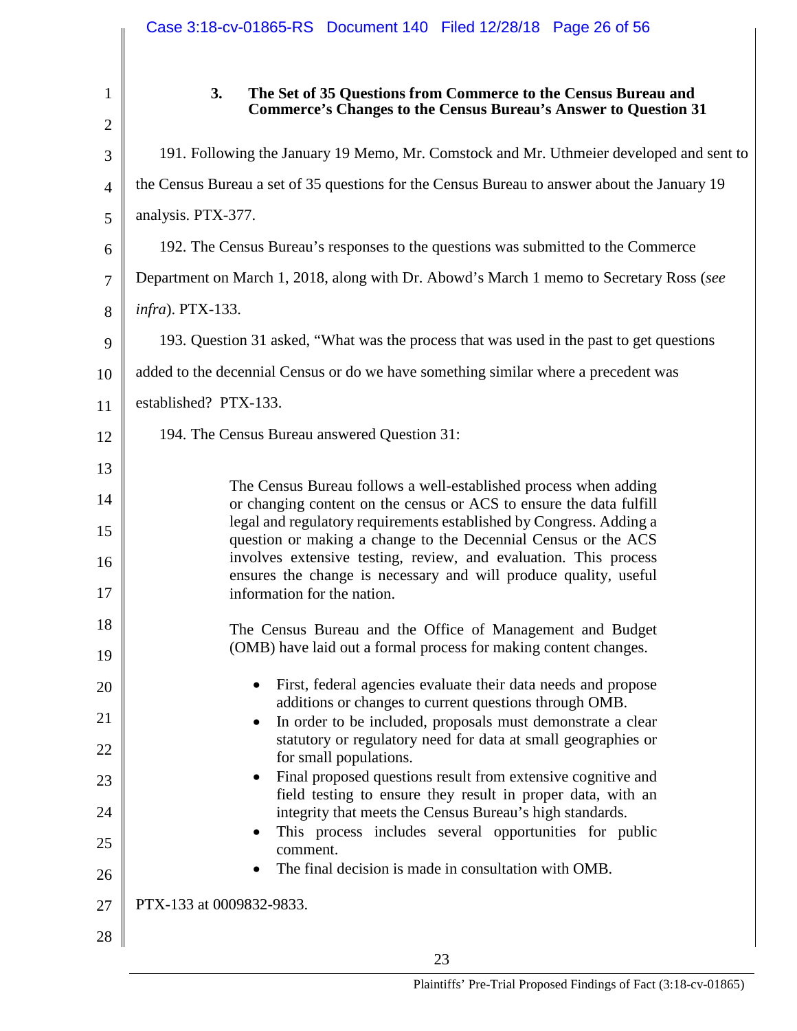### 3. The Set of 35 Questions from Commerce to the Census Bureau and Commerce's Changes to the Census Bureau's Answer to Question 31

191. Following the January 19 Memo, Mr. Comstock and Mr. Uthmeier developed and sent to the Census Bureau a set of 35 questions for the Census Bureau to answer about the January 19 analysis. PTX-377.

192. The Census Bureau's responses to the questions was submitted to the Commerce Department on March 1, 2018, along with Dr. Abowd's March 1 memo to Secretary Ross (*see infra*). PTX-133.

193. Question 31 asked, "What was the process that was used in the past to get questions added to the decennial Census or do we have something similar where a precedent was established? PTX-133.

194. The Census Bureau answered Question 31:

> The Census Bureau follows a well-established process when adding or changing content on the census or ACS to ensure the data fulfill legal and regulatory requirements established by Congress. Adding a question or making a change to the Decennial Census or the ACS involves extensive testing, review, and evaluation. This process ensures the change is necessary and will produce quality, useful information for the nation.
>
> The Census Bureau and the Office of Management and Budget (OMB) have laid out a formal process for making content changes.
>
> - First, federal agencies evaluate their data needs and propose additions or changes to current questions through OMB.
> - In order to be included, proposals must demonstrate a clear statutory or regulatory need for data at small geographies or for small populations.
> - Final proposed questions result from extensive cognitive and field testing to ensure they result in proper data, with an integrity that meets the Census Bureau's high standards.
> - This process includes several opportunities for public comment.
> - The final decision is made in consultation with OMB.

PTX-133 at 0009832-9833.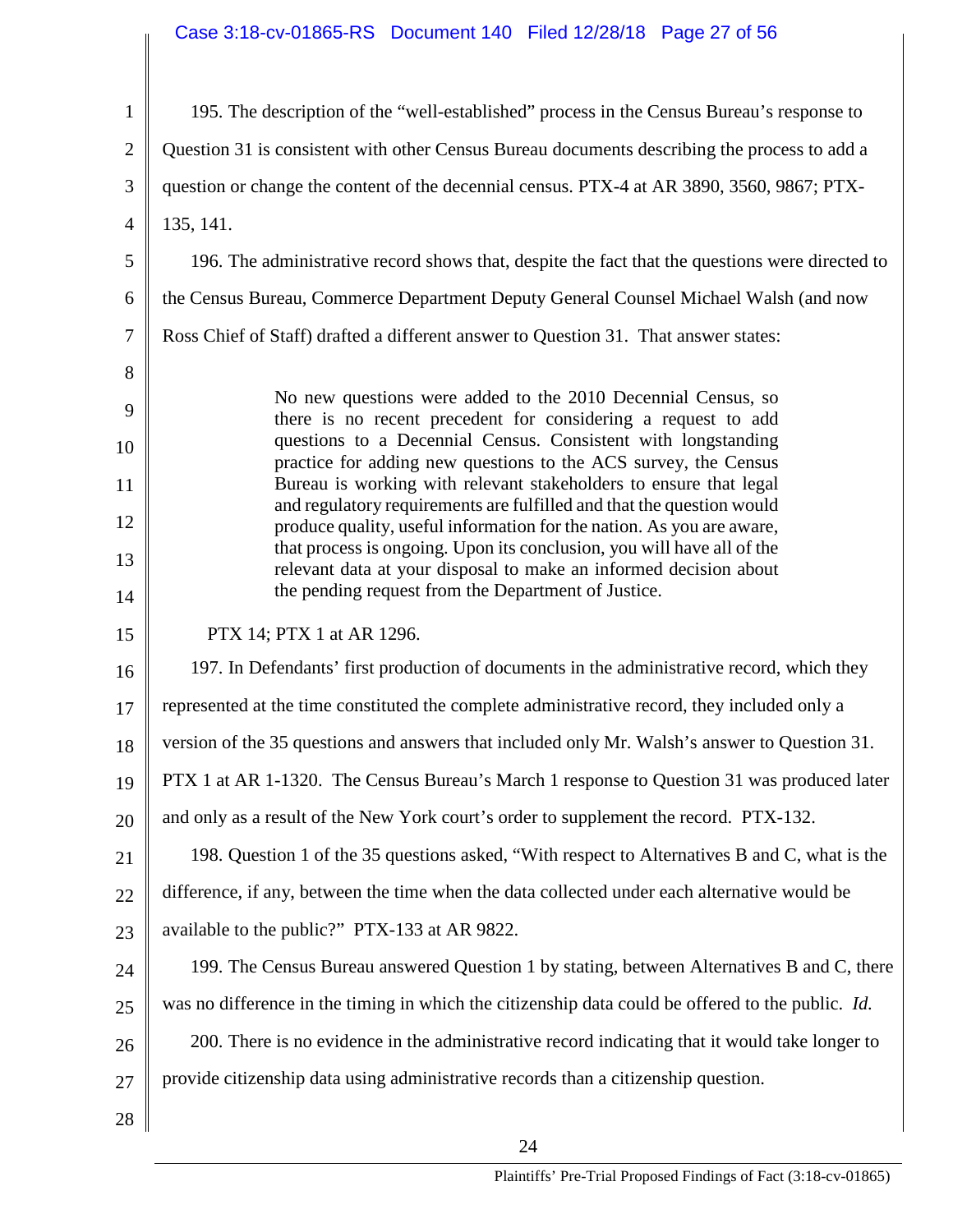195. The description of the "well-established" process in the Census Bureau's response to Question 31 is consistent with other Census Bureau documents describing the process to add a question or change the content of the decennial census. PTX-4 at AR 3890, 3560, 9867; PTX-135, 141.

196. The administrative record shows that, despite the fact that the questions were directed to the Census Bureau, Commerce Department Deputy General Counsel Michael Walsh (and now Ross Chief of Staff) drafted a different answer to Question 31. That answer states:

> No new questions were added to the 2010 Decennial Census, so there is no recent precedent for considering a request to add questions to a Decennial Census. Consistent with longstanding practice for adding new questions to the ACS survey, the Census Bureau is working with relevant stakeholders to ensure that legal and regulatory requirements are fulfilled and that the question would produce quality, useful information for the nation. As you are aware, that process is ongoing. Upon its conclusion, you will have all of the relevant data at your disposal to make an informed decision about the pending request from the Department of Justice.

PTX 14; PTX 1 at AR 1296.

197. In Defendants' first production of documents in the administrative record, which they represented at the time constituted the complete administrative record, they included only a version of the 35 questions and answers that included only Mr. Walsh's answer to Question 31. PTX 1 at AR 1-1320. The Census Bureau's March 1 response to Question 31 was produced later and only as a result of the New York court's order to supplement the record. PTX-132.

198. Question 1 of the 35 questions asked, "With respect to Alternatives B and C, what is the difference, if any, between the time when the data collected under each alternative would be available to the public?" PTX-133 at AR 9822.

199. The Census Bureau answered Question 1 by stating, between Alternatives B and C, there was no difference in the timing in which the citizenship data could be offered to the public. *Id.*

200. There is no evidence in the administrative record indicating that it would take longer to provide citizenship data using administrative records than a citizenship question.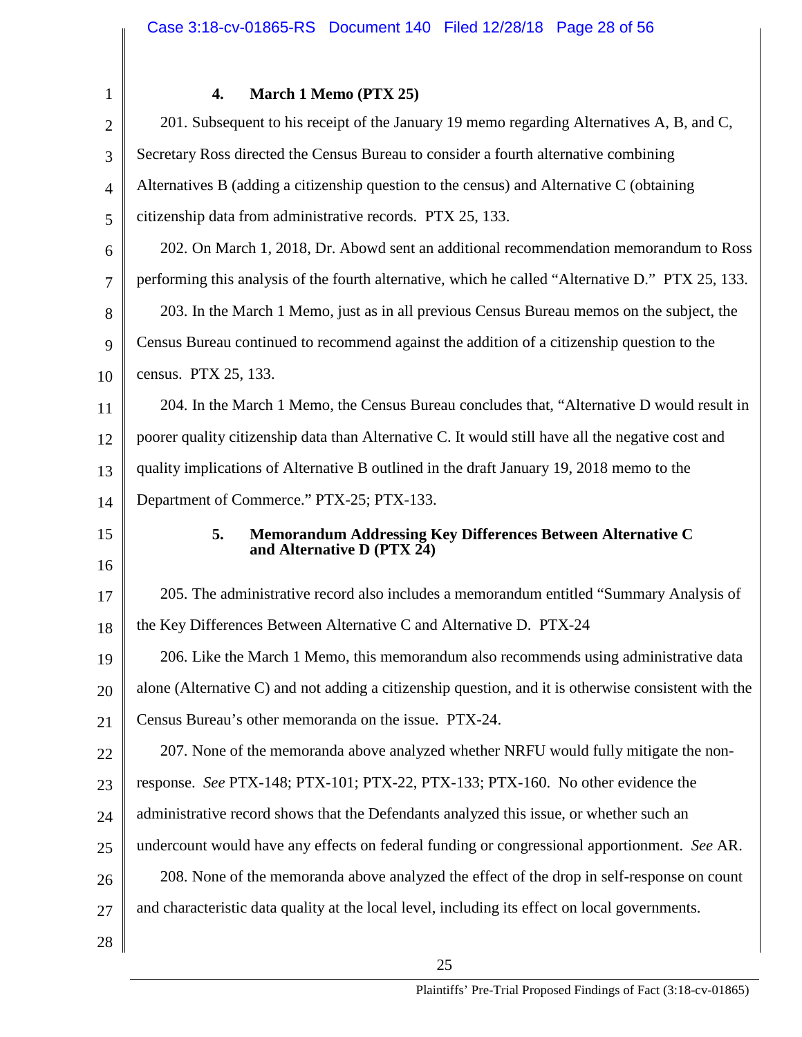#### 4. March 1 Memo (PTX 25)

201. Subsequent to his receipt of the January 19 memo regarding Alternatives A, B, and C, Secretary Ross directed the Census Bureau to consider a fourth alternative combining Alternatives B (adding a citizenship question to the census) and Alternative C (obtaining citizenship data from administrative records. PTX 25, 133.

202. On March 1, 2018, Dr. Abowd sent an additional recommendation memorandum to Ross performing this analysis of the fourth alternative, which he called "Alternative D." PTX 25, 133.

203. In the March 1 Memo, just as in all previous Census Bureau memos on the subject, the Census Bureau continued to recommend against the addition of a citizenship question to the census. PTX 25, 133.

204. In the March 1 Memo, the Census Bureau concludes that, "Alternative D would result in poorer quality citizenship data than Alternative C. It would still have all the negative cost and quality implications of Alternative B outlined in the draft January 19, 2018 memo to the Department of Commerce." PTX-25; PTX-133.

#### 5. Memorandum Addressing Key Differences Between Alternative C and Alternative D (PTX 24)

205. The administrative record also includes a memorandum entitled "Summary Analysis of the Key Differences Between Alternative C and Alternative D. PTX-24

206. Like the March 1 Memo, this memorandum also recommends using administrative data alone (Alternative C) and not adding a citizenship question, and it is otherwise consistent with the Census Bureau's other memoranda on the issue. PTX-24.

207. None of the memoranda above analyzed whether NRFU would fully mitigate the non-response. *See* PTX-148; PTX-101; PTX-22, PTX-133; PTX-160. No other evidence the administrative record shows that the Defendants analyzed this issue, or whether such an undercount would have any effects on federal funding or congressional apportionment. *See* AR.

208. None of the memoranda above analyzed the effect of the drop in self-response on count and characteristic data quality at the local level, including its effect on local governments.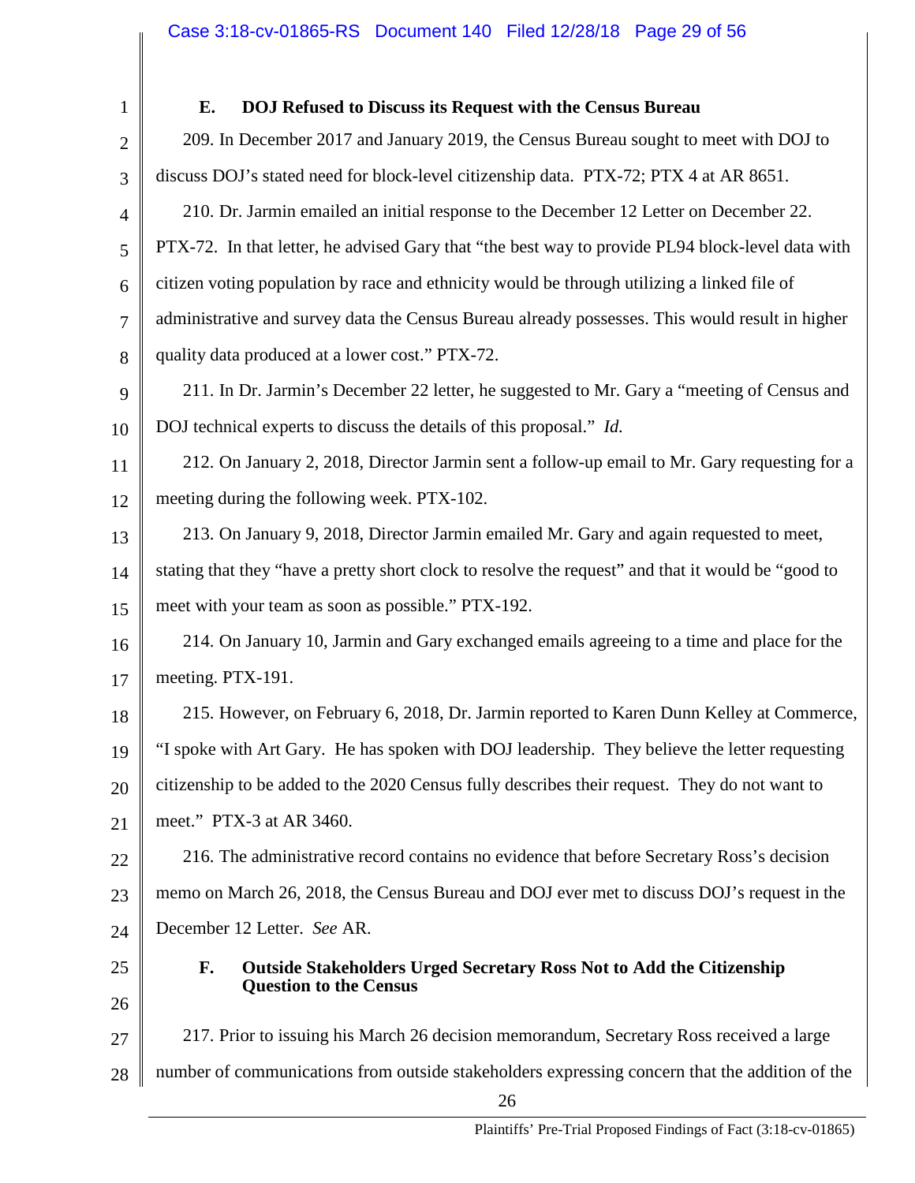### E. DOJ Refused to Discuss its Request with the Census Bureau

209. In December 2017 and January 2019, the Census Bureau sought to meet with DOJ to discuss DOJ's stated need for block-level citizenship data. PTX-72; PTX 4 at AR 8651.

210. Dr. Jarmin emailed an initial response to the December 12 Letter on December 22. PTX-72. In that letter, he advised Gary that "the best way to provide PL94 block-level data with citizen voting population by race and ethnicity would be through utilizing a linked file of administrative and survey data the Census Bureau already possesses. This would result in higher quality data produced at a lower cost." PTX-72.

211. In Dr. Jarmin's December 22 letter, he suggested to Mr. Gary a "meeting of Census and DOJ technical experts to discuss the details of this proposal." *Id.*

212. On January 2, 2018, Director Jarmin sent a follow-up email to Mr. Gary requesting for a meeting during the following week. PTX-102.

213. On January 9, 2018, Director Jarmin emailed Mr. Gary and again requested to meet, stating that they "have a pretty short clock to resolve the request" and that it would be "good to meet with your team as soon as possible." PTX-192.

214. On January 10, Jarmin and Gary exchanged emails agreeing to a time and place for the meeting. PTX-191.

215. However, on February 6, 2018, Dr. Jarmin reported to Karen Dunn Kelley at Commerce, "I spoke with Art Gary. He has spoken with DOJ leadership. They believe the letter requesting citizenship to be added to the 2020 Census fully describes their request. They do not want to meet." PTX-3 at AR 3460.

216. The administrative record contains no evidence that before Secretary Ross's decision memo on March 26, 2018, the Census Bureau and DOJ ever met to discuss DOJ's request in the December 12 Letter. *See* AR.

### F. Outside Stakeholders Urged Secretary Ross Not to Add the Citizenship Question to the Census

217. Prior to issuing his March 26 decision memorandum, Secretary Ross received a large number of communications from outside stakeholders expressing concern that the addition of the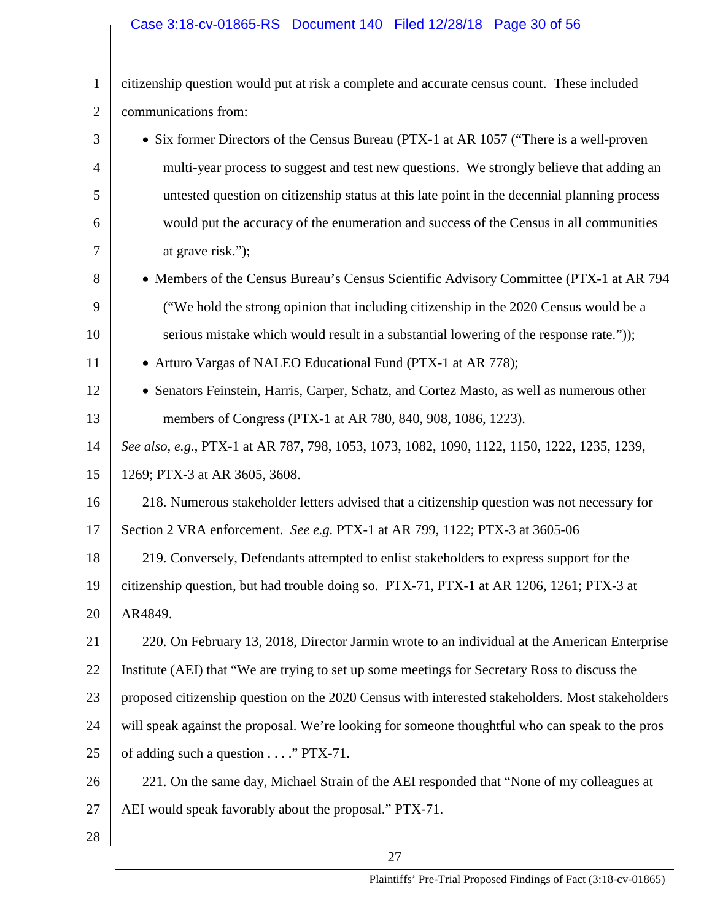citizenship question would put at risk a complete and accurate census count. These included communications from:

- Six former Directors of the Census Bureau (PTX-1 at AR 1057 ("There is a well-proven multi-year process to suggest and test new questions. We strongly believe that adding an untested question on citizenship status at this late point in the decennial planning process would put the accuracy of the enumeration and success of the Census in all communities at grave risk.");
- Members of the Census Bureau's Census Scientific Advisory Committee (PTX-1 at AR 794 ("We hold the strong opinion that including citizenship in the 2020 Census would be a serious mistake which would result in a substantial lowering of the response rate."));
- Arturo Vargas of NALEO Educational Fund (PTX-1 at AR 778);
- Senators Feinstein, Harris, Carper, Schatz, and Cortez Masto, as well as numerous other members of Congress (PTX-1 at AR 780, 840, 908, 1086, 1223).

*See also, e.g.*, PTX-1 at AR 787, 798, 1053, 1073, 1082, 1090, 1122, 1150, 1222, 1235, 1239, 1269; PTX-3 at AR 3605, 3608.

218. Numerous stakeholder letters advised that a citizenship question was not necessary for Section 2 VRA enforcement. *See e.g.* PTX-1 at AR 799, 1122; PTX-3 at 3605-06

219. Conversely, Defendants attempted to enlist stakeholders to express support for the citizenship question, but had trouble doing so. PTX-71, PTX-1 at AR 1206, 1261; PTX-3 at AR4849.

220. On February 13, 2018, Director Jarmin wrote to an individual at the American Enterprise Institute (AEI) that "We are trying to set up some meetings for Secretary Ross to discuss the proposed citizenship question on the 2020 Census with interested stakeholders. Most stakeholders will speak against the proposal. We're looking for someone thoughtful who can speak to the pros of adding such a question . . . ." PTX-71.

221. On the same day, Michael Strain of the AEI responded that "None of my colleagues at AEI would speak favorably about the proposal." PTX-71.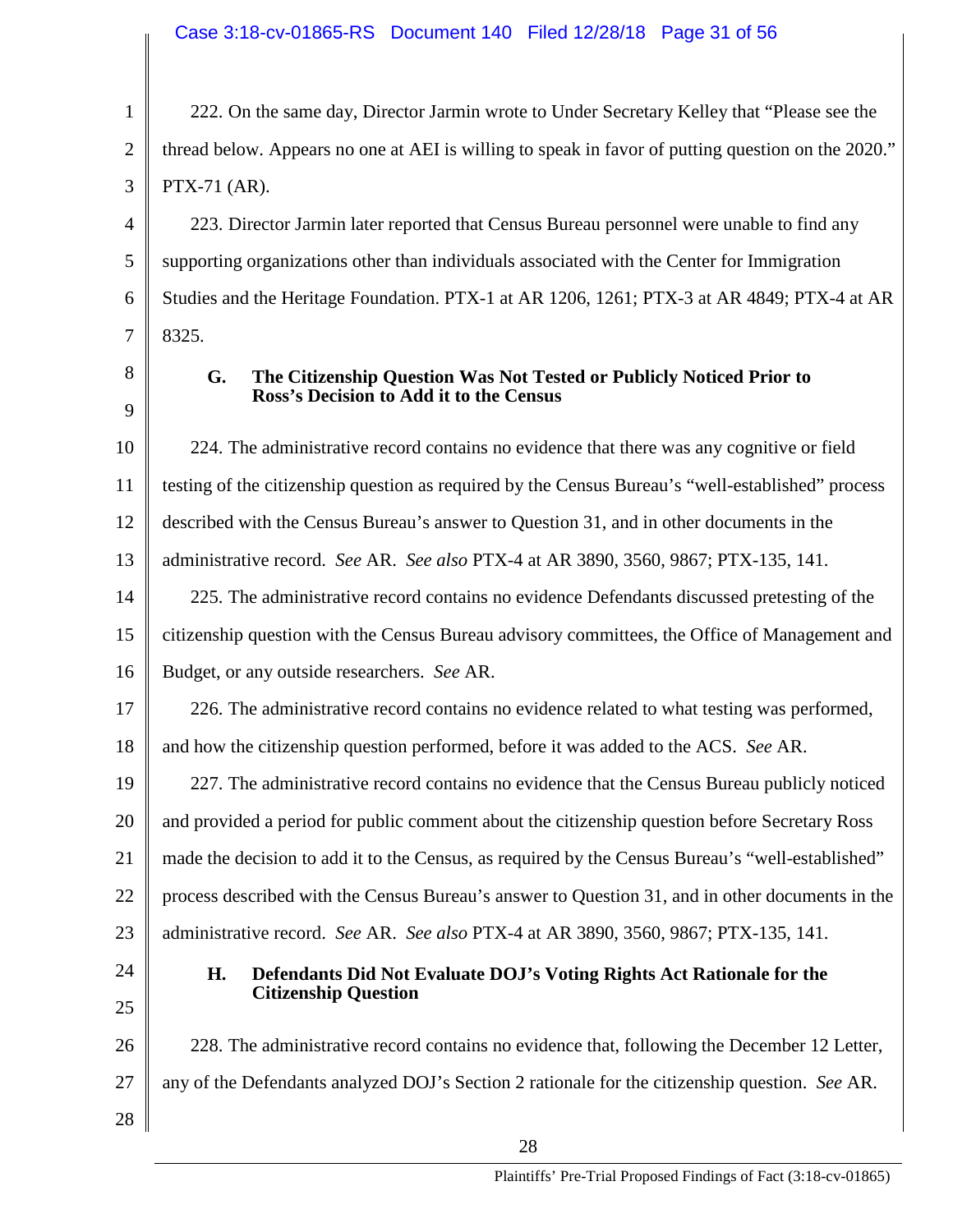222. On the same day, Director Jarmin wrote to Under Secretary Kelley that "Please see the thread below. Appears no one at AEI is willing to speak in favor of putting question on the 2020." PTX-71 (AR).

223. Director Jarmin later reported that Census Bureau personnel were unable to find any supporting organizations other than individuals associated with the Center for Immigration Studies and the Heritage Foundation. PTX-1 at AR 1206, 1261; PTX-3 at AR 4849; PTX-4 at AR 8325.

### G. The Citizenship Question Was Not Tested or Publicly Noticed Prior to Ross's Decision to Add it to the Census

224. The administrative record contains no evidence that there was any cognitive or field testing of the citizenship question as required by the Census Bureau's "well-established" process described with the Census Bureau's answer to Question 31, and in other documents in the administrative record. *See* AR. *See also* PTX-4 at AR 3890, 3560, 9867; PTX-135, 141.

225. The administrative record contains no evidence Defendants discussed pretesting of the citizenship question with the Census Bureau advisory committees, the Office of Management and Budget, or any outside researchers. *See* AR.

226. The administrative record contains no evidence related to what testing was performed, and how the citizenship question performed, before it was added to the ACS. *See* AR.

227. The administrative record contains no evidence that the Census Bureau publicly noticed and provided a period for public comment about the citizenship question before Secretary Ross made the decision to add it to the Census, as required by the Census Bureau's "well-established" process described with the Census Bureau's answer to Question 31, and in other documents in the administrative record. *See* AR. *See also* PTX-4 at AR 3890, 3560, 9867; PTX-135, 141.

### H. Defendants Did Not Evaluate DOJ's Voting Rights Act Rationale for the Citizenship Question

228. The administrative record contains no evidence that, following the December 12 Letter, any of the Defendants analyzed DOJ's Section 2 rationale for the citizenship question. *See* AR.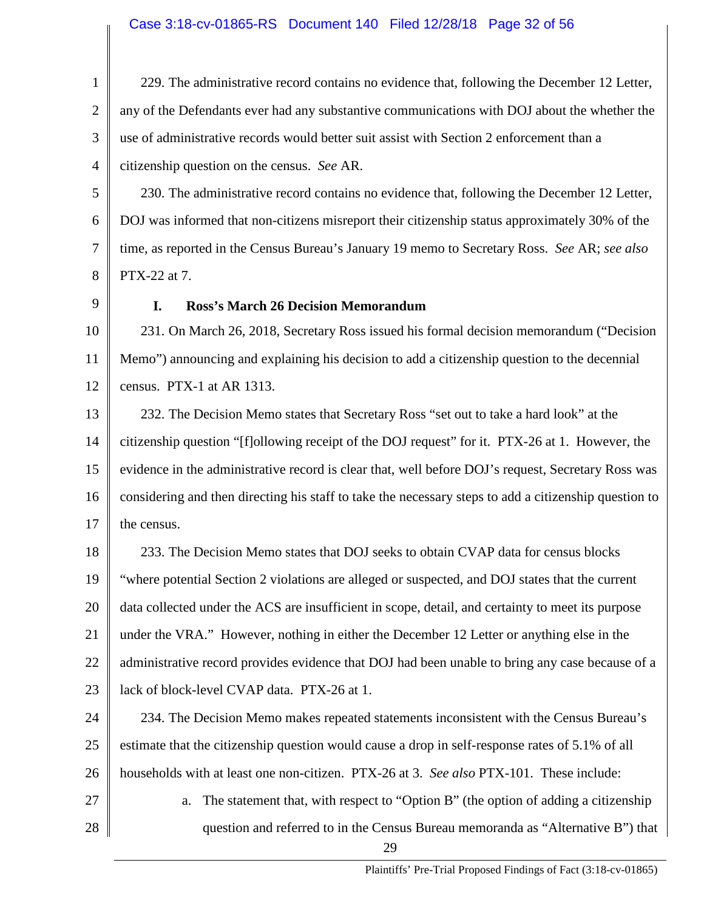229. The administrative record contains no evidence that, following the December 12 Letter, any of the Defendants ever had any substantive communications with DOJ about the whether the use of administrative records would better suit assist with Section 2 enforcement than a citizenship question on the census. *See* AR.

230. The administrative record contains no evidence that, following the December 12 Letter, DOJ was informed that non-citizens misreport their citizenship status approximately 30% of the time, as reported in the Census Bureau's January 19 memo to Secretary Ross. *See* AR; *see also* PTX-22 at 7.

### I. Ross's March 26 Decision Memorandum

231. On March 26, 2018, Secretary Ross issued his formal decision memorandum ("Decision Memo") announcing and explaining his decision to add a citizenship question to the decennial census. PTX-1 at AR 1313.

232. The Decision Memo states that Secretary Ross "set out to take a hard look" at the citizenship question "[f]ollowing receipt of the DOJ request" for it. PTX-26 at 1. However, the evidence in the administrative record is clear that, well before DOJ's request, Secretary Ross was considering and then directing his staff to take the necessary steps to add a citizenship question to the census.

233. The Decision Memo states that DOJ seeks to obtain CVAP data for census blocks "where potential Section 2 violations are alleged or suspected, and DOJ states that the current data collected under the ACS are insufficient in scope, detail, and certainty to meet its purpose under the VRA." However, nothing in either the December 12 Letter or anything else in the administrative record provides evidence that DOJ had been unable to bring any case because of a lack of block-level CVAP data. PTX-26 at 1.

234. The Decision Memo makes repeated statements inconsistent with the Census Bureau's estimate that the citizenship question would cause a drop in self-response rates of 5.1% of all households with at least one non-citizen. PTX-26 at 3. *See also* PTX-101. These include:

a. The statement that, with respect to "Option B" (the option of adding a citizenship question and referred to in the Census Bureau memoranda as "Alternative B") that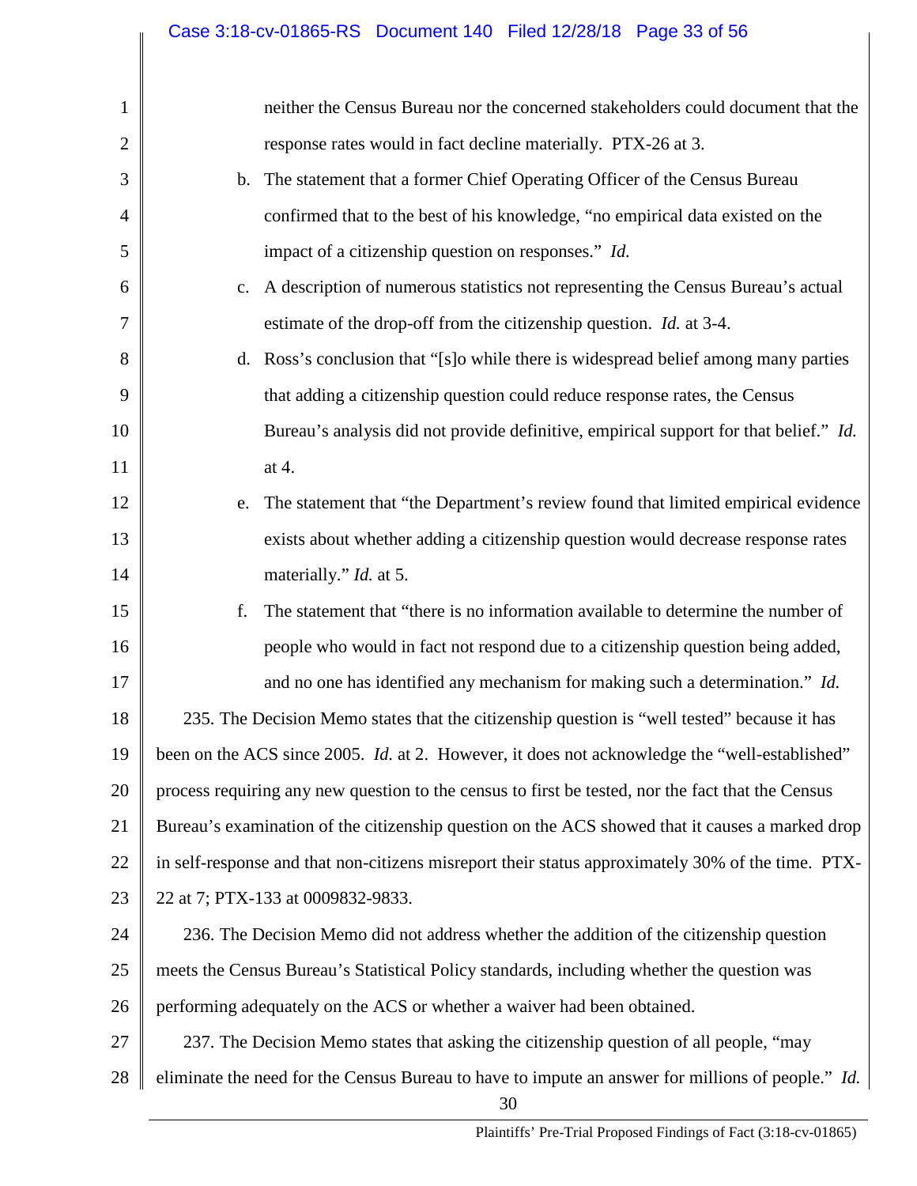neither the Census Bureau nor the concerned stakeholders could document that the response rates would in fact decline materially. PTX-26 at 3.

b. The statement that a former Chief Operating Officer of the Census Bureau confirmed that to the best of his knowledge, "no empirical data existed on the impact of a citizenship question on responses." *Id.*

c. A description of numerous statistics not representing the Census Bureau's actual estimate of the drop-off from the citizenship question. *Id.* at 3-4.

d. Ross's conclusion that "[s]o while there is widespread belief among many parties that adding a citizenship question could reduce response rates, the Census Bureau's analysis did not provide definitive, empirical support for that belief." *Id.* at 4.

e. The statement that "the Department's review found that limited empirical evidence exists about whether adding a citizenship question would decrease response rates materially." *Id.* at 5.

f. The statement that "there is no information available to determine the number of people who would in fact not respond due to a citizenship question being added, and no one has identified any mechanism for making such a determination." *Id.*

235. The Decision Memo states that the citizenship question is "well tested" because it has been on the ACS since 2005. *Id.* at 2. However, it does not acknowledge the "well-established" process requiring any new question to the census to first be tested, nor the fact that the Census Bureau's examination of the citizenship question on the ACS showed that it causes a marked drop in self-response and that non-citizens misreport their status approximately 30% of the time. PTX-22 at 7; PTX-133 at 0009832-9833.

236. The Decision Memo did not address whether the addition of the citizenship question meets the Census Bureau's Statistical Policy standards, including whether the question was performing adequately on the ACS or whether a waiver had been obtained.

237. The Decision Memo states that asking the citizenship question of all people, "may eliminate the need for the Census Bureau to have to impute an answer for millions of people." *Id.*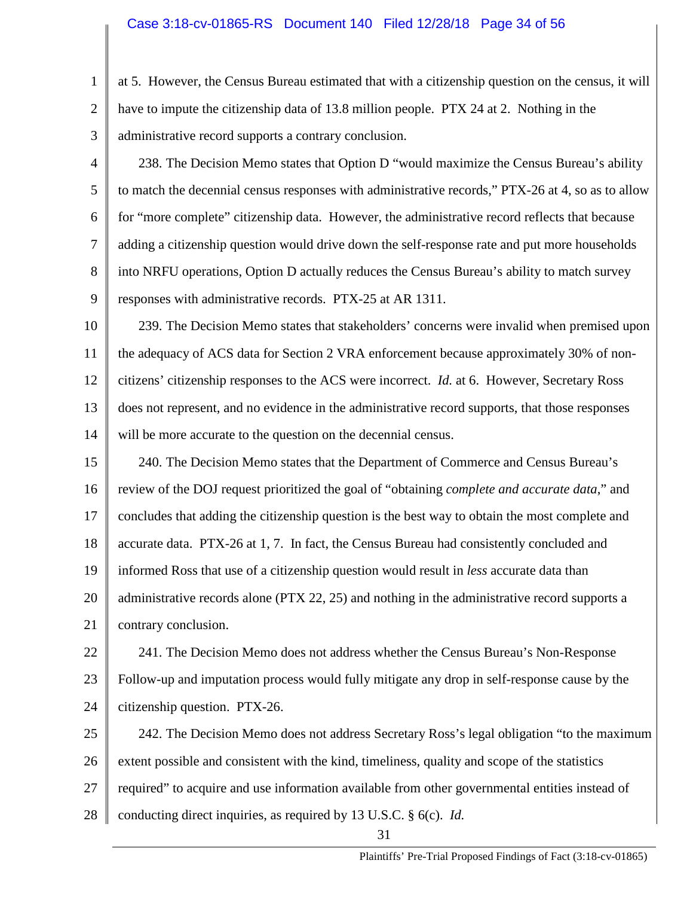at 5. However, the Census Bureau estimated that with a citizenship question on the census, it will have to impute the citizenship data of 13.8 million people. PTX 24 at 2. Nothing in the administrative record supports a contrary conclusion.

238. The Decision Memo states that Option D "would maximize the Census Bureau's ability to match the decennial census responses with administrative records," PTX-26 at 4, so as to allow for "more complete" citizenship data. However, the administrative record reflects that because adding a citizenship question would drive down the self-response rate and put more households into NRFU operations, Option D actually reduces the Census Bureau's ability to match survey responses with administrative records. PTX-25 at AR 1311.

239. The Decision Memo states that stakeholders' concerns were invalid when premised upon the adequacy of ACS data for Section 2 VRA enforcement because approximately 30% of non-citizens' citizenship responses to the ACS were incorrect. *Id.* at 6. However, Secretary Ross does not represent, and no evidence in the administrative record supports, that those responses will be more accurate to the question on the decennial census.

240. The Decision Memo states that the Department of Commerce and Census Bureau's review of the DOJ request prioritized the goal of "obtaining *complete and accurate data*," and concludes that adding the citizenship question is the best way to obtain the most complete and accurate data. PTX-26 at 1, 7. In fact, the Census Bureau had consistently concluded and informed Ross that use of a citizenship question would result in *less* accurate data than administrative records alone (PTX 22, 25) and nothing in the administrative record supports a contrary conclusion.

241. The Decision Memo does not address whether the Census Bureau's Non-Response Follow-up and imputation process would fully mitigate any drop in self-response cause by the citizenship question. PTX-26.

242. The Decision Memo does not address Secretary Ross's legal obligation "to the maximum extent possible and consistent with the kind, timeliness, quality and scope of the statistics required" to acquire and use information available from other governmental entities instead of conducting direct inquiries, as required by 13 U.S.C. § 6(c). *Id.*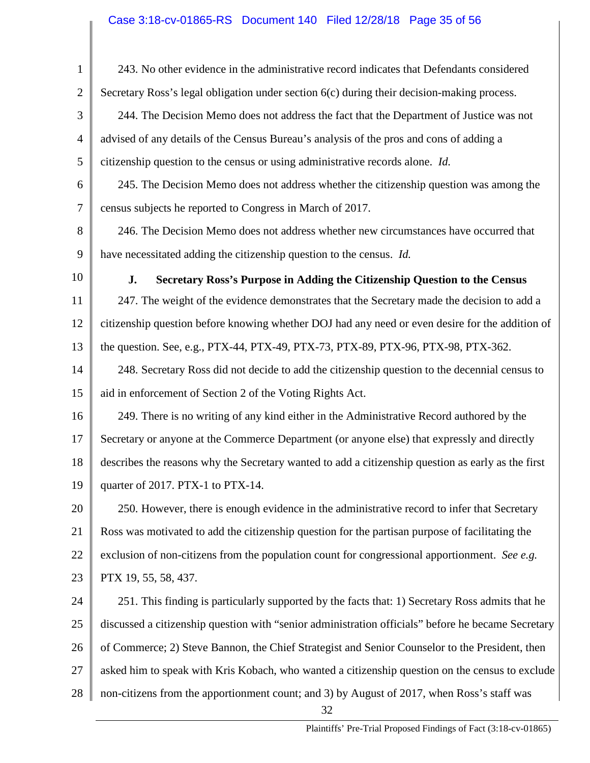243. No other evidence in the administrative record indicates that Defendants considered Secretary Ross's legal obligation under section 6(c) during their decision-making process.

244. The Decision Memo does not address the fact that the Department of Justice was not advised of any details of the Census Bureau's analysis of the pros and cons of adding a citizenship question to the census or using administrative records alone. *Id.*

245. The Decision Memo does not address whether the citizenship question was among the census subjects he reported to Congress in March of 2017.

246. The Decision Memo does not address whether new circumstances have occurred that have necessitated adding the citizenship question to the census. *Id.*

### J. Secretary Ross's Purpose in Adding the Citizenship Question to the Census

247. The weight of the evidence demonstrates that the Secretary made the decision to add a citizenship question before knowing whether DOJ had any need or even desire for the addition of the question. See, e.g., PTX-44, PTX-49, PTX-73, PTX-89, PTX-96, PTX-98, PTX-362.

248. Secretary Ross did not decide to add the citizenship question to the decennial census to aid in enforcement of Section 2 of the Voting Rights Act.

249. There is no writing of any kind either in the Administrative Record authored by the Secretary or anyone at the Commerce Department (or anyone else) that expressly and directly describes the reasons why the Secretary wanted to add a citizenship question as early as the first quarter of 2017. PTX-1 to PTX-14.

250. However, there is enough evidence in the administrative record to infer that Secretary Ross was motivated to add the citizenship question for the partisan purpose of facilitating the exclusion of non-citizens from the population count for congressional apportionment. *See e.g.* PTX 19, 55, 58, 437.

251. This finding is particularly supported by the facts that: 1) Secretary Ross admits that he discussed a citizenship question with "senior administration officials" before he became Secretary of Commerce; 2) Steve Bannon, the Chief Strategist and Senior Counselor to the President, then asked him to speak with Kris Kobach, who wanted a citizenship question on the census to exclude non-citizens from the apportionment count; and 3) by August of 2017, when Ross's staff was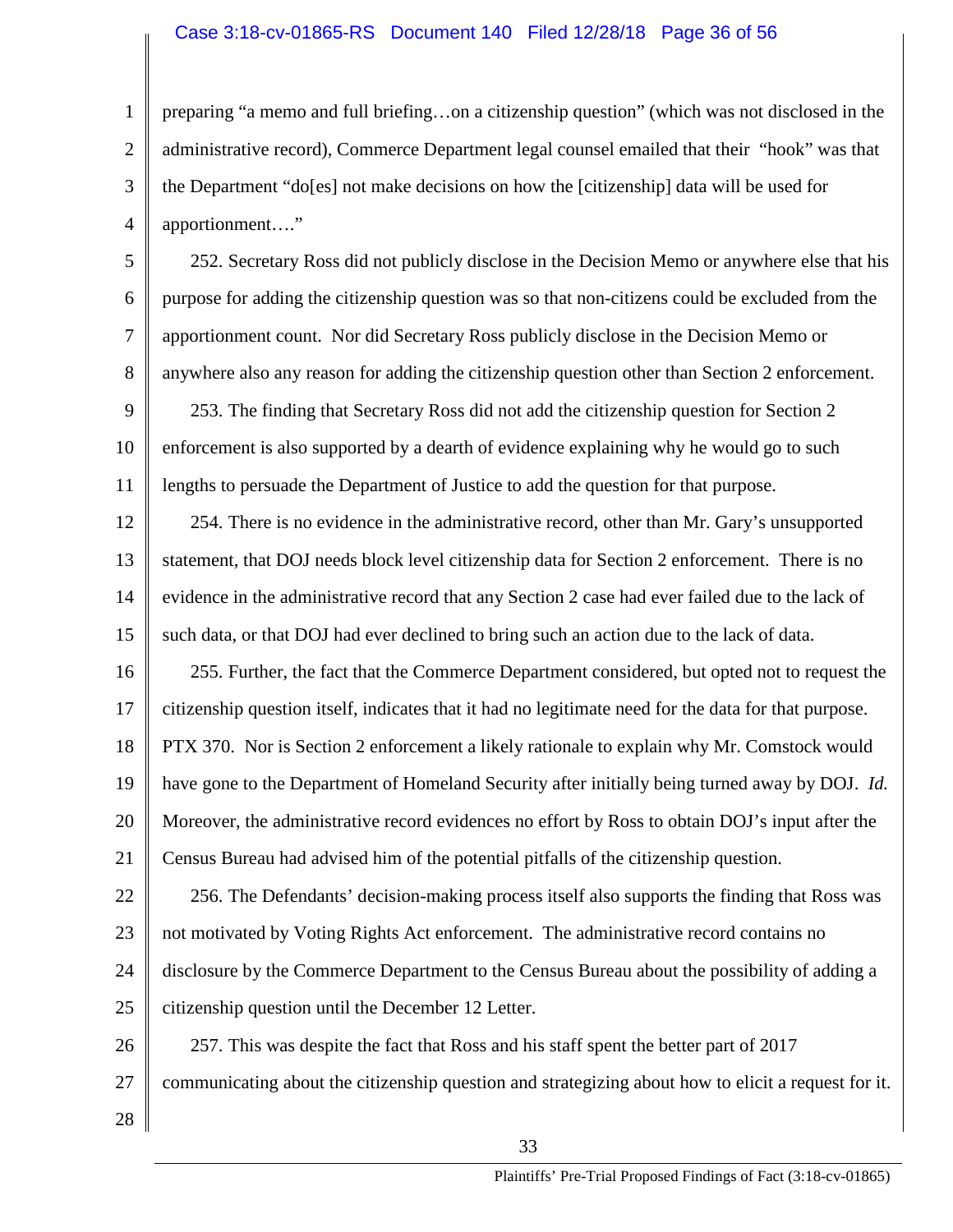preparing "a memo and full briefing…on a citizenship question" (which was not disclosed in the administrative record), Commerce Department legal counsel emailed that their "hook" was that the Department "do[es] not make decisions on how the [citizenship] data will be used for apportionment…."

252. Secretary Ross did not publicly disclose in the Decision Memo or anywhere else that his purpose for adding the citizenship question was so that non-citizens could be excluded from the apportionment count. Nor did Secretary Ross publicly disclose in the Decision Memo or anywhere also any reason for adding the citizenship question other than Section 2 enforcement.

253. The finding that Secretary Ross did not add the citizenship question for Section 2 enforcement is also supported by a dearth of evidence explaining why he would go to such lengths to persuade the Department of Justice to add the question for that purpose.

254. There is no evidence in the administrative record, other than Mr. Gary's unsupported statement, that DOJ needs block level citizenship data for Section 2 enforcement. There is no evidence in the administrative record that any Section 2 case had ever failed due to the lack of such data, or that DOJ had ever declined to bring such an action due to the lack of data.

255. Further, the fact that the Commerce Department considered, but opted not to request the citizenship question itself, indicates that it had no legitimate need for the data for that purpose. PTX 370. Nor is Section 2 enforcement a likely rationale to explain why Mr. Comstock would have gone to the Department of Homeland Security after initially being turned away by DOJ. *Id.* Moreover, the administrative record evidences no effort by Ross to obtain DOJ's input after the Census Bureau had advised him of the potential pitfalls of the citizenship question.

256. The Defendants' decision-making process itself also supports the finding that Ross was not motivated by Voting Rights Act enforcement. The administrative record contains no disclosure by the Commerce Department to the Census Bureau about the possibility of adding a citizenship question until the December 12 Letter.

257. This was despite the fact that Ross and his staff spent the better part of 2017 communicating about the citizenship question and strategizing about how to elicit a request for it.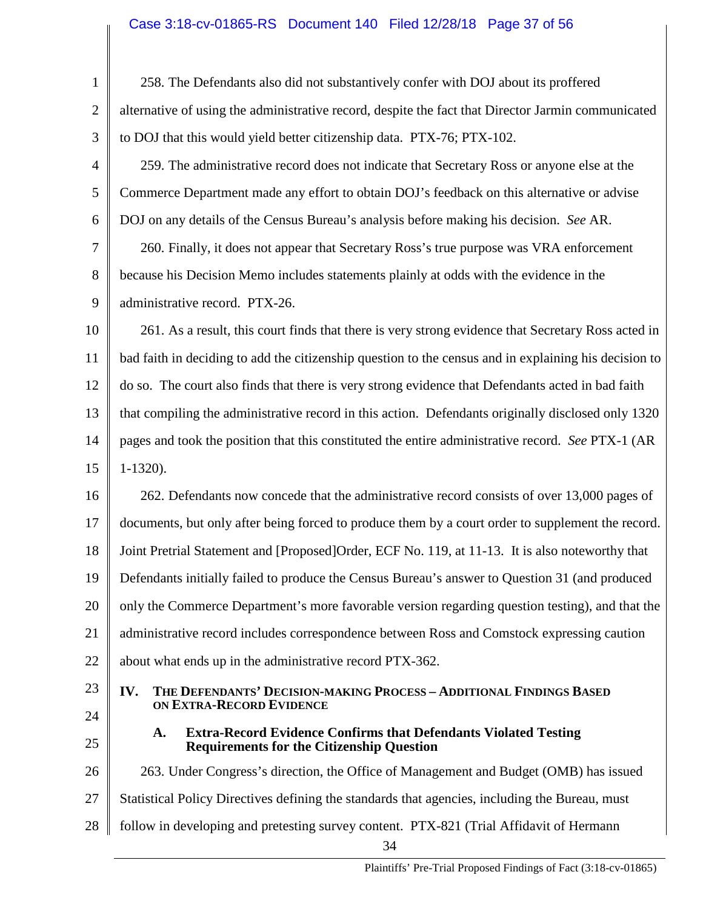258. The Defendants also did not substantively confer with DOJ about its proffered alternative of using the administrative record, despite the fact that Director Jarmin communicated to DOJ that this would yield better citizenship data. PTX-76; PTX-102.

259. The administrative record does not indicate that Secretary Ross or anyone else at the Commerce Department made any effort to obtain DOJ's feedback on this alternative or advise DOJ on any details of the Census Bureau's analysis before making his decision. *See* AR.

260. Finally, it does not appear that Secretary Ross's true purpose was VRA enforcement because his Decision Memo includes statements plainly at odds with the evidence in the administrative record. PTX-26.

261. As a result, this court finds that there is very strong evidence that Secretary Ross acted in bad faith in deciding to add the citizenship question to the census and in explaining his decision to do so. The court also finds that there is very strong evidence that Defendants acted in bad faith that compiling the administrative record in this action. Defendants originally disclosed only 1320 pages and took the position that this constituted the entire administrative record. *See* PTX-1 (AR 1-1320).

262. Defendants now concede that the administrative record consists of over 13,000 pages of documents, but only after being forced to produce them by a court order to supplement the record. Joint Pretrial Statement and [Proposed]Order, ECF No. 119, at 11-13. It is also noteworthy that Defendants initially failed to produce the Census Bureau's answer to Question 31 (and produced only the Commerce Department's more favorable version regarding question testing), and that the administrative record includes correspondence between Ross and Comstock expressing caution about what ends up in the administrative record PTX-362.

## IV. The Defendants' Decision-making Process – Additional Findings Based on Extra-Record Evidence

### A. Extra-Record Evidence Confirms that Defendants Violated Testing Requirements for the Citizenship Question

263. Under Congress's direction, the Office of Management and Budget (OMB) has issued Statistical Policy Directives defining the standards that agencies, including the Bureau, must follow in developing and pretesting survey content. PTX-821 (Trial Affidavit of Hermann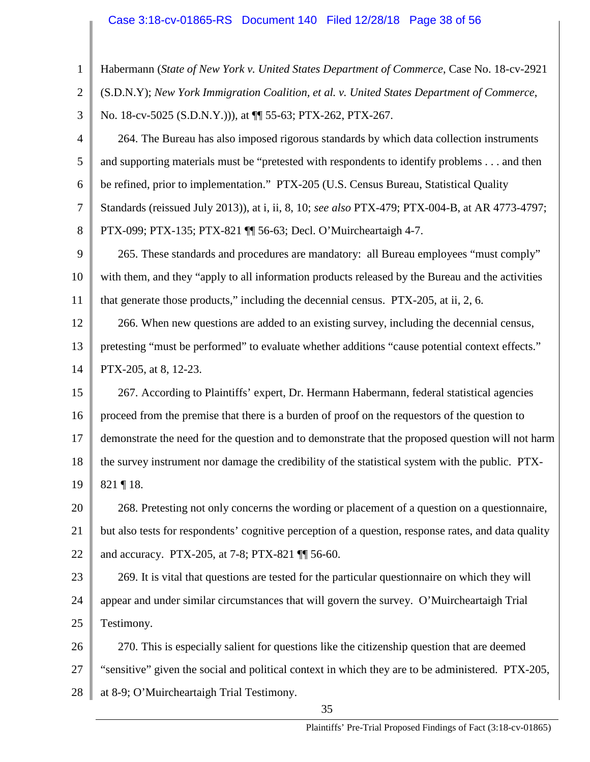Habermann (*State of New York v. United States Department of Commerce*, Case No. 18-cv-2921 (S.D.N.Y); *New York Immigration Coalition, et al. v. United States Department of Commerce*, No. 18-cv-5025 (S.D.N.Y.))), at ¶¶ 55-63; PTX-262, PTX-267.

264. The Bureau has also imposed rigorous standards by which data collection instruments and supporting materials must be "pretested with respondents to identify problems . . . and then be refined, prior to implementation." PTX-205 (U.S. Census Bureau, Statistical Quality Standards (reissued July 2013)), at i, ii, 8, 10; *see also* PTX-479; PTX-004-B, at AR 4773-4797; PTX-099; PTX-135; PTX-821 ¶¶ 56-63; Decl. O'Muircheartaigh 4-7.

265. These standards and procedures are mandatory: all Bureau employees "must comply" with them, and they "apply to all information products released by the Bureau and the activities that generate those products," including the decennial census. PTX-205, at ii, 2, 6.

266. When new questions are added to an existing survey, including the decennial census, pretesting "must be performed" to evaluate whether additions "cause potential context effects." PTX-205, at 8, 12-23.

267. According to Plaintiffs' expert, Dr. Hermann Habermann, federal statistical agencies proceed from the premise that there is a burden of proof on the requestors of the question to demonstrate the need for the question and to demonstrate that the proposed question will not harm the survey instrument nor damage the credibility of the statistical system with the public. PTX-821 ¶ 18.

268. Pretesting not only concerns the wording or placement of a question on a questionnaire, but also tests for respondents' cognitive perception of a question, response rates, and data quality and accuracy. PTX-205, at 7-8; PTX-821 ¶¶ 56-60.

269. It is vital that questions are tested for the particular questionnaire on which they will appear and under similar circumstances that will govern the survey. O'Muircheartaigh Trial Testimony.

270. This is especially salient for questions like the citizenship question that are deemed "sensitive" given the social and political context in which they are to be administered. PTX-205, at 8-9; O'Muircheartaigh Trial Testimony.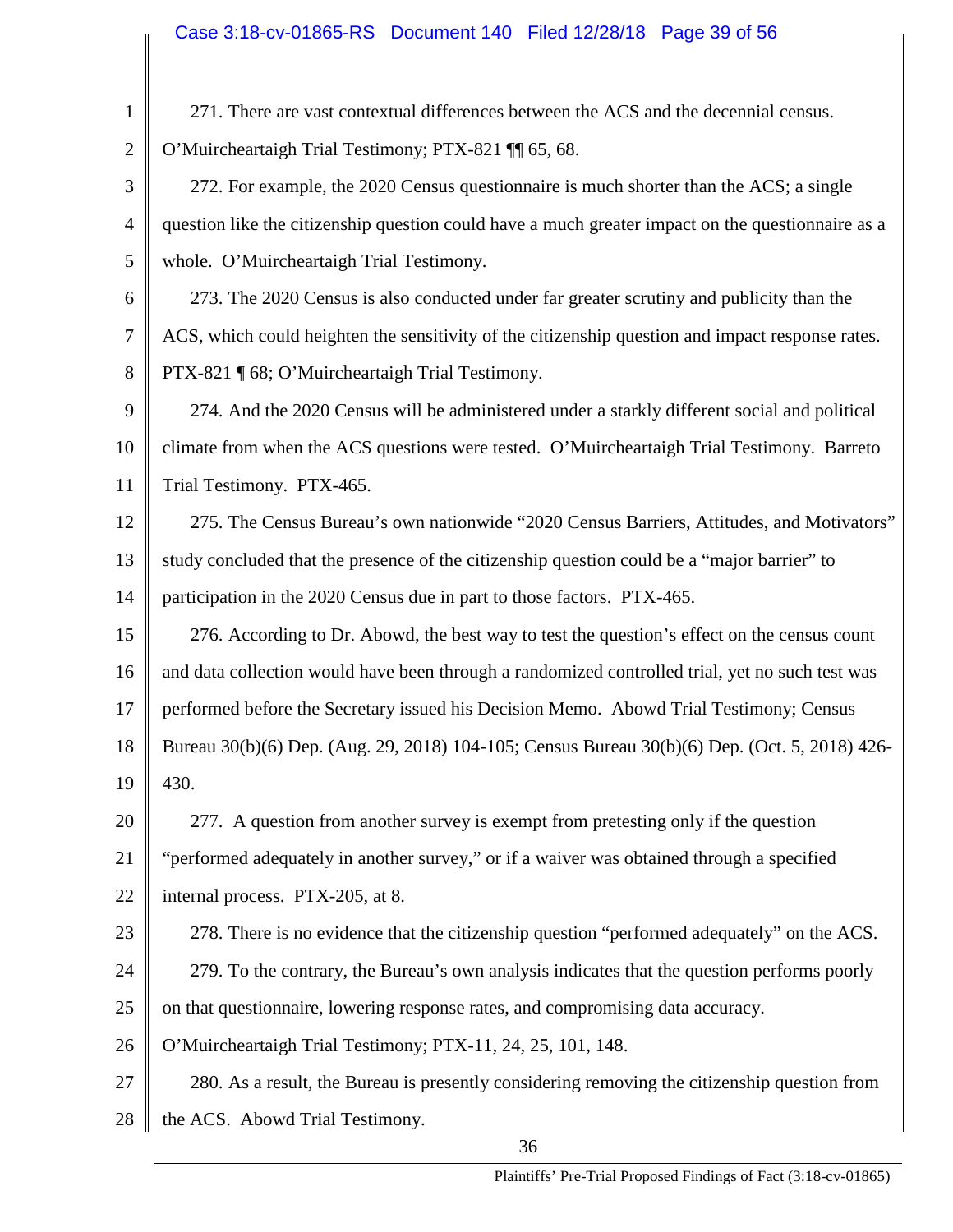271. There are vast contextual differences between the ACS and the decennial census. O'Muircheartaigh Trial Testimony; PTX-821 ¶¶ 65, 68.

272. For example, the 2020 Census questionnaire is much shorter than the ACS; a single question like the citizenship question could have a much greater impact on the questionnaire as a whole. O'Muircheartaigh Trial Testimony.

273. The 2020 Census is also conducted under far greater scrutiny and publicity than the ACS, which could heighten the sensitivity of the citizenship question and impact response rates. PTX-821 ¶ 68; O'Muircheartaigh Trial Testimony.

274. And the 2020 Census will be administered under a starkly different social and political climate from when the ACS questions were tested. O'Muircheartaigh Trial Testimony. Barreto Trial Testimony. PTX-465.

275. The Census Bureau's own nationwide "2020 Census Barriers, Attitudes, and Motivators" study concluded that the presence of the citizenship question could be a "major barrier" to participation in the 2020 Census due in part to those factors. PTX-465.

276. According to Dr. Abowd, the best way to test the question's effect on the census count and data collection would have been through a randomized controlled trial, yet no such test was performed before the Secretary issued his Decision Memo. Abowd Trial Testimony; Census Bureau 30(b)(6) Dep. (Aug. 29, 2018) 104-105; Census Bureau 30(b)(6) Dep. (Oct. 5, 2018) 426-430.

277. A question from another survey is exempt from pretesting only if the question "performed adequately in another survey," or if a waiver was obtained through a specified internal process. PTX-205, at 8.

278. There is no evidence that the citizenship question "performed adequately" on the ACS.

279. To the contrary, the Bureau's own analysis indicates that the question performs poorly on that questionnaire, lowering response rates, and compromising data accuracy. O'Muircheartaigh Trial Testimony; PTX-11, 24, 25, 101, 148.

280. As a result, the Bureau is presently considering removing the citizenship question from the ACS. Abowd Trial Testimony.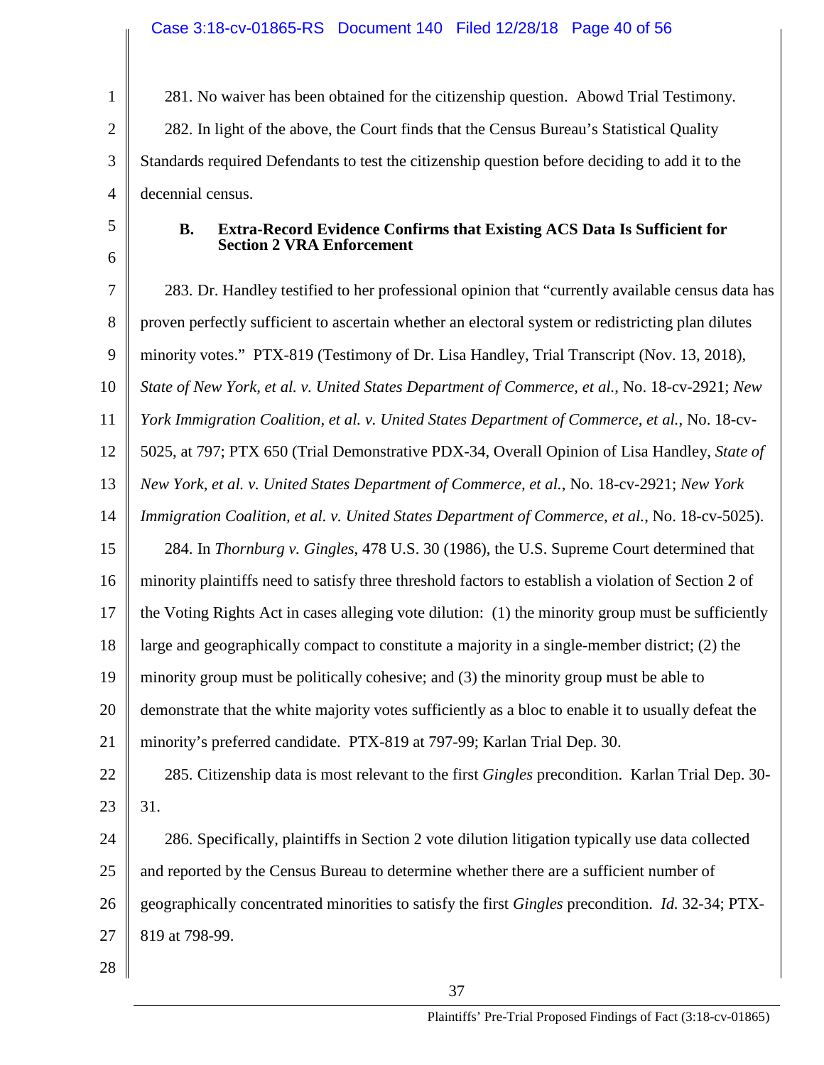281. No waiver has been obtained for the citizenship question. Abowd Trial Testimony.

282. In light of the above, the Court finds that the Census Bureau's Statistical Quality Standards required Defendants to test the citizenship question before deciding to add it to the decennial census.

### B. Extra-Record Evidence Confirms that Existing ACS Data Is Sufficient for Section 2 VRA Enforcement

283. Dr. Handley testified to her professional opinion that "currently available census data has proven perfectly sufficient to ascertain whether an electoral system or redistricting plan dilutes minority votes." PTX-819 (Testimony of Dr. Lisa Handley, Trial Transcript (Nov. 13, 2018), *State of New York, et al. v. United States Department of Commerce, et al.*, No. 18-cv-2921; *New York Immigration Coalition, et al. v. United States Department of Commerce, et al.*, No. 18-cv-5025, at 797; PTX 650 (Trial Demonstrative PDX-34, Overall Opinion of Lisa Handley, *State of New York, et al. v. United States Department of Commerce, et al.*, No. 18-cv-2921; *New York Immigration Coalition, et al. v. United States Department of Commerce, et al.*, No. 18-cv-5025).

284. In *Thornburg v. Gingles*, 478 U.S. 30 (1986), the U.S. Supreme Court determined that minority plaintiffs need to satisfy three threshold factors to establish a violation of Section 2 of the Voting Rights Act in cases alleging vote dilution: (1) the minority group must be sufficiently large and geographically compact to constitute a majority in a single-member district; (2) the minority group must be politically cohesive; and (3) the minority group must be able to demonstrate that the white majority votes sufficiently as a bloc to enable it to usually defeat the minority's preferred candidate. PTX-819 at 797-99; Karlan Trial Dep. 30.

285. Citizenship data is most relevant to the first *Gingles* precondition. Karlan Trial Dep. 30-31.

286. Specifically, plaintiffs in Section 2 vote dilution litigation typically use data collected and reported by the Census Bureau to determine whether there are a sufficient number of geographically concentrated minorities to satisfy the first *Gingles* precondition. *Id.* 32-34; PTX-819 at 798-99.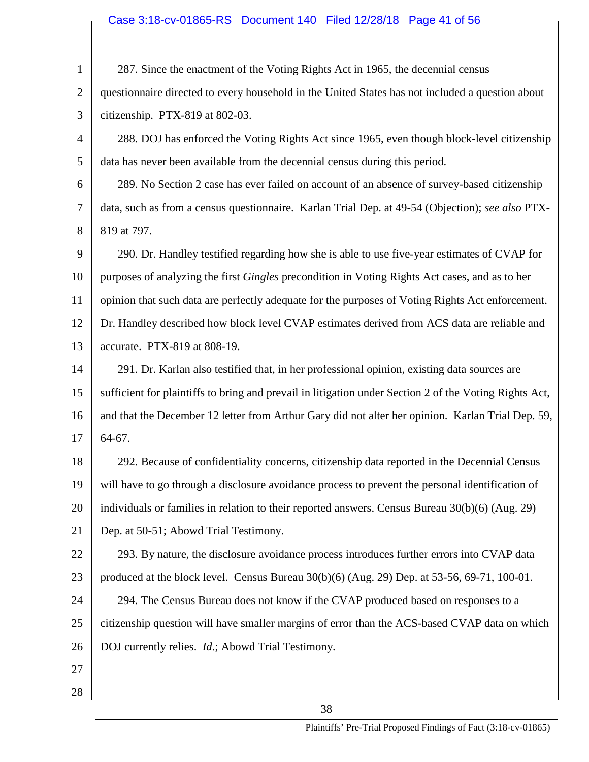287. Since the enactment of the Voting Rights Act in 1965, the decennial census questionnaire directed to every household in the United States has not included a question about citizenship. PTX-819 at 802-03.

288. DOJ has enforced the Voting Rights Act since 1965, even though block-level citizenship data has never been available from the decennial census during this period.

289. No Section 2 case has ever failed on account of an absence of survey-based citizenship data, such as from a census questionnaire. Karlan Trial Dep. at 49-54 (Objection); *see also* PTX-819 at 797.

290. Dr. Handley testified regarding how she is able to use five-year estimates of CVAP for purposes of analyzing the first *Gingles* precondition in Voting Rights Act cases, and as to her opinion that such data are perfectly adequate for the purposes of Voting Rights Act enforcement. Dr. Handley described how block level CVAP estimates derived from ACS data are reliable and accurate. PTX-819 at 808-19.

291. Dr. Karlan also testified that, in her professional opinion, existing data sources are sufficient for plaintiffs to bring and prevail in litigation under Section 2 of the Voting Rights Act, and that the December 12 letter from Arthur Gary did not alter her opinion. Karlan Trial Dep. 59, 64-67.

292. Because of confidentiality concerns, citizenship data reported in the Decennial Census will have to go through a disclosure avoidance process to prevent the personal identification of individuals or families in relation to their reported answers. Census Bureau 30(b)(6) (Aug. 29) Dep. at 50-51; Abowd Trial Testimony.

293. By nature, the disclosure avoidance process introduces further errors into CVAP data produced at the block level. Census Bureau 30(b)(6) (Aug. 29) Dep. at 53-56, 69-71, 100-01.

294. The Census Bureau does not know if the CVAP produced based on responses to a citizenship question will have smaller margins of error than the ACS-based CVAP data on which DOJ currently relies. *Id.*; Abowd Trial Testimony.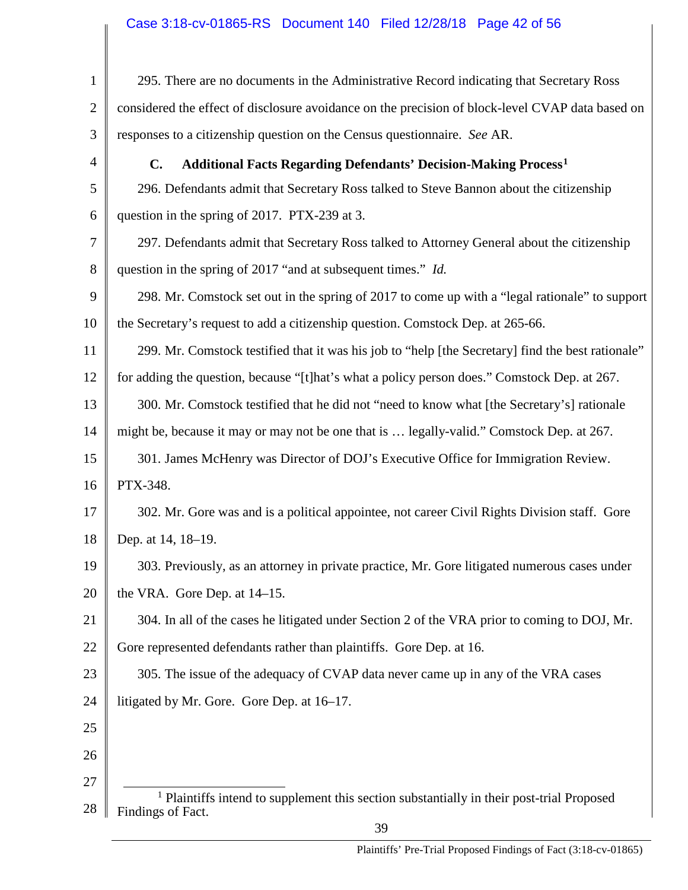295. There are no documents in the Administrative Record indicating that Secretary Ross considered the effect of disclosure avoidance on the precision of block-level CVAP data based on responses to a citizenship question on the Census questionnaire. *See* AR.

### C. Additional Facts Regarding Defendants' Decision-Making Process[1]

296. Defendants admit that Secretary Ross talked to Steve Bannon about the citizenship question in the spring of 2017. PTX-239 at 3.

297. Defendants admit that Secretary Ross talked to Attorney General about the citizenship question in the spring of 2017 "and at subsequent times." *Id.*

298. Mr. Comstock set out in the spring of 2017 to come up with a "legal rationale" to support the Secretary's request to add a citizenship question. Comstock Dep. at 265-66.

299. Mr. Comstock testified that it was his job to "help [the Secretary] find the best rationale" for adding the question, because "[t]hat's what a policy person does." Comstock Dep. at 267.

300. Mr. Comstock testified that he did not "need to know what [the Secretary's] rationale might be, because it may or may not be one that is … legally-valid." Comstock Dep. at 267.

301. James McHenry was Director of DOJ's Executive Office for Immigration Review. PTX-348.

302. Mr. Gore was and is a political appointee, not career Civil Rights Division staff. Gore Dep. at 14, 18–19.

303. Previously, as an attorney in private practice, Mr. Gore litigated numerous cases under the VRA. Gore Dep. at 14–15.

304. In all of the cases he litigated under Section 2 of the VRA prior to coming to DOJ, Mr. Gore represented defendants rather than plaintiffs. Gore Dep. at 16.

305. The issue of the adequacy of CVAP data never came up in any of the VRA cases litigated by Mr. Gore. Gore Dep. at 16–17.

---

[1] Plaintiffs intend to supplement this section substantially in their post-trial Proposed Findings of Fact.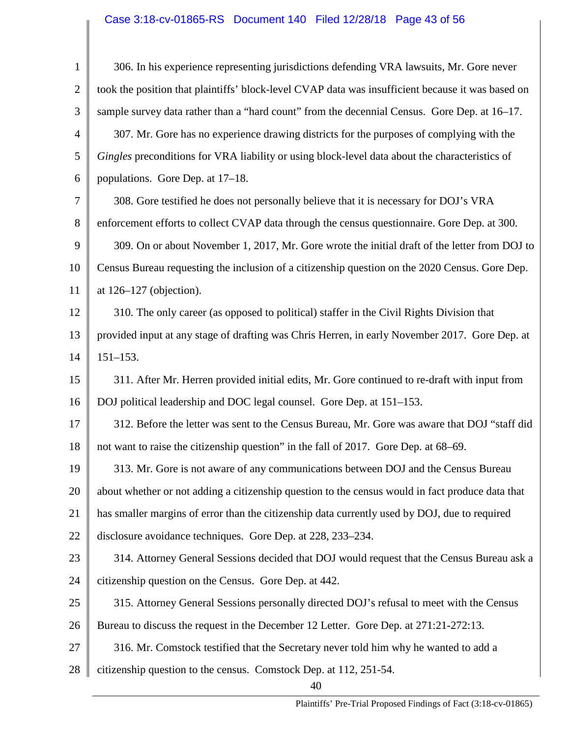306. In his experience representing jurisdictions defending VRA lawsuits, Mr. Gore never took the position that plaintiffs' block-level CVAP data was insufficient because it was based on sample survey data rather than a "hard count" from the decennial Census. Gore Dep. at 16–17.

307. Mr. Gore has no experience drawing districts for the purposes of complying with the *Gingles* preconditions for VRA liability or using block-level data about the characteristics of populations. Gore Dep. at 17–18.

308. Gore testified he does not personally believe that it is necessary for DOJ's VRA enforcement efforts to collect CVAP data through the census questionnaire. Gore Dep. at 300.

309. On or about November 1, 2017, Mr. Gore wrote the initial draft of the letter from DOJ to Census Bureau requesting the inclusion of a citizenship question on the 2020 Census. Gore Dep. at 126–127 (objection).

310. The only career (as opposed to political) staffer in the Civil Rights Division that provided input at any stage of drafting was Chris Herren, in early November 2017. Gore Dep. at 151–153.

311. After Mr. Herren provided initial edits, Mr. Gore continued to re-draft with input from DOJ political leadership and DOC legal counsel. Gore Dep. at 151–153.

312. Before the letter was sent to the Census Bureau, Mr. Gore was aware that DOJ "staff did not want to raise the citizenship question" in the fall of 2017. Gore Dep. at 68–69.

313. Mr. Gore is not aware of any communications between DOJ and the Census Bureau about whether or not adding a citizenship question to the census would in fact produce data that has smaller margins of error than the citizenship data currently used by DOJ, due to required disclosure avoidance techniques. Gore Dep. at 228, 233–234.

314. Attorney General Sessions decided that DOJ would request that the Census Bureau ask a citizenship question on the Census. Gore Dep. at 442.

315. Attorney General Sessions personally directed DOJ's refusal to meet with the Census Bureau to discuss the request in the December 12 Letter. Gore Dep. at 271:21-272:13.

316. Mr. Comstock testified that the Secretary never told him why he wanted to add a citizenship question to the census. Comstock Dep. at 112, 251-54.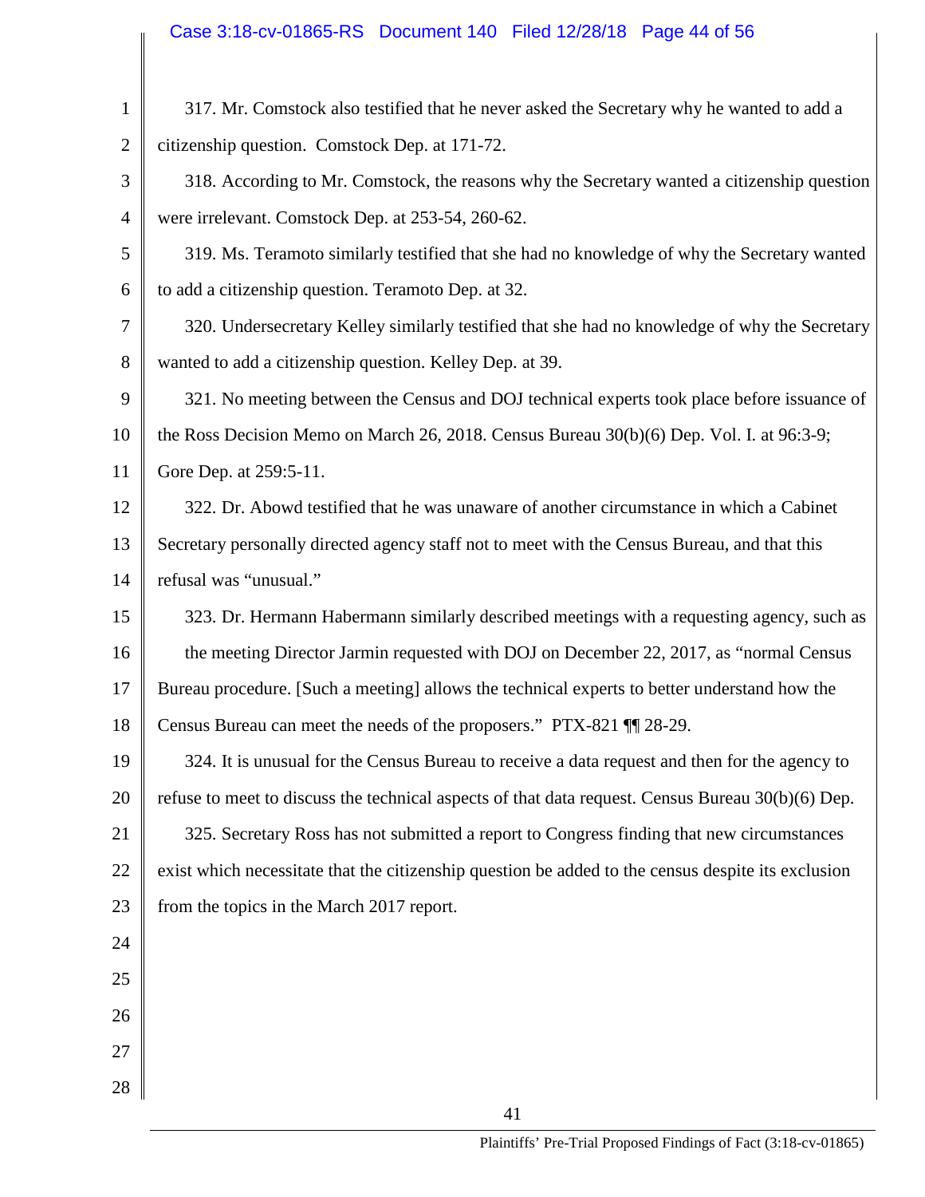317. Mr. Comstock also testified that he never asked the Secretary why he wanted to add a citizenship question. Comstock Dep. at 171-72.

318. According to Mr. Comstock, the reasons why the Secretary wanted a citizenship question were irrelevant. Comstock Dep. at 253-54, 260-62.

319. Ms. Teramoto similarly testified that she had no knowledge of why the Secretary wanted to add a citizenship question. Teramoto Dep. at 32.

320. Undersecretary Kelley similarly testified that she had no knowledge of why the Secretary wanted to add a citizenship question. Kelley Dep. at 39.

321. No meeting between the Census and DOJ technical experts took place before issuance of the Ross Decision Memo on March 26, 2018. Census Bureau 30(b)(6) Dep. Vol. I. at 96:3-9; Gore Dep. at 259:5-11.

322. Dr. Abowd testified that he was unaware of another circumstance in which a Cabinet Secretary personally directed agency staff not to meet with the Census Bureau, and that this refusal was "unusual."

323. Dr. Hermann Habermann similarly described meetings with a requesting agency, such as the meeting Director Jarmin requested with DOJ on December 22, 2017, as "normal Census Bureau procedure. [Such a meeting] allows the technical experts to better understand how the Census Bureau can meet the needs of the proposers." PTX-821 ¶¶ 28-29.

324. It is unusual for the Census Bureau to receive a data request and then for the agency to refuse to meet to discuss the technical aspects of that data request. Census Bureau 30(b)(6) Dep.

325. Secretary Ross has not submitted a report to Congress finding that new circumstances exist which necessitate that the citizenship question be added to the census despite its exclusion from the topics in the March 2017 report.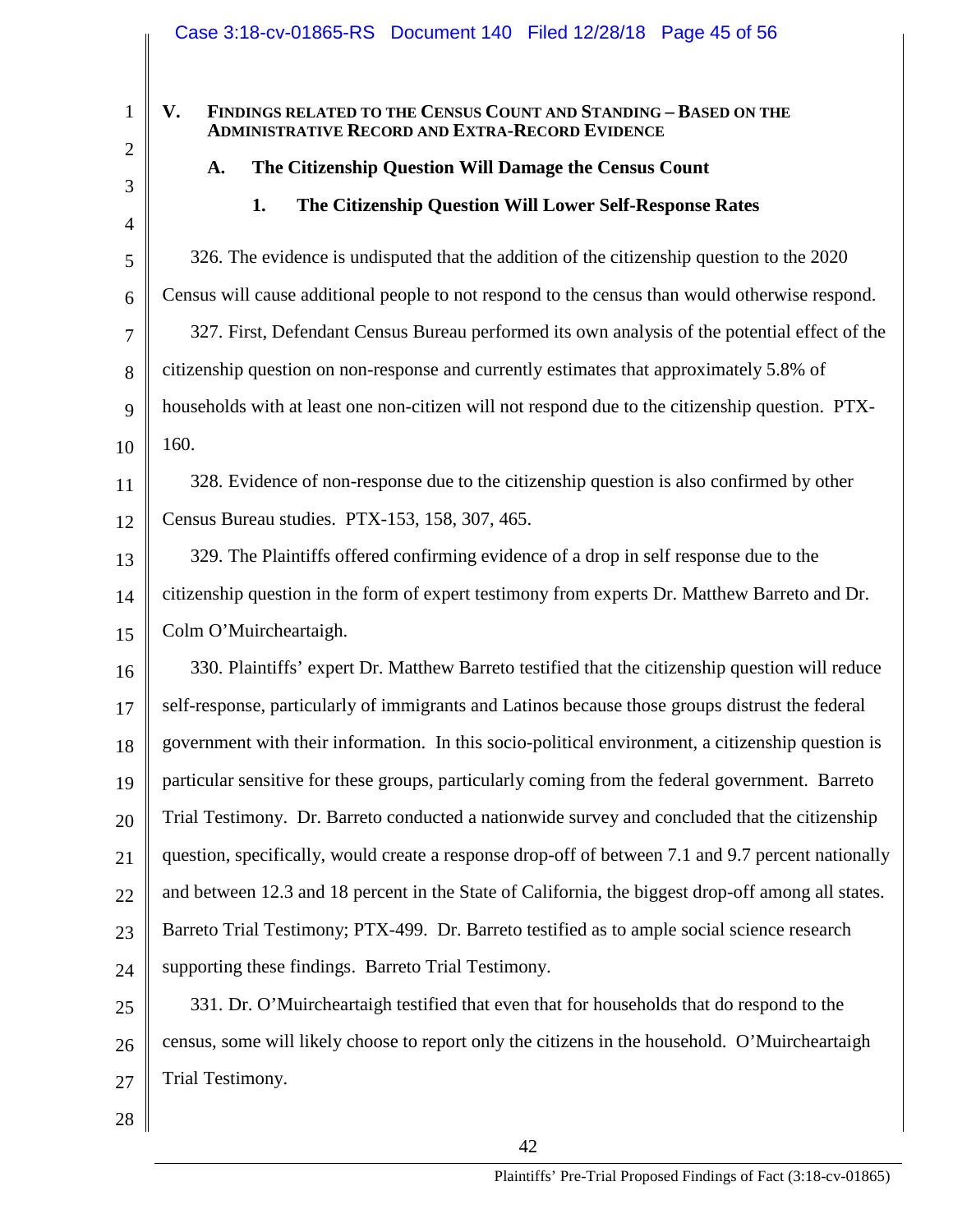## V. Findings related to the Census Count and Standing – Based on the Administrative Record and Extra-Record Evidence

### A. The Citizenship Question Will Damage the Census Count

#### 1. The Citizenship Question Will Lower Self-Response Rates

326. The evidence is undisputed that the addition of the citizenship question to the 2020 Census will cause additional people to not respond to the census than would otherwise respond.

327. First, Defendant Census Bureau performed its own analysis of the potential effect of the citizenship question on non-response and currently estimates that approximately 5.8% of households with at least one non-citizen will not respond due to the citizenship question. PTX-160.

328. Evidence of non-response due to the citizenship question is also confirmed by other Census Bureau studies. PTX-153, 158, 307, 465.

329. The Plaintiffs offered confirming evidence of a drop in self response due to the citizenship question in the form of expert testimony from experts Dr. Matthew Barreto and Dr. Colm O'Muircheartaigh.

330. Plaintiffs' expert Dr. Matthew Barreto testified that the citizenship question will reduce self-response, particularly of immigrants and Latinos because those groups distrust the federal government with their information. In this socio-political environment, a citizenship question is particular sensitive for these groups, particularly coming from the federal government. Barreto Trial Testimony. Dr. Barreto conducted a nationwide survey and concluded that the citizenship question, specifically, would create a response drop-off of between 7.1 and 9.7 percent nationally and between 12.3 and 18 percent in the State of California, the biggest drop-off among all states. Barreto Trial Testimony; PTX-499. Dr. Barreto testified as to ample social science research supporting these findings. Barreto Trial Testimony.

331. Dr. O'Muircheartaigh testified that even that for households that do respond to the census, some will likely choose to report only the citizens in the household. O'Muircheartaigh Trial Testimony.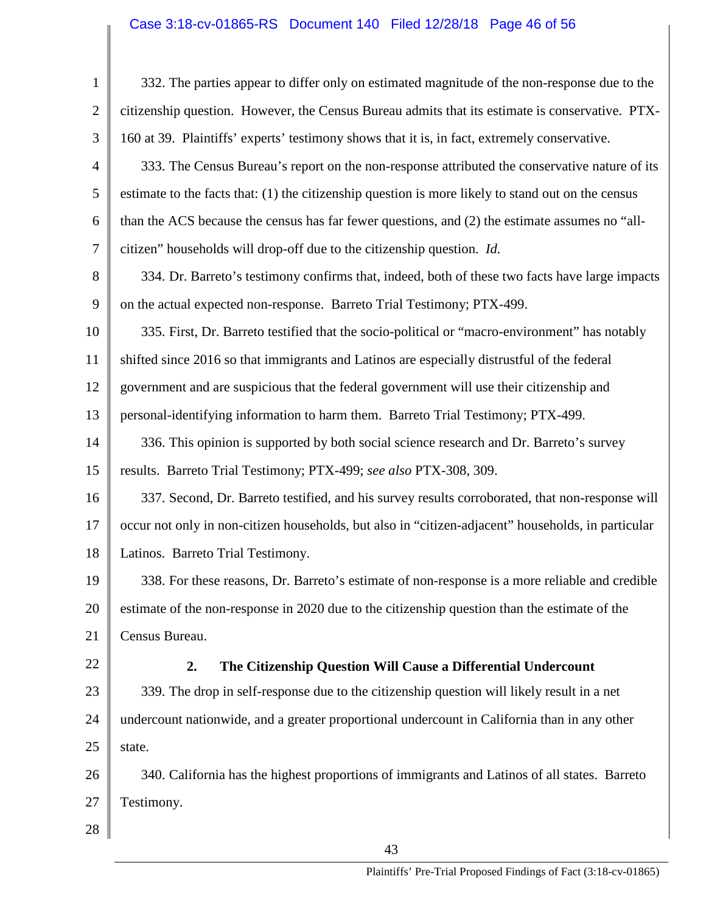332. The parties appear to differ only on estimated magnitude of the non-response due to the citizenship question. However, the Census Bureau admits that its estimate is conservative. PTX-160 at 39. Plaintiffs' experts' testimony shows that it is, in fact, extremely conservative.

333. The Census Bureau's report on the non-response attributed the conservative nature of its estimate to the facts that: (1) the citizenship question is more likely to stand out on the census than the ACS because the census has far fewer questions, and (2) the estimate assumes no "all-citizen" households will drop-off due to the citizenship question. *Id.*

334. Dr. Barreto's testimony confirms that, indeed, both of these two facts have large impacts on the actual expected non-response. Barreto Trial Testimony; PTX-499.

335. First, Dr. Barreto testified that the socio-political or "macro-environment" has notably shifted since 2016 so that immigrants and Latinos are especially distrustful of the federal government and are suspicious that the federal government will use their citizenship and personal-identifying information to harm them. Barreto Trial Testimony; PTX-499.

336. This opinion is supported by both social science research and Dr. Barreto's survey results. Barreto Trial Testimony; PTX-499; *see also* PTX-308, 309.

337. Second, Dr. Barreto testified, and his survey results corroborated, that non-response will occur not only in non-citizen households, but also in "citizen-adjacent" households, in particular Latinos. Barreto Trial Testimony.

338. For these reasons, Dr. Barreto's estimate of non-response is a more reliable and credible estimate of the non-response in 2020 due to the citizenship question than the estimate of the Census Bureau.

### 2. The Citizenship Question Will Cause a Differential Undercount

339. The drop in self-response due to the citizenship question will likely result in a net undercount nationwide, and a greater proportional undercount in California than in any other state.

340. California has the highest proportions of immigrants and Latinos of all states. Barreto Testimony.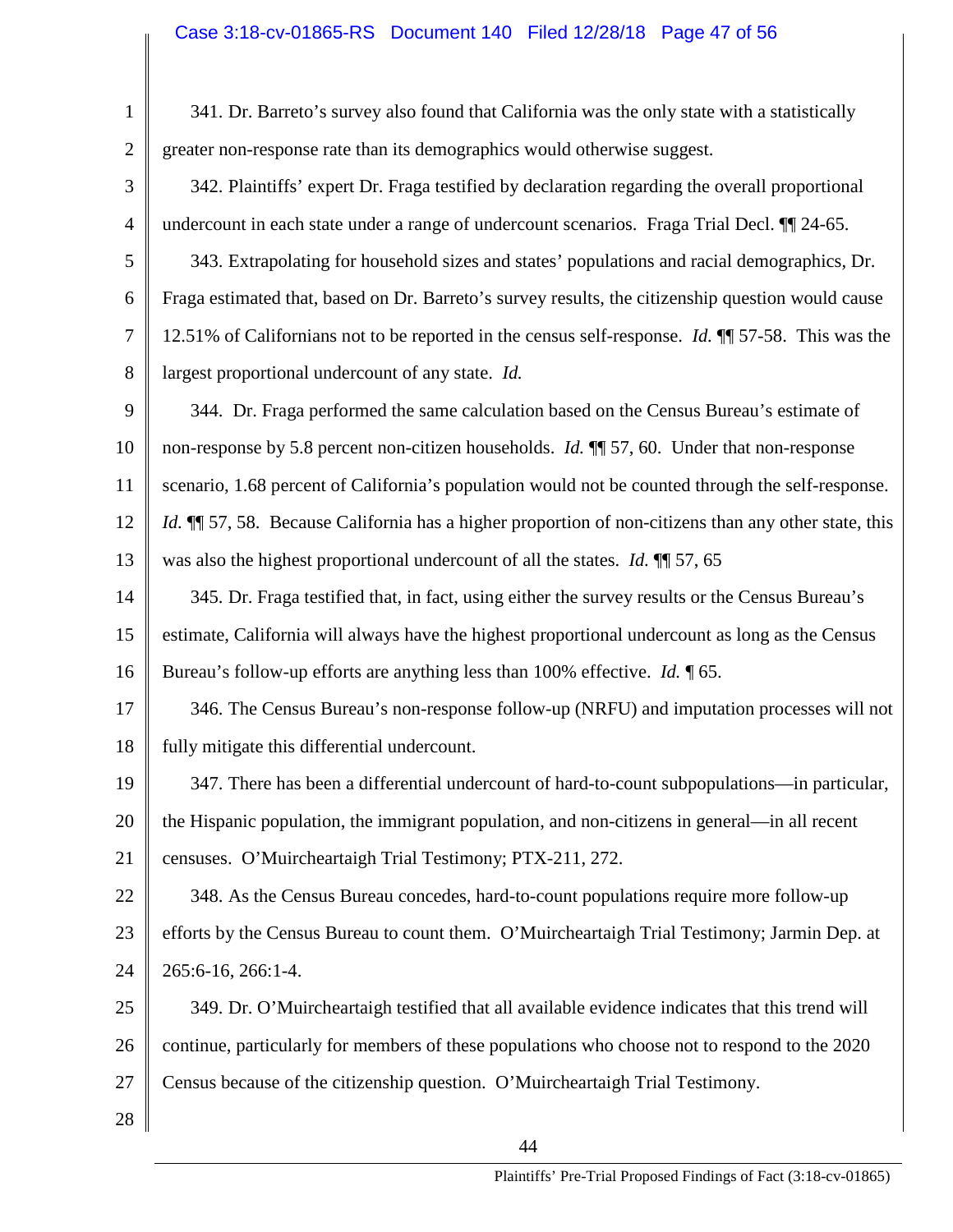341. Dr. Barreto's survey also found that California was the only state with a statistically greater non-response rate than its demographics would otherwise suggest.

342. Plaintiffs' expert Dr. Fraga testified by declaration regarding the overall proportional undercount in each state under a range of undercount scenarios. Fraga Trial Decl. ¶¶ 24-65.

343. Extrapolating for household sizes and states' populations and racial demographics, Dr. Fraga estimated that, based on Dr. Barreto's survey results, the citizenship question would cause 12.51% of Californians not to be reported in the census self-response. *Id.* ¶¶ 57-58. This was the largest proportional undercount of any state. *Id.*

344. Dr. Fraga performed the same calculation based on the Census Bureau's estimate of non-response by 5.8 percent non-citizen households. *Id.* ¶¶ 57, 60. Under that non-response scenario, 1.68 percent of California's population would not be counted through the self-response. *Id.* ¶¶ 57, 58. Because California has a higher proportion of non-citizens than any other state, this was also the highest proportional undercount of all the states. *Id.* ¶¶ 57, 65

345. Dr. Fraga testified that, in fact, using either the survey results or the Census Bureau's estimate, California will always have the highest proportional undercount as long as the Census Bureau's follow-up efforts are anything less than 100% effective. *Id.* ¶ 65.

346. The Census Bureau's non-response follow-up (NRFU) and imputation processes will not fully mitigate this differential undercount.

347. There has been a differential undercount of hard-to-count subpopulations—in particular, the Hispanic population, the immigrant population, and non-citizens in general—in all recent censuses. O'Muircheartaigh Trial Testimony; PTX-211, 272.

348. As the Census Bureau concedes, hard-to-count populations require more follow-up efforts by the Census Bureau to count them. O'Muircheartaigh Trial Testimony; Jarmin Dep. at 265:6-16, 266:1-4.

349. Dr. O'Muircheartaigh testified that all available evidence indicates that this trend will continue, particularly for members of these populations who choose not to respond to the 2020 Census because of the citizenship question. O'Muircheartaigh Trial Testimony.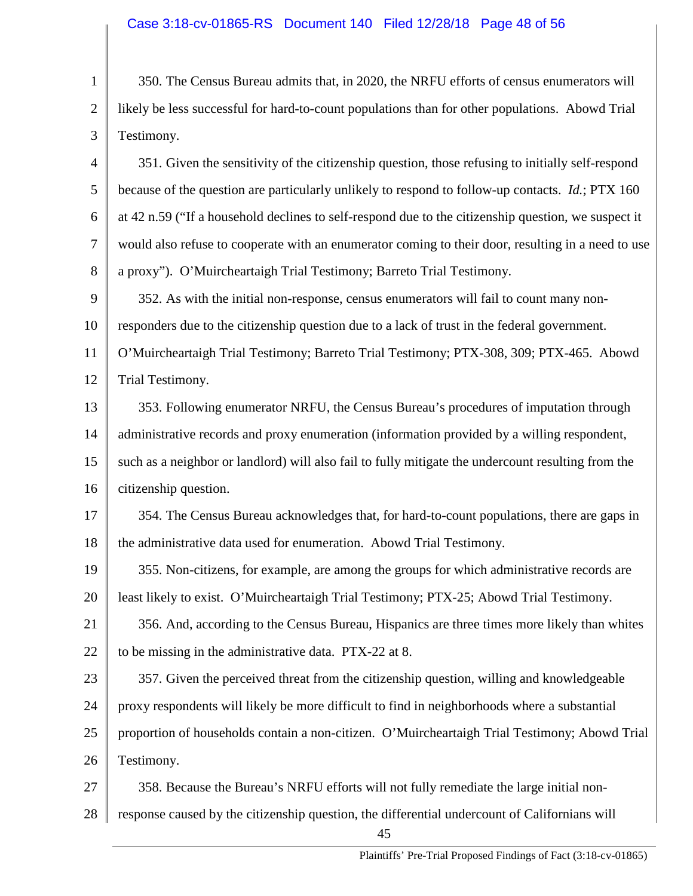350. The Census Bureau admits that, in 2020, the NRFU efforts of census enumerators will likely be less successful for hard-to-count populations than for other populations. Abowd Trial Testimony.

351. Given the sensitivity of the citizenship question, those refusing to initially self-respond because of the question are particularly unlikely to respond to follow-up contacts. *Id.*; PTX 160 at 42 n.59 ("If a household declines to self-respond due to the citizenship question, we suspect it would also refuse to cooperate with an enumerator coming to their door, resulting in a need to use a proxy"). O'Muircheartaigh Trial Testimony; Barreto Trial Testimony.

352. As with the initial non-response, census enumerators will fail to count many non-responders due to the citizenship question due to a lack of trust in the federal government. O'Muircheartaigh Trial Testimony; Barreto Trial Testimony; PTX-308, 309; PTX-465. Abowd Trial Testimony.

353. Following enumerator NRFU, the Census Bureau's procedures of imputation through administrative records and proxy enumeration (information provided by a willing respondent, such as a neighbor or landlord) will also fail to fully mitigate the undercount resulting from the citizenship question.

354. The Census Bureau acknowledges that, for hard-to-count populations, there are gaps in the administrative data used for enumeration. Abowd Trial Testimony.

355. Non-citizens, for example, are among the groups for which administrative records are least likely to exist. O'Muircheartaigh Trial Testimony; PTX-25; Abowd Trial Testimony.

356. And, according to the Census Bureau, Hispanics are three times more likely than whites to be missing in the administrative data. PTX-22 at 8.

357. Given the perceived threat from the citizenship question, willing and knowledgeable proxy respondents will likely be more difficult to find in neighborhoods where a substantial proportion of households contain a non-citizen. O'Muircheartaigh Trial Testimony; Abowd Trial Testimony.

358. Because the Bureau's NRFU efforts will not fully remediate the large initial non-response caused by the citizenship question, the differential undercount of Californians will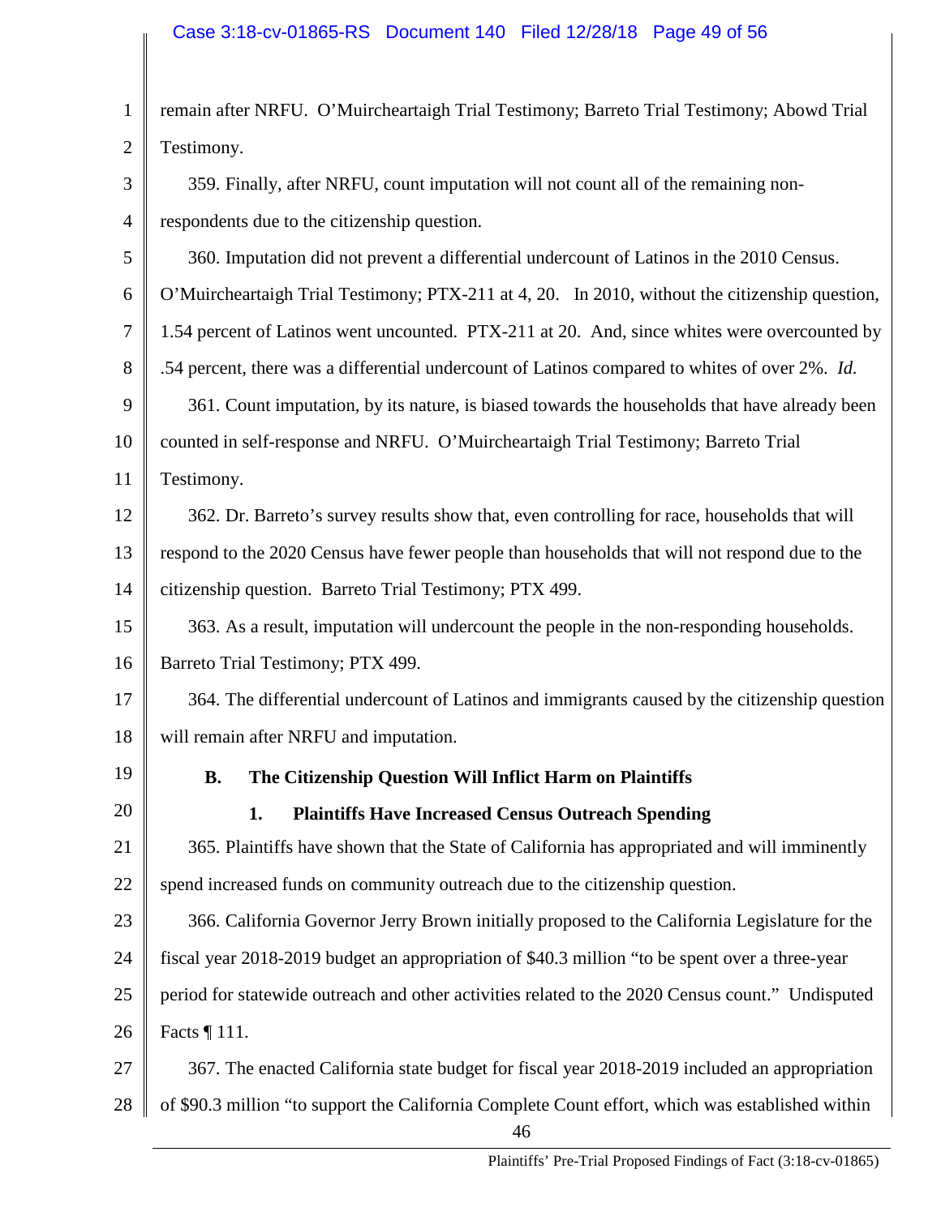remain after NRFU. O'Muircheartaigh Trial Testimony; Barreto Trial Testimony; Abowd Trial Testimony.

359. Finally, after NRFU, count imputation will not count all of the remaining non-respondents due to the citizenship question.

360. Imputation did not prevent a differential undercount of Latinos in the 2010 Census. O'Muircheartaigh Trial Testimony; PTX-211 at 4, 20. In 2010, without the citizenship question, 1.54 percent of Latinos went uncounted. PTX-211 at 20. And, since whites were overcounted by .54 percent, there was a differential undercount of Latinos compared to whites of over 2%. *Id.*

361. Count imputation, by its nature, is biased towards the households that have already been counted in self-response and NRFU. O'Muircheartaigh Trial Testimony; Barreto Trial Testimony.

362. Dr. Barreto's survey results show that, even controlling for race, households that will respond to the 2020 Census have fewer people than households that will not respond due to the citizenship question. Barreto Trial Testimony; PTX 499.

363. As a result, imputation will undercount the people in the non-responding households. Barreto Trial Testimony; PTX 499.

364. The differential undercount of Latinos and immigrants caused by the citizenship question will remain after NRFU and imputation.

### B. The Citizenship Question Will Inflict Harm on Plaintiffs

#### 1. Plaintiffs Have Increased Census Outreach Spending

365. Plaintiffs have shown that the State of California has appropriated and will imminently spend increased funds on community outreach due to the citizenship question.

366. California Governor Jerry Brown initially proposed to the California Legislature for the fiscal year 2018-2019 budget an appropriation of $40.3 million "to be spent over a three-year period for statewide outreach and other activities related to the 2020 Census count." Undisputed Facts ¶ 111.

367. The enacted California state budget for fiscal year 2018-2019 included an appropriation of $90.3 million "to support the California Complete Count effort, which was established within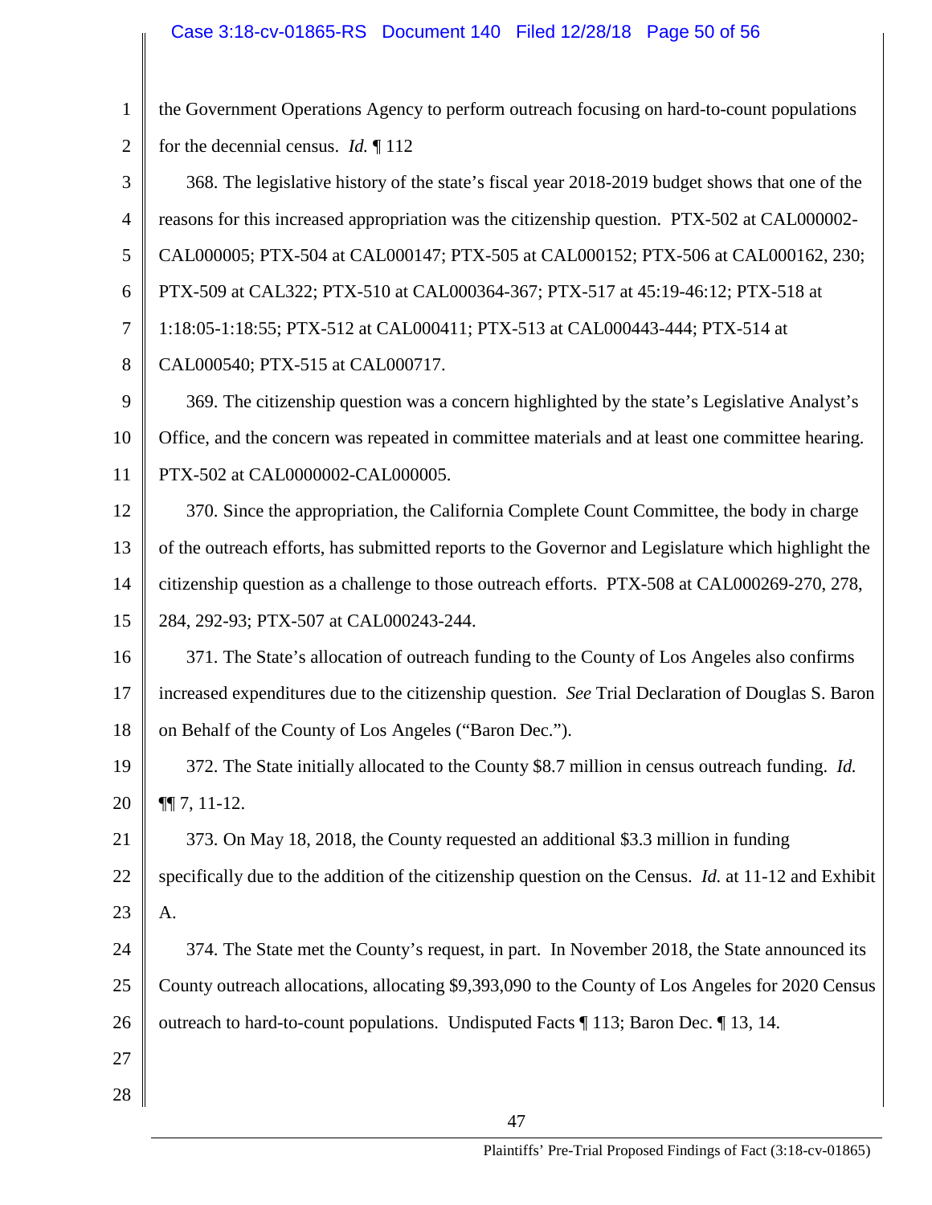the Government Operations Agency to perform outreach focusing on hard-to-count populations for the decennial census. *Id.* ¶ 112

368. The legislative history of the state's fiscal year 2018-2019 budget shows that one of the reasons for this increased appropriation was the citizenship question. PTX-502 at CAL000002-CAL000005; PTX-504 at CAL000147; PTX-505 at CAL000152; PTX-506 at CAL000162, 230; PTX-509 at CAL322; PTX-510 at CAL000364-367; PTX-517 at 45:19-46:12; PTX-518 at 1:18:05-1:18:55; PTX-512 at CAL000411; PTX-513 at CAL000443-444; PTX-514 at CAL000540; PTX-515 at CAL000717.

369. The citizenship question was a concern highlighted by the state's Legislative Analyst's Office, and the concern was repeated in committee materials and at least one committee hearing. PTX-502 at CAL0000002-CAL000005.

370. Since the appropriation, the California Complete Count Committee, the body in charge of the outreach efforts, has submitted reports to the Governor and Legislature which highlight the citizenship question as a challenge to those outreach efforts. PTX-508 at CAL000269-270, 278, 284, 292-93; PTX-507 at CAL000243-244.

371. The State's allocation of outreach funding to the County of Los Angeles also confirms increased expenditures due to the citizenship question. *See* Trial Declaration of Douglas S. Baron on Behalf of the County of Los Angeles ("Baron Dec.").

372. The State initially allocated to the County $8.7 million in census outreach funding. *Id.* ¶¶ 7, 11-12.

373. On May 18, 2018, the County requested an additional $3.3 million in funding specifically due to the addition of the citizenship question on the Census. *Id.* at 11-12 and Exhibit A.

374. The State met the County's request, in part. In November 2018, the State announced its County outreach allocations, allocating $9,393,090 to the County of Los Angeles for 2020 Census outreach to hard-to-count populations. Undisputed Facts ¶ 113; Baron Dec. ¶ 13, 14.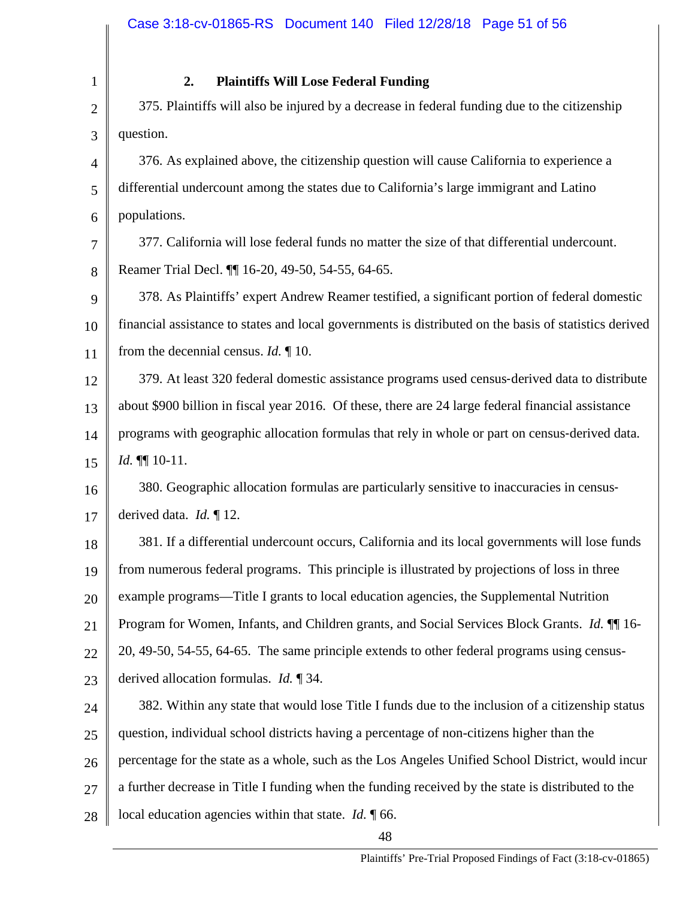### 2. Plaintiffs Will Lose Federal Funding

375. Plaintiffs will also be injured by a decrease in federal funding due to the citizenship question.

376. As explained above, the citizenship question will cause California to experience a differential undercount among the states due to California's large immigrant and Latino populations.

377. California will lose federal funds no matter the size of that differential undercount. Reamer Trial Decl. ¶¶ 16-20, 49-50, 54-55, 64-65.

378. As Plaintiffs' expert Andrew Reamer testified, a significant portion of federal domestic financial assistance to states and local governments is distributed on the basis of statistics derived from the decennial census. *Id.* ¶ 10.

379. At least 320 federal domestic assistance programs used census-derived data to distribute about $900 billion in fiscal year 2016. Of these, there are 24 large federal financial assistance programs with geographic allocation formulas that rely in whole or part on census-derived data. *Id.* ¶¶ 10-11.

380. Geographic allocation formulas are particularly sensitive to inaccuracies in census-derived data. *Id.* ¶ 12.

381. If a differential undercount occurs, California and its local governments will lose funds from numerous federal programs. This principle is illustrated by projections of loss in three example programs—Title I grants to local education agencies, the Supplemental Nutrition Program for Women, Infants, and Children grants, and Social Services Block Grants. *Id.* ¶¶ 16-20, 49-50, 54-55, 64-65. The same principle extends to other federal programs using census-derived allocation formulas. *Id.* ¶ 34.

382. Within any state that would lose Title I funds due to the inclusion of a citizenship status question, individual school districts having a percentage of non-citizens higher than the percentage for the state as a whole, such as the Los Angeles Unified School District, would incur a further decrease in Title I funding when the funding received by the state is distributed to the local education agencies within that state. *Id.* ¶ 66.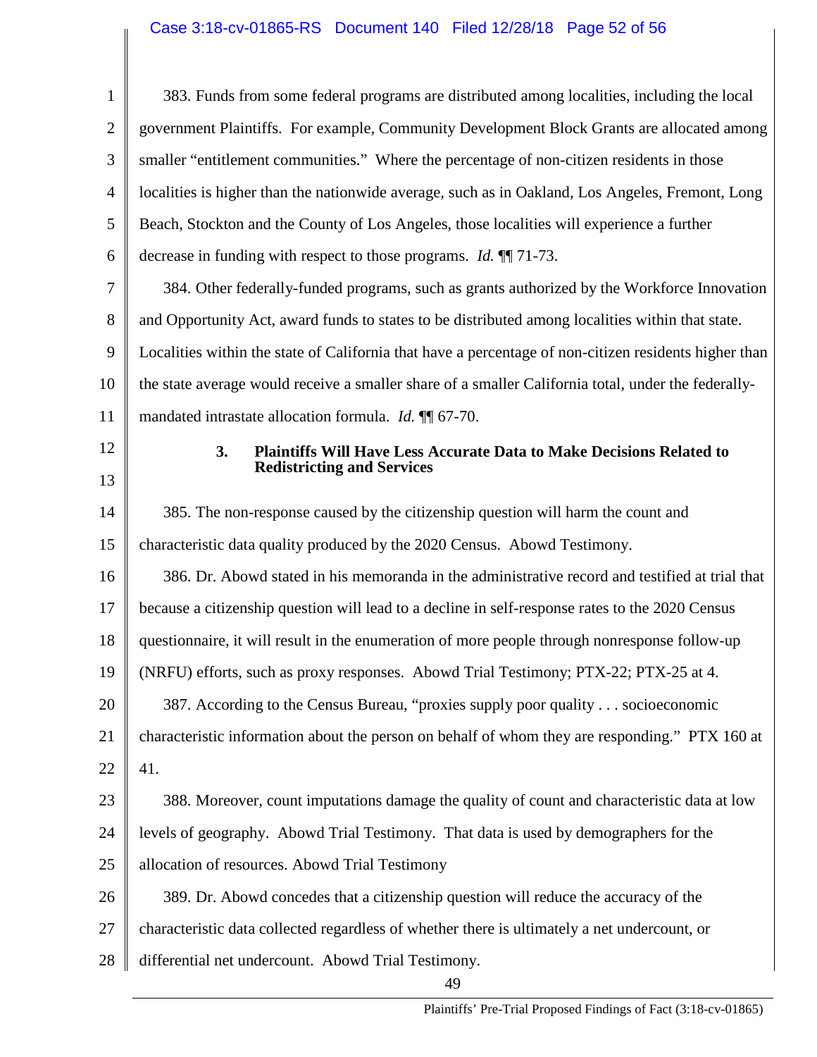383. Funds from some federal programs are distributed among localities, including the local government Plaintiffs. For example, Community Development Block Grants are allocated among smaller "entitlement communities." Where the percentage of non-citizen residents in those localities is higher than the nationwide average, such as in Oakland, Los Angeles, Fremont, Long Beach, Stockton and the County of Los Angeles, those localities will experience a further decrease in funding with respect to those programs. *Id.* ¶¶ 71-73.

384. Other federally-funded programs, such as grants authorized by the Workforce Innovation and Opportunity Act, award funds to states to be distributed among localities within that state. Localities within the state of California that have a percentage of non-citizen residents higher than the state average would receive a smaller share of a smaller California total, under the federally-mandated intrastate allocation formula. *Id.* ¶¶ 67-70.

### 3. Plaintiffs Will Have Less Accurate Data to Make Decisions Related to Redistricting and Services

385. The non-response caused by the citizenship question will harm the count and characteristic data quality produced by the 2020 Census. Abowd Testimony.

386. Dr. Abowd stated in his memoranda in the administrative record and testified at trial that because a citizenship question will lead to a decline in self-response rates to the 2020 Census questionnaire, it will result in the enumeration of more people through nonresponse follow-up (NRFU) efforts, such as proxy responses. Abowd Trial Testimony; PTX-22; PTX-25 at 4.

387. According to the Census Bureau, "proxies supply poor quality . . . socioeconomic characteristic information about the person on behalf of whom they are responding." PTX 160 at 41.

388. Moreover, count imputations damage the quality of count and characteristic data at low levels of geography. Abowd Trial Testimony. That data is used by demographers for the allocation of resources. Abowd Trial Testimony

389. Dr. Abowd concedes that a citizenship question will reduce the accuracy of the characteristic data collected regardless of whether there is ultimately a net undercount, or differential net undercount. Abowd Trial Testimony.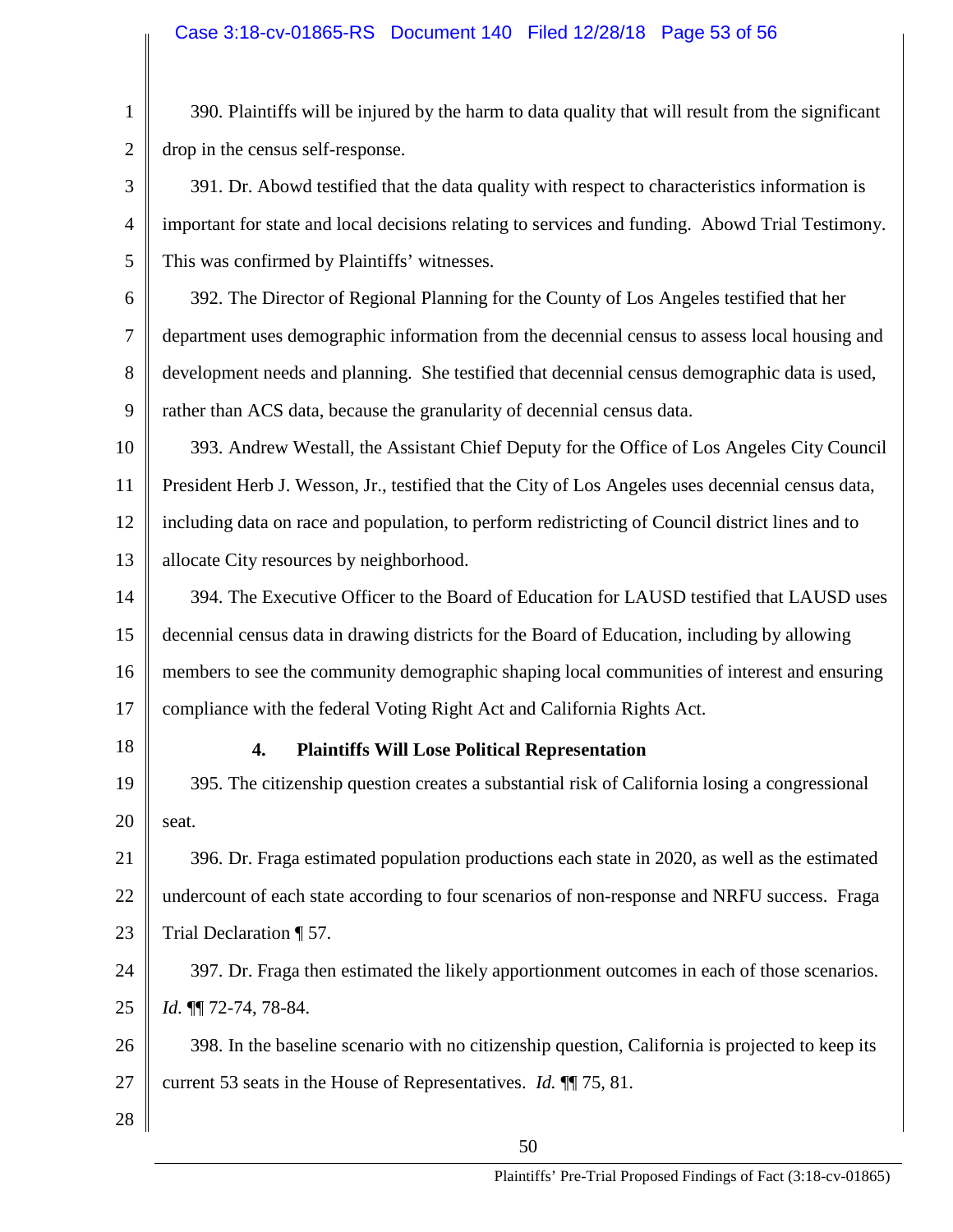390. Plaintiffs will be injured by the harm to data quality that will result from the significant drop in the census self-response.

391. Dr. Abowd testified that the data quality with respect to characteristics information is important for state and local decisions relating to services and funding. Abowd Trial Testimony. This was confirmed by Plaintiffs' witnesses.

392. The Director of Regional Planning for the County of Los Angeles testified that her department uses demographic information from the decennial census to assess local housing and development needs and planning. She testified that decennial census demographic data is used, rather than ACS data, because the granularity of decennial census data.

393. Andrew Westall, the Assistant Chief Deputy for the Office of Los Angeles City Council President Herb J. Wesson, Jr., testified that the City of Los Angeles uses decennial census data, including data on race and population, to perform redistricting of Council district lines and to allocate City resources by neighborhood.

394. The Executive Officer to the Board of Education for LAUSD testified that LAUSD uses decennial census data in drawing districts for the Board of Education, including by allowing members to see the community demographic shaping local communities of interest and ensuring compliance with the federal Voting Right Act and California Rights Act.

### 4. Plaintiffs Will Lose Political Representation

395. The citizenship question creates a substantial risk of California losing a congressional seat.

396. Dr. Fraga estimated population productions each state in 2020, as well as the estimated undercount of each state according to four scenarios of non-response and NRFU success. Fraga Trial Declaration ¶ 57.

397. Dr. Fraga then estimated the likely apportionment outcomes in each of those scenarios. *Id.* ¶¶ 72-74, 78-84.

398. In the baseline scenario with no citizenship question, California is projected to keep its current 53 seats in the House of Representatives. *Id.* ¶¶ 75, 81.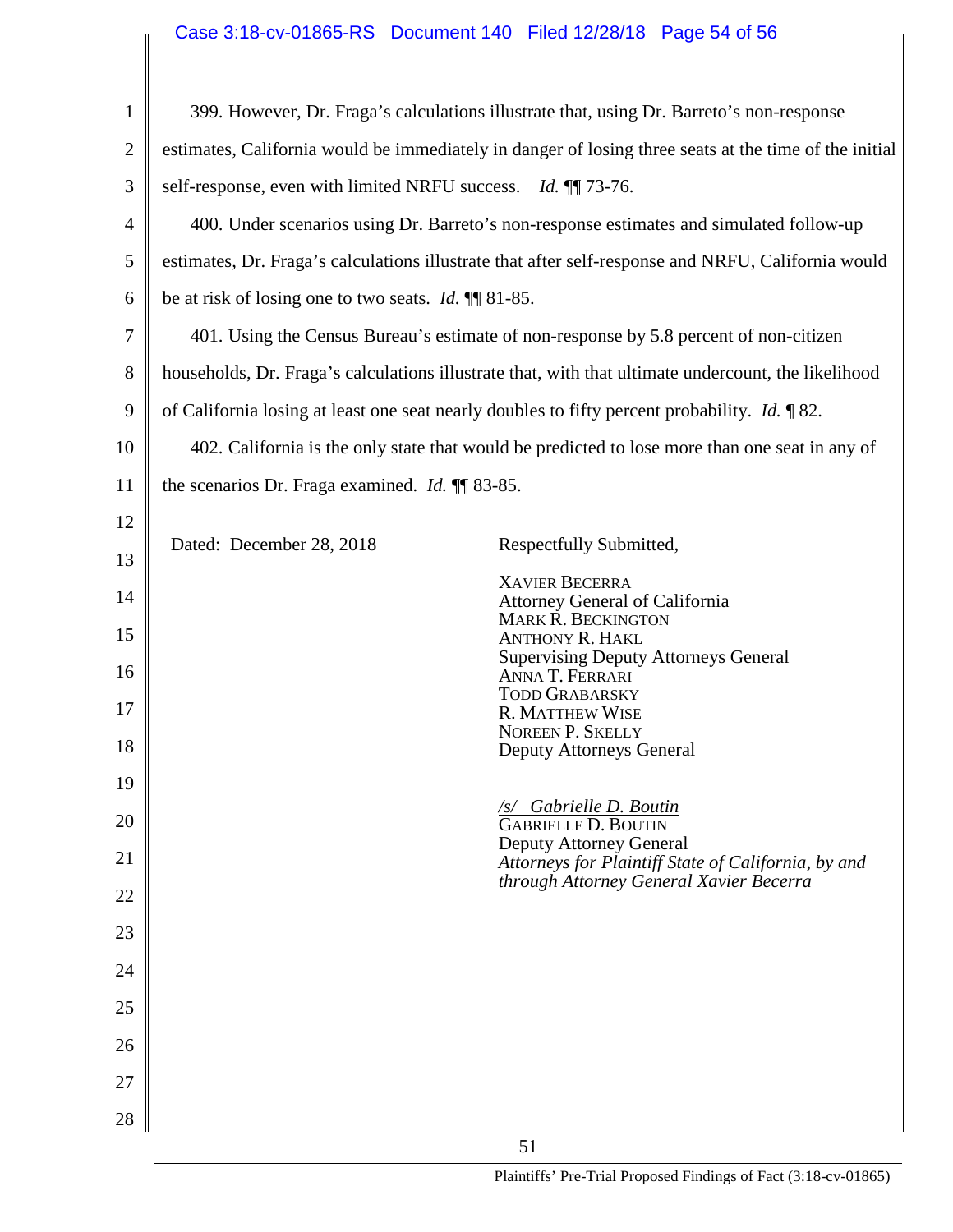399. However, Dr. Fraga's calculations illustrate that, using Dr. Barreto's non-response estimates, California would be immediately in danger of losing three seats at the time of the initial self-response, even with limited NRFU success. *Id.* ¶¶ 73-76.

400. Under scenarios using Dr. Barreto's non-response estimates and simulated follow-up estimates, Dr. Fraga's calculations illustrate that after self-response and NRFU, California would be at risk of losing one to two seats. *Id.* ¶¶ 81-85.

401. Using the Census Bureau's estimate of non-response by 5.8 percent of non-citizen households, Dr. Fraga's calculations illustrate that, with that ultimate undercount, the likelihood of California losing at least one seat nearly doubles to fifty percent probability. *Id.* ¶ 82.

402. California is the only state that would be predicted to lose more than one seat in any of the scenarios Dr. Fraga examined. *Id.* ¶¶ 83-85.

Dated: December 28, 2018

Respectfully Submitted,

XAVIER BECERRA
Attorney General of California
MARK R. BECKINGTON
ANTHONY R. HAKL
Supervising Deputy Attorneys General
ANNA T. FERRARI
TODD GRABARSKY
R. MATTHEW WISE
NOREEN P. SKELLY
Deputy Attorneys General

/s/ *Gabrielle D. Boutin*
GABRIELLE D. BOUTIN
Deputy Attorney General
*Attorneys for Plaintiff State of California, by and through Attorney General Xavier Becerra*

Plaintiffs' Pre-Trial Proposed Findings of Fact (3:18-cv-01865)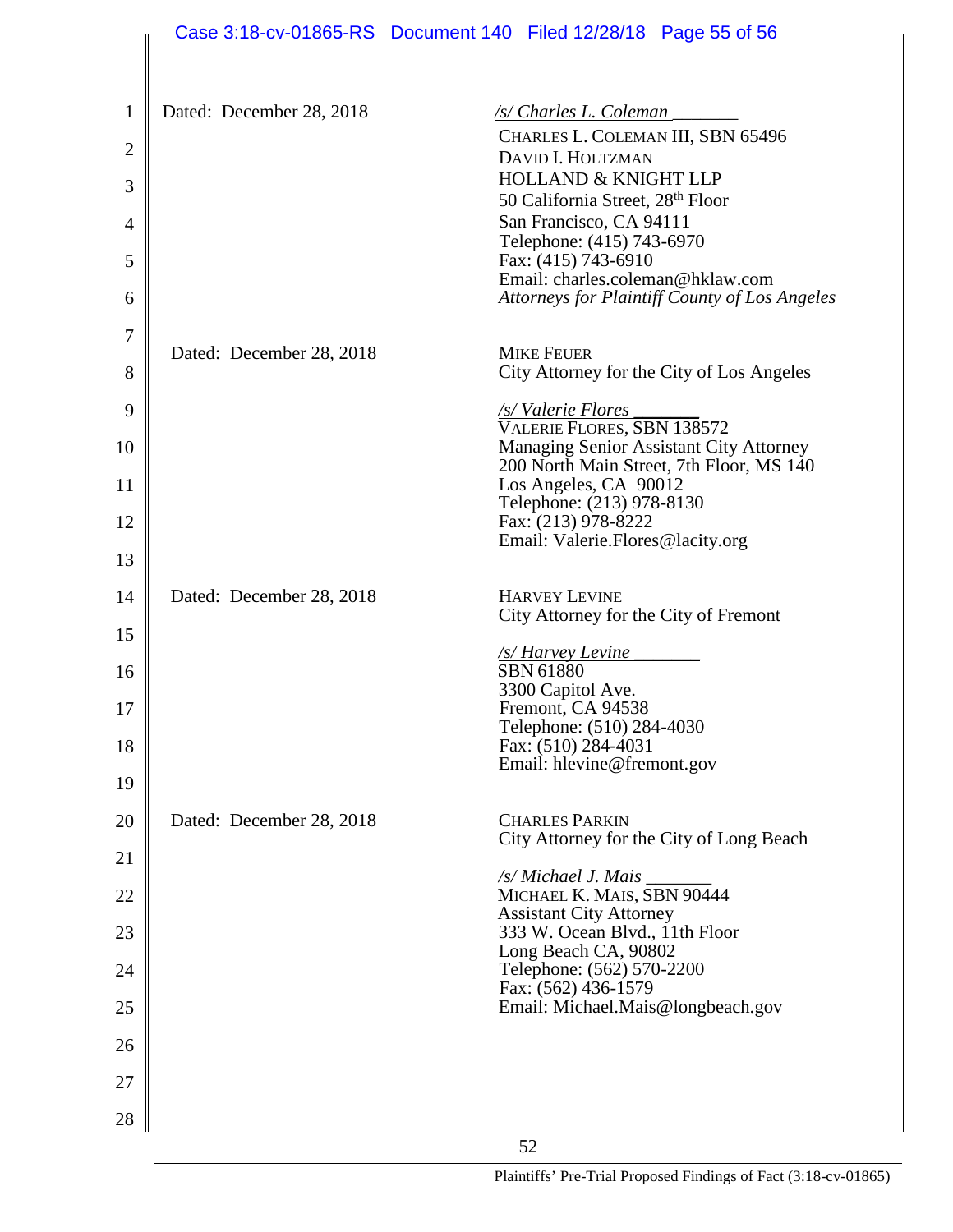Dated: December 28, 2018

*/s/ Charles L. Coleman*\_\_\_\_\_\_\_
CHARLES L. COLEMAN III, SBN 65496
DAVID I. HOLTZMAN
HOLLAND & KNIGHT LLP
50 California Street, 28th Floor
San Francisco, CA 94111
Telephone: (415) 743-6970
Fax: (415) 743-6910
Email: charles.coleman@hklaw.com
*Attorneys for Plaintiff County of Los Angeles*

Dated: December 28, 2018

MIKE FEUER
City Attorney for the City of Los Angeles

*/s/ Valerie Flores*\_\_\_\_\_\_\_
VALERIE FLORES, SBN 138572
Managing Senior Assistant City Attorney
200 North Main Street, 7th Floor, MS 140
Los Angeles, CA 90012
Telephone: (213) 978-8130
Fax: (213) 978-8222
Email: Valerie.Flores@lacity.org

Dated: December 28, 2018

HARVEY LEVINE
City Attorney for the City of Fremont

*/s/ Harvey Levine*\_\_\_\_\_\_\_
SBN 61880
3300 Capitol Ave.
Fremont, CA 94538
Telephone: (510) 284-4030
Fax: (510) 284-4031
Email: hlevine@fremont.gov

Dated: December 28, 2018

CHARLES PARKIN
City Attorney for the City of Long Beach

*/s/ Michael J. Mais*\_\_\_\_\_\_\_
MICHAEL K. MAIS, SBN 90444
Assistant City Attorney
333 W. Ocean Blvd., 11th Floor
Long Beach CA, 90802
Telephone: (562) 570-2200
Fax: (562) 436-1579
Email: Michael.Mais@longbeach.gov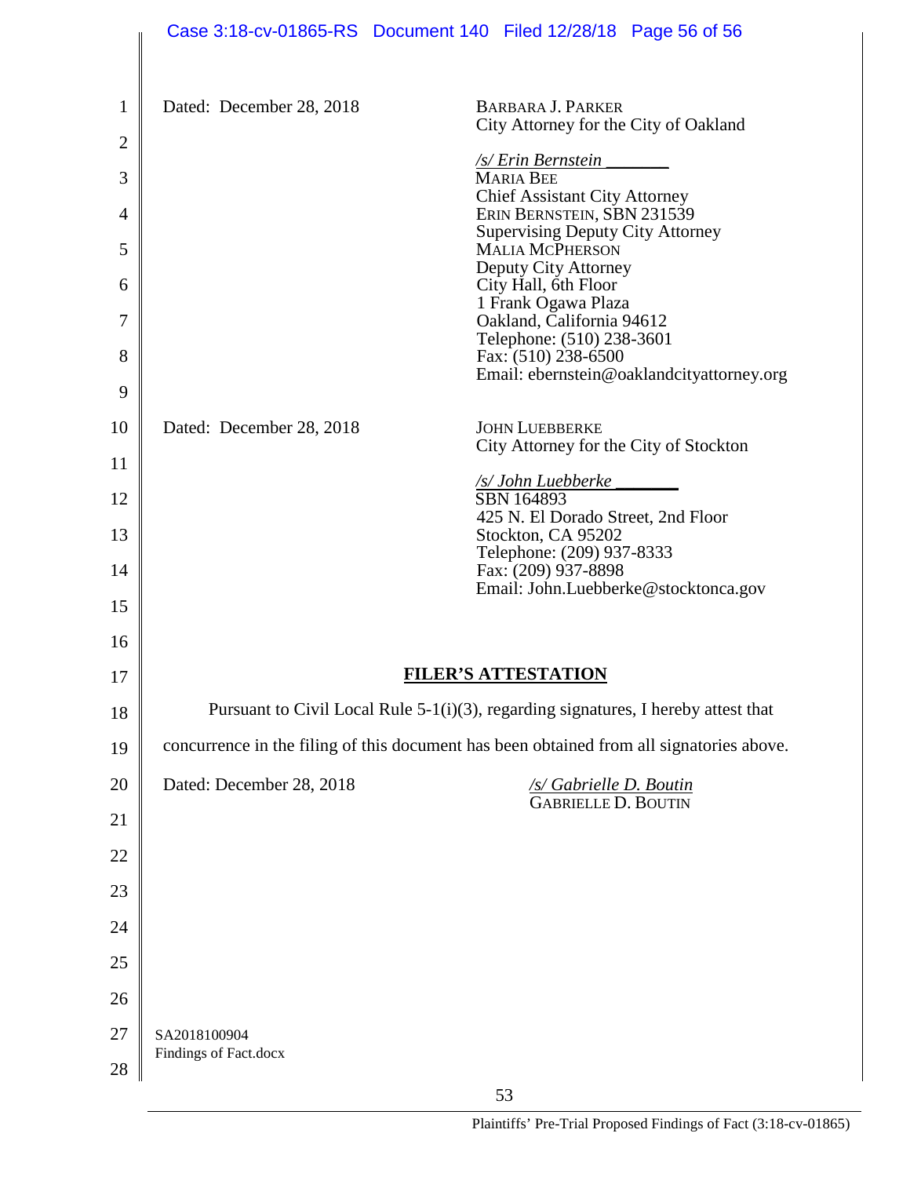Dated: December 28, 2018

BARBARA J. PARKER
City Attorney for the City of Oakland

*/s/ Erin Bernstein* _______
MARIA BEE
Chief Assistant City Attorney
ERIN BERNSTEIN, SBN 231539
Supervising Deputy City Attorney
MALIA MCPHERSON
Deputy City Attorney
City Hall, 6th Floor
1 Frank Ogawa Plaza
Oakland, California 94612
Telephone: (510) 238-3601
Fax: (510) 238-6500
Email: ebernstein@oaklandcityattorney.org

Dated: December 28, 2018

JOHN LUEBBERKE
City Attorney for the City of Stockton

*/s/ John Luebberke* _______
SBN 164893
425 N. El Dorado Street, 2nd Floor
Stockton, CA 95202
Telephone: (209) 937-8333
Fax: (209) 937-8898
Email: John.Luebberke@stocktonca.gov

**FILER'S ATTESTATION**

Pursuant to Civil Local Rule 5-1(i)(3), regarding signatures, I hereby attest that concurrence in the filing of this document has been obtained from all signatories above.

Dated: December 28, 2018

*/s/ Gabrielle D. Boutin*
GABRIELLE D. BOUTIN

SA2018100904
Findings of Fact.docx